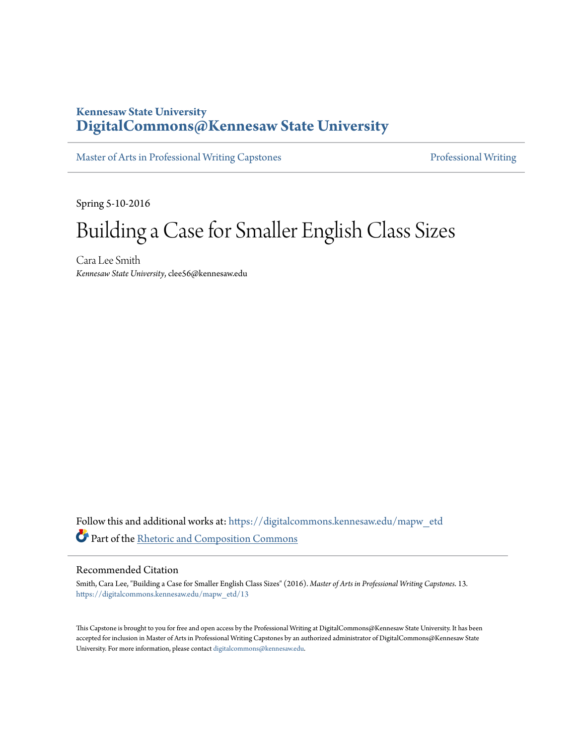**Kennesaw State University**

# DigitalCommons@Kennesaw State University

Master of Arts in Professional Writing Capstones | Professional Writing

Spring 5-10-2016

# Building a Case for Smaller English Class Sizes

Cara Lee Smith

*Kennesaw State University*, clee56@kennesaw.edu

Follow this and additional works at: https://digitalcommons.kennesaw.edu/mapw_etd

Part of the Rhetoric and Composition Commons

## Recommended Citation

Smith, Cara Lee, "Building a Case for Smaller English Class Sizes" (2016). *Master of Arts in Professional Writing Capstones*. 13. https://digitalcommons.kennesaw.edu/mapw_etd/13

This Capstone is brought to you for free and open access by the Professional Writing at DigitalCommons@Kennesaw State University. It has been accepted for inclusion in Master of Arts in Professional Writing Capstones by an authorized administrator of DigitalCommons@Kennesaw State University. For more information, please contact digitalcommons@kennesaw.edu.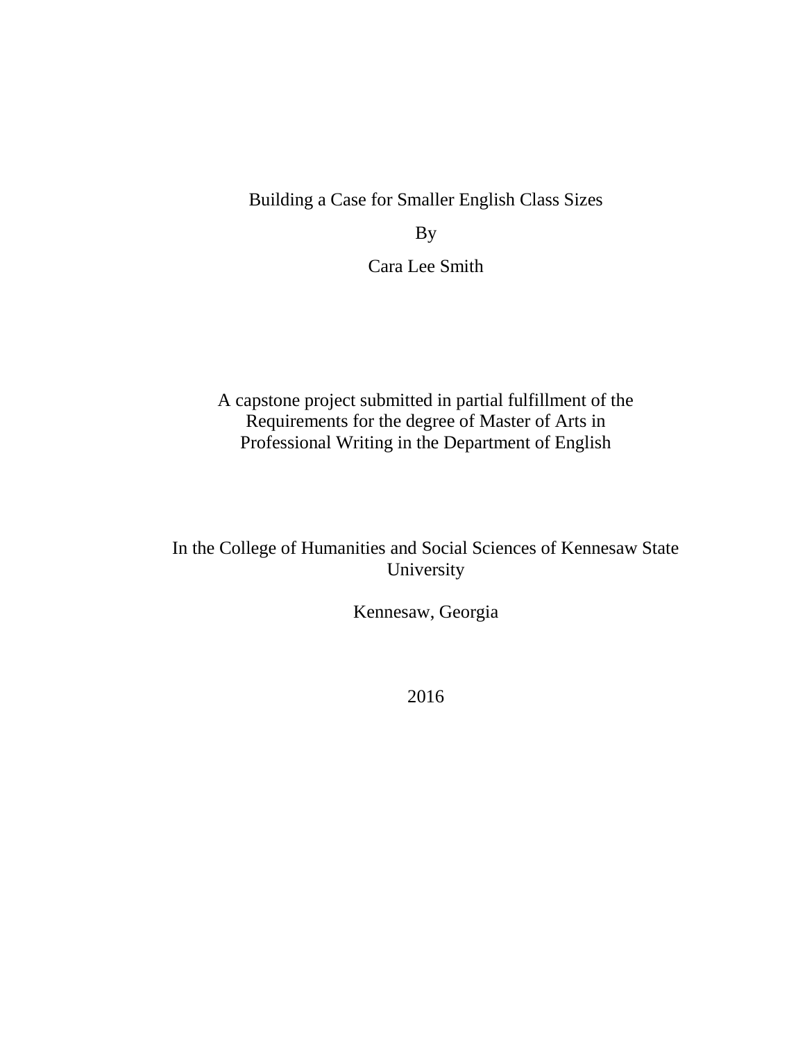# Building a Case for Smaller English Class Sizes

By

Cara Lee Smith

A capstone project submitted in partial fulfillment of the Requirements for the degree of Master of Arts in Professional Writing in the Department of English

In the College of Humanities and Social Sciences of Kennesaw State University

Kennesaw, Georgia

2016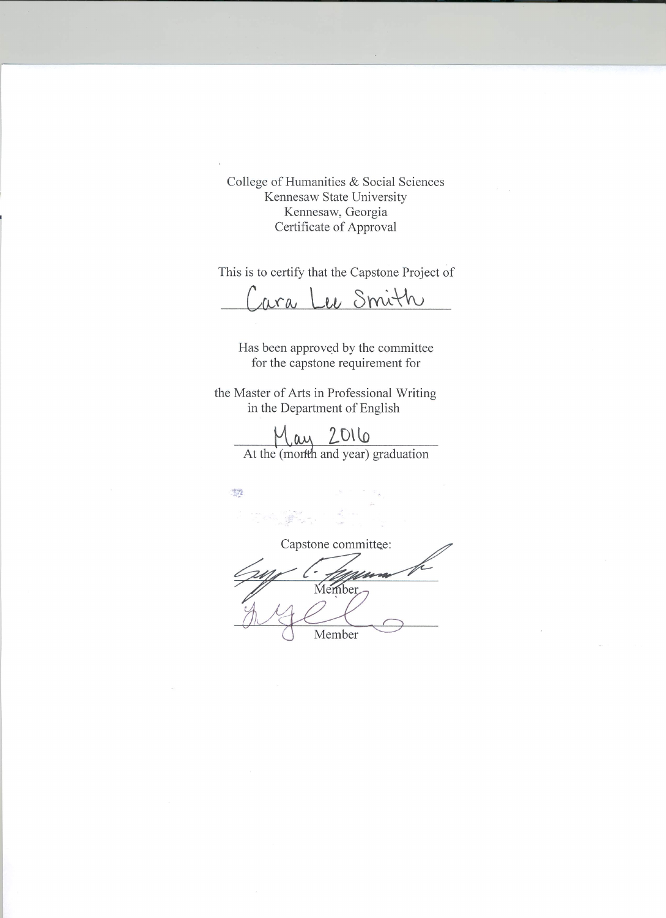College of Humanities & Social Sciences
Kennesaw State University
Kennesaw, Georgia
Certificate of Approval

This is to certify that the Capstone Project of

Cara Lee Smith

Has been approved by the committee
for the capstone requirement for

the Master of Arts in Professional Writing
in the Department of English

May 2016

At the (month and year) graduation

Capstone committee:

_______________ Member

_______________ Member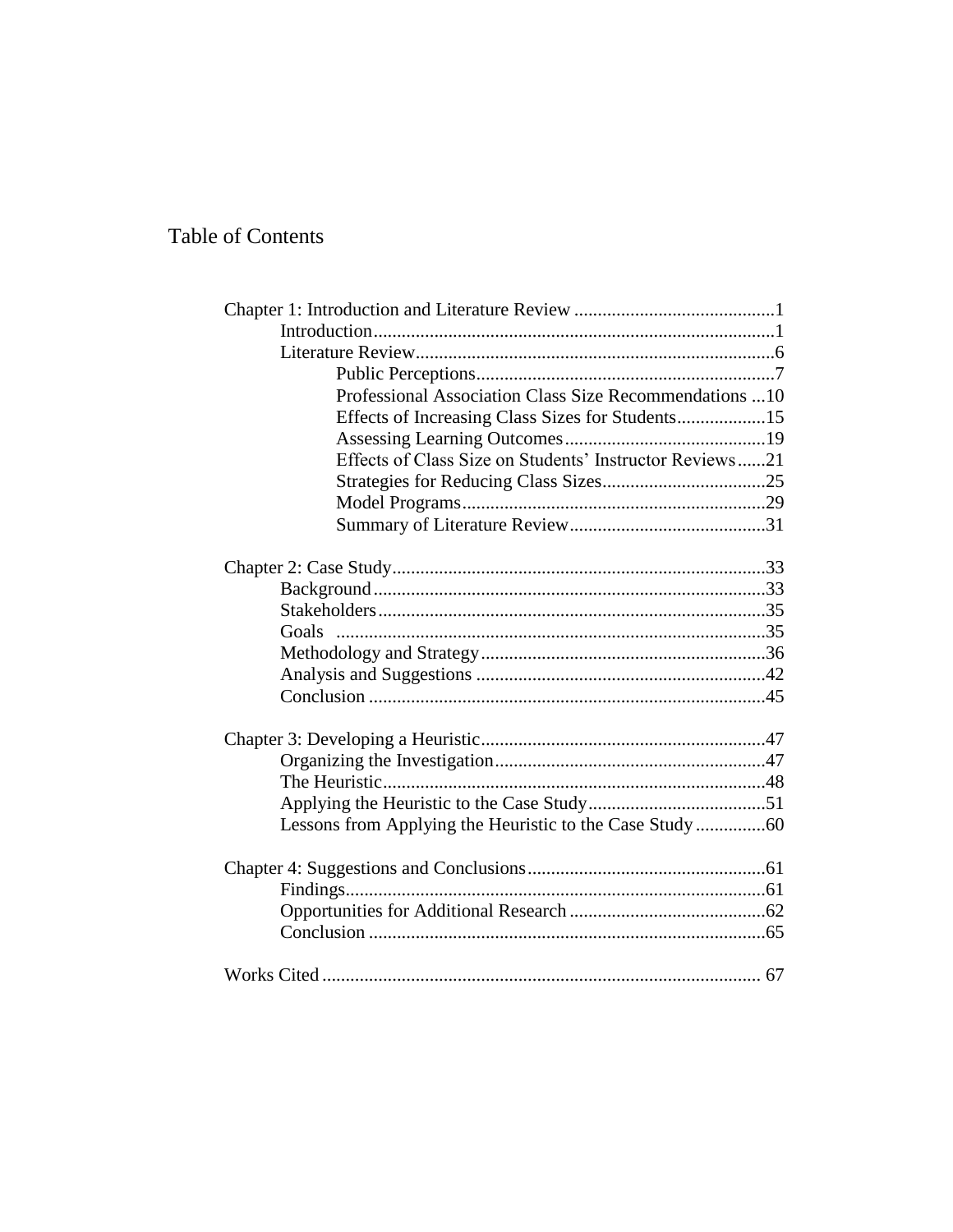# Table of Contents

Chapter 1: Introduction and Literature Review ...........................................1
- Introduction.....................................................................................1
- Literature Review............................................................................6
  - Public Perceptions................................................................7
  - Professional Association Class Size Recommendations ...10
  - Effects of Increasing Class Sizes for Students...................15
  - Assessing Learning Outcomes...........................................19
  - Effects of Class Size on Students' Instructor Reviews......21
  - Strategies for Reducing Class Sizes...................................25
  - Model Programs.................................................................29
  - Summary of Literature Review..........................................31

Chapter 2: Case Study................................................................................33
- Background...................................................................................33
- Stakeholders..................................................................................35
- Goals ...........................................................................................35
- Methodology and Strategy.............................................................36
- Analysis and Suggestions .............................................................42
- Conclusion ....................................................................................45

Chapter 3: Developing a Heuristic.............................................................47
- Organizing the Investigation.........................................................47
- The Heuristic.................................................................................48
- Applying the Heuristic to the Case Study......................................51
- Lessons from Applying the Heuristic to the Case Study...............60

Chapter 4: Suggestions and Conclusions...................................................61
- Findings.........................................................................................61
- Opportunities for Additional Research ..........................................62
- Conclusion ....................................................................................65

Works Cited ............................................................................................. 67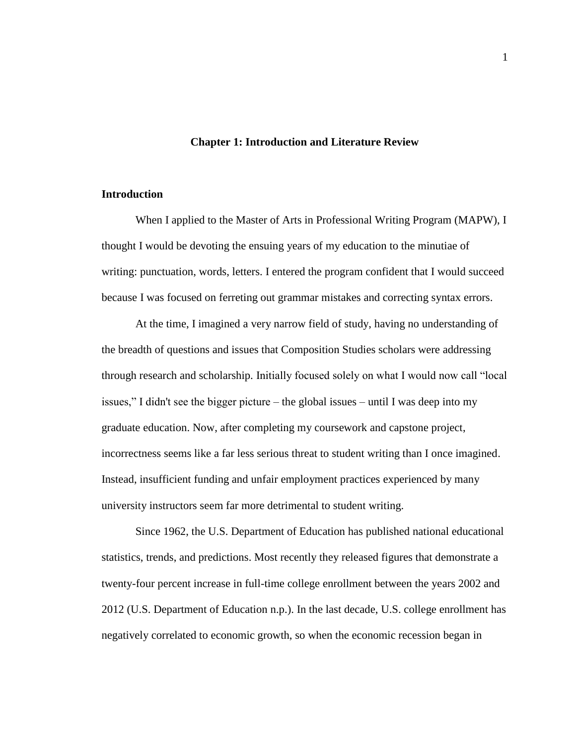# Chapter 1: Introduction and Literature Review

## Introduction

When I applied to the Master of Arts in Professional Writing Program (MAPW), I thought I would be devoting the ensuing years of my education to the minutiae of writing: punctuation, words, letters. I entered the program confident that I would succeed because I was focused on ferreting out grammar mistakes and correcting syntax errors.

At the time, I imagined a very narrow field of study, having no understanding of the breadth of questions and issues that Composition Studies scholars were addressing through research and scholarship. Initially focused solely on what I would now call "local issues," I didn't see the bigger picture – the global issues – until I was deep into my graduate education. Now, after completing my coursework and capstone project, incorrectness seems like a far less serious threat to student writing than I once imagined. Instead, insufficient funding and unfair employment practices experienced by many university instructors seem far more detrimental to student writing.

Since 1962, the U.S. Department of Education has published national educational statistics, trends, and predictions. Most recently they released figures that demonstrate a twenty-four percent increase in full-time college enrollment between the years 2002 and 2012 (U.S. Department of Education n.p.). In the last decade, U.S. college enrollment has negatively correlated to economic growth, so when the economic recession began in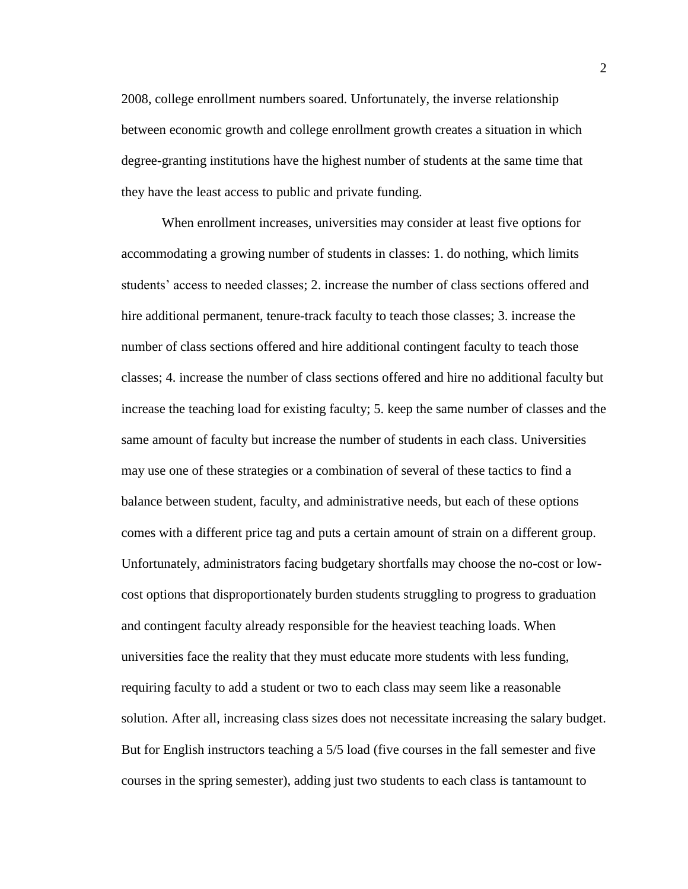2008, college enrollment numbers soared. Unfortunately, the inverse relationship between economic growth and college enrollment growth creates a situation in which degree-granting institutions have the highest number of students at the same time that they have the least access to public and private funding.

When enrollment increases, universities may consider at least five options for accommodating a growing number of students in classes: 1. do nothing, which limits students' access to needed classes; 2. increase the number of class sections offered and hire additional permanent, tenure-track faculty to teach those classes; 3. increase the number of class sections offered and hire additional contingent faculty to teach those classes; 4. increase the number of class sections offered and hire no additional faculty but increase the teaching load for existing faculty; 5. keep the same number of classes and the same amount of faculty but increase the number of students in each class. Universities may use one of these strategies or a combination of several of these tactics to find a balance between student, faculty, and administrative needs, but each of these options comes with a different price tag and puts a certain amount of strain on a different group. Unfortunately, administrators facing budgetary shortfalls may choose the no-cost or low-cost options that disproportionately burden students struggling to progress to graduation and contingent faculty already responsible for the heaviest teaching loads. When universities face the reality that they must educate more students with less funding, requiring faculty to add a student or two to each class may seem like a reasonable solution. After all, increasing class sizes does not necessitate increasing the salary budget. But for English instructors teaching a 5/5 load (five courses in the fall semester and five courses in the spring semester), adding just two students to each class is tantamount to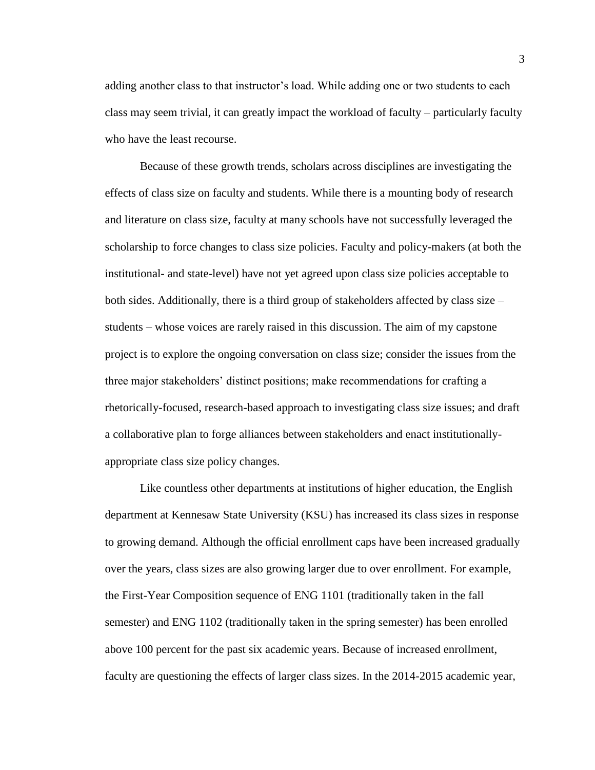adding another class to that instructor's load. While adding one or two students to each class may seem trivial, it can greatly impact the workload of faculty – particularly faculty who have the least recourse.

Because of these growth trends, scholars across disciplines are investigating the effects of class size on faculty and students. While there is a mounting body of research and literature on class size, faculty at many schools have not successfully leveraged the scholarship to force changes to class size policies. Faculty and policy-makers (at both the institutional- and state-level) have not yet agreed upon class size policies acceptable to both sides. Additionally, there is a third group of stakeholders affected by class size – students – whose voices are rarely raised in this discussion. The aim of my capstone project is to explore the ongoing conversation on class size; consider the issues from the three major stakeholders' distinct positions; make recommendations for crafting a rhetorically-focused, research-based approach to investigating class size issues; and draft a collaborative plan to forge alliances between stakeholders and enact institutionally-appropriate class size policy changes.

Like countless other departments at institutions of higher education, the English department at Kennesaw State University (KSU) has increased its class sizes in response to growing demand. Although the official enrollment caps have been increased gradually over the years, class sizes are also growing larger due to over enrollment. For example, the First-Year Composition sequence of ENG 1101 (traditionally taken in the fall semester) and ENG 1102 (traditionally taken in the spring semester) has been enrolled above 100 percent for the past six academic years. Because of increased enrollment, faculty are questioning the effects of larger class sizes. In the 2014-2015 academic year,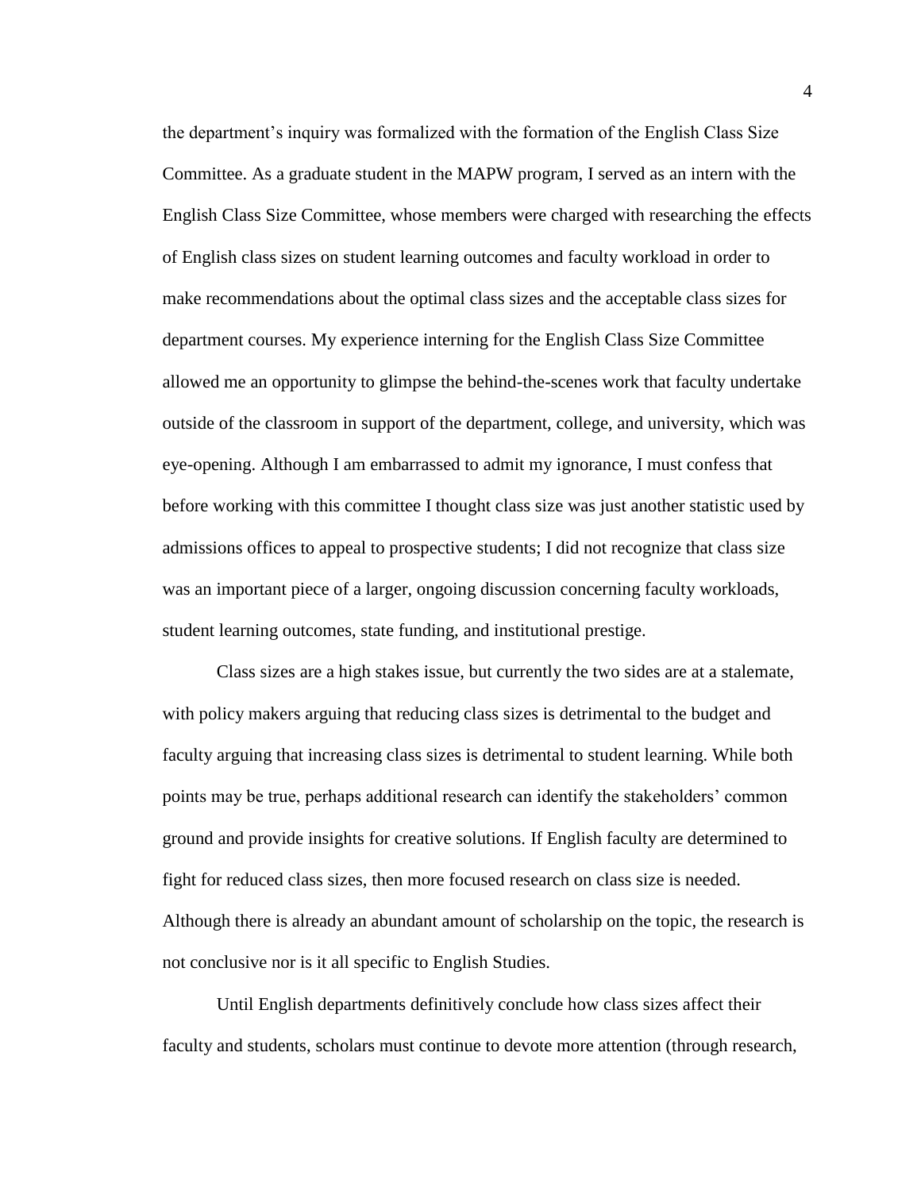the department's inquiry was formalized with the formation of the English Class Size Committee. As a graduate student in the MAPW program, I served as an intern with the English Class Size Committee, whose members were charged with researching the effects of English class sizes on student learning outcomes and faculty workload in order to make recommendations about the optimal class sizes and the acceptable class sizes for department courses. My experience interning for the English Class Size Committee allowed me an opportunity to glimpse the behind-the-scenes work that faculty undertake outside of the classroom in support of the department, college, and university, which was eye-opening. Although I am embarrassed to admit my ignorance, I must confess that before working with this committee I thought class size was just another statistic used by admissions offices to appeal to prospective students; I did not recognize that class size was an important piece of a larger, ongoing discussion concerning faculty workloads, student learning outcomes, state funding, and institutional prestige.

Class sizes are a high stakes issue, but currently the two sides are at a stalemate, with policy makers arguing that reducing class sizes is detrimental to the budget and faculty arguing that increasing class sizes is detrimental to student learning. While both points may be true, perhaps additional research can identify the stakeholders' common ground and provide insights for creative solutions. If English faculty are determined to fight for reduced class sizes, then more focused research on class size is needed. Although there is already an abundant amount of scholarship on the topic, the research is not conclusive nor is it all specific to English Studies.

Until English departments definitively conclude how class sizes affect their faculty and students, scholars must continue to devote more attention (through research,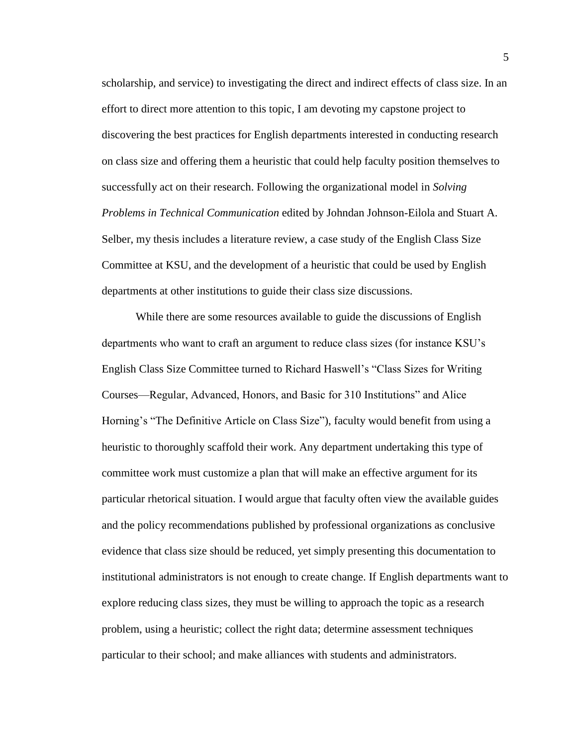scholarship, and service) to investigating the direct and indirect effects of class size. In an effort to direct more attention to this topic, I am devoting my capstone project to discovering the best practices for English departments interested in conducting research on class size and offering them a heuristic that could help faculty position themselves to successfully act on their research. Following the organizational model in *Solving Problems in Technical Communication* edited by Johndan Johnson-Eilola and Stuart A. Selber, my thesis includes a literature review, a case study of the English Class Size Committee at KSU, and the development of a heuristic that could be used by English departments at other institutions to guide their class size discussions.

While there are some resources available to guide the discussions of English departments who want to craft an argument to reduce class sizes (for instance KSU's English Class Size Committee turned to Richard Haswell's "Class Sizes for Writing Courses—Regular, Advanced, Honors, and Basic for 310 Institutions" and Alice Horning's "The Definitive Article on Class Size"), faculty would benefit from using a heuristic to thoroughly scaffold their work. Any department undertaking this type of committee work must customize a plan that will make an effective argument for its particular rhetorical situation. I would argue that faculty often view the available guides and the policy recommendations published by professional organizations as conclusive evidence that class size should be reduced, yet simply presenting this documentation to institutional administrators is not enough to create change. If English departments want to explore reducing class sizes, they must be willing to approach the topic as a research problem, using a heuristic; collect the right data; determine assessment techniques particular to their school; and make alliances with students and administrators.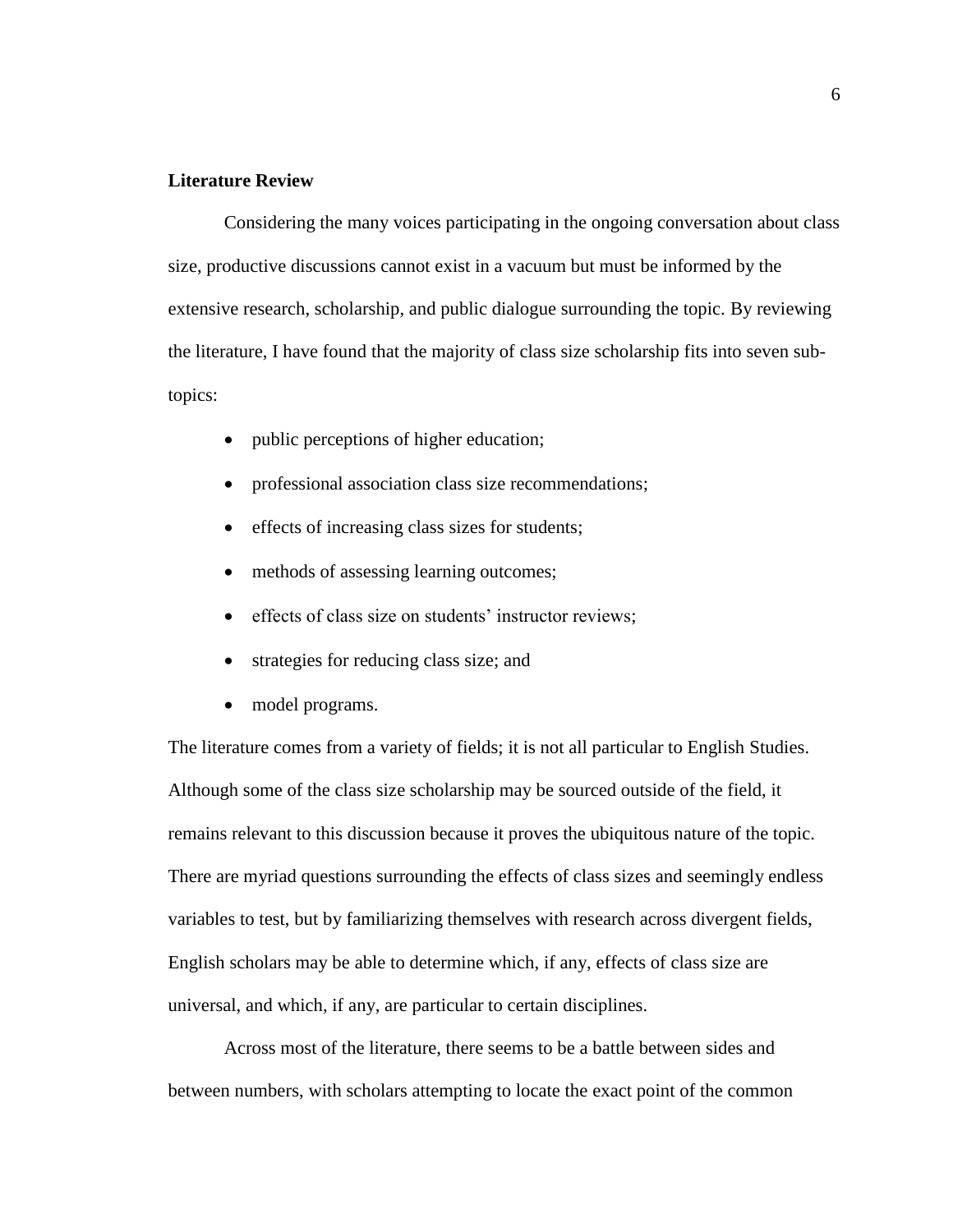## Literature Review

Considering the many voices participating in the ongoing conversation about class size, productive discussions cannot exist in a vacuum but must be informed by the extensive research, scholarship, and public dialogue surrounding the topic. By reviewing the literature, I have found that the majority of class size scholarship fits into seven sub-topics:

- public perceptions of higher education;
- professional association class size recommendations;
- effects of increasing class sizes for students;
- methods of assessing learning outcomes;
- effects of class size on students' instructor reviews;
- strategies for reducing class size; and
- model programs.

The literature comes from a variety of fields; it is not all particular to English Studies. Although some of the class size scholarship may be sourced outside of the field, it remains relevant to this discussion because it proves the ubiquitous nature of the topic. There are myriad questions surrounding the effects of class sizes and seemingly endless variables to test, but by familiarizing themselves with research across divergent fields, English scholars may be able to determine which, if any, effects of class size are universal, and which, if any, are particular to certain disciplines.

Across most of the literature, there seems to be a battle between sides and between numbers, with scholars attempting to locate the exact point of the common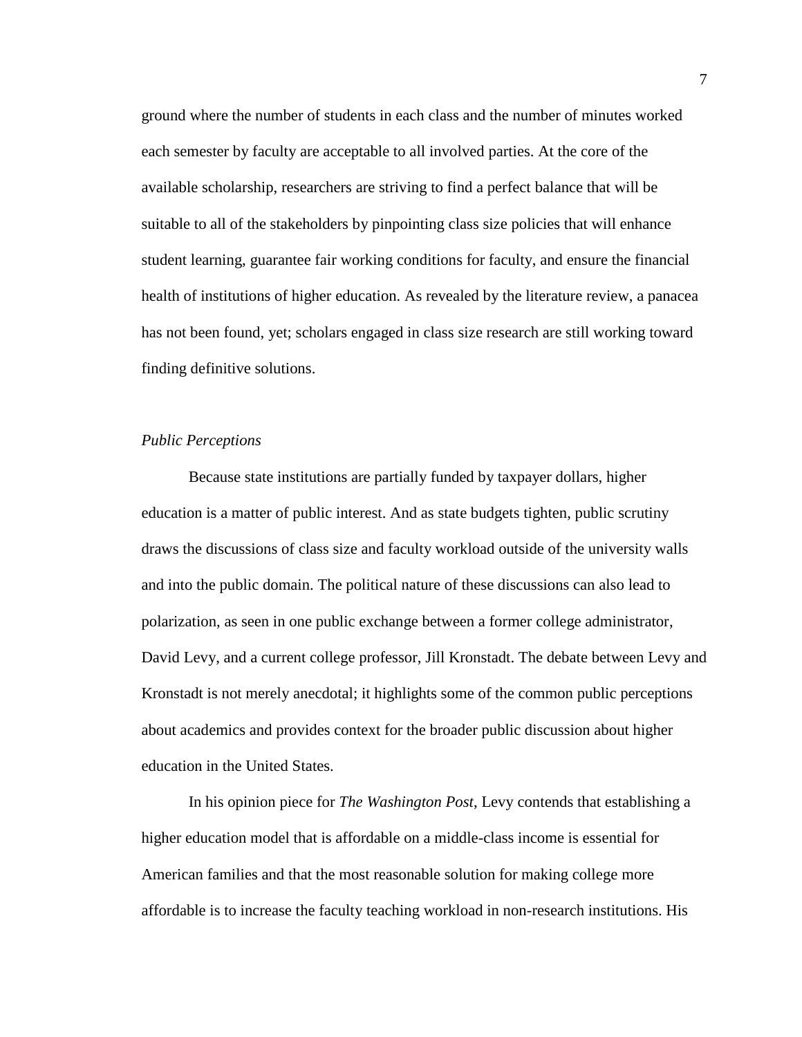ground where the number of students in each class and the number of minutes worked each semester by faculty are acceptable to all involved parties. At the core of the available scholarship, researchers are striving to find a perfect balance that will be suitable to all of the stakeholders by pinpointing class size policies that will enhance student learning, guarantee fair working conditions for faculty, and ensure the financial health of institutions of higher education. As revealed by the literature review, a panacea has not been found, yet; scholars engaged in class size research are still working toward finding definitive solutions.

### *Public Perceptions*

Because state institutions are partially funded by taxpayer dollars, higher education is a matter of public interest. And as state budgets tighten, public scrutiny draws the discussions of class size and faculty workload outside of the university walls and into the public domain. The political nature of these discussions can also lead to polarization, as seen in one public exchange between a former college administrator, David Levy, and a current college professor, Jill Kronstadt. The debate between Levy and Kronstadt is not merely anecdotal; it highlights some of the common public perceptions about academics and provides context for the broader public discussion about higher education in the United States.

In his opinion piece for *The Washington Post*, Levy contends that establishing a higher education model that is affordable on a middle-class income is essential for American families and that the most reasonable solution for making college more affordable is to increase the faculty teaching workload in non-research institutions. His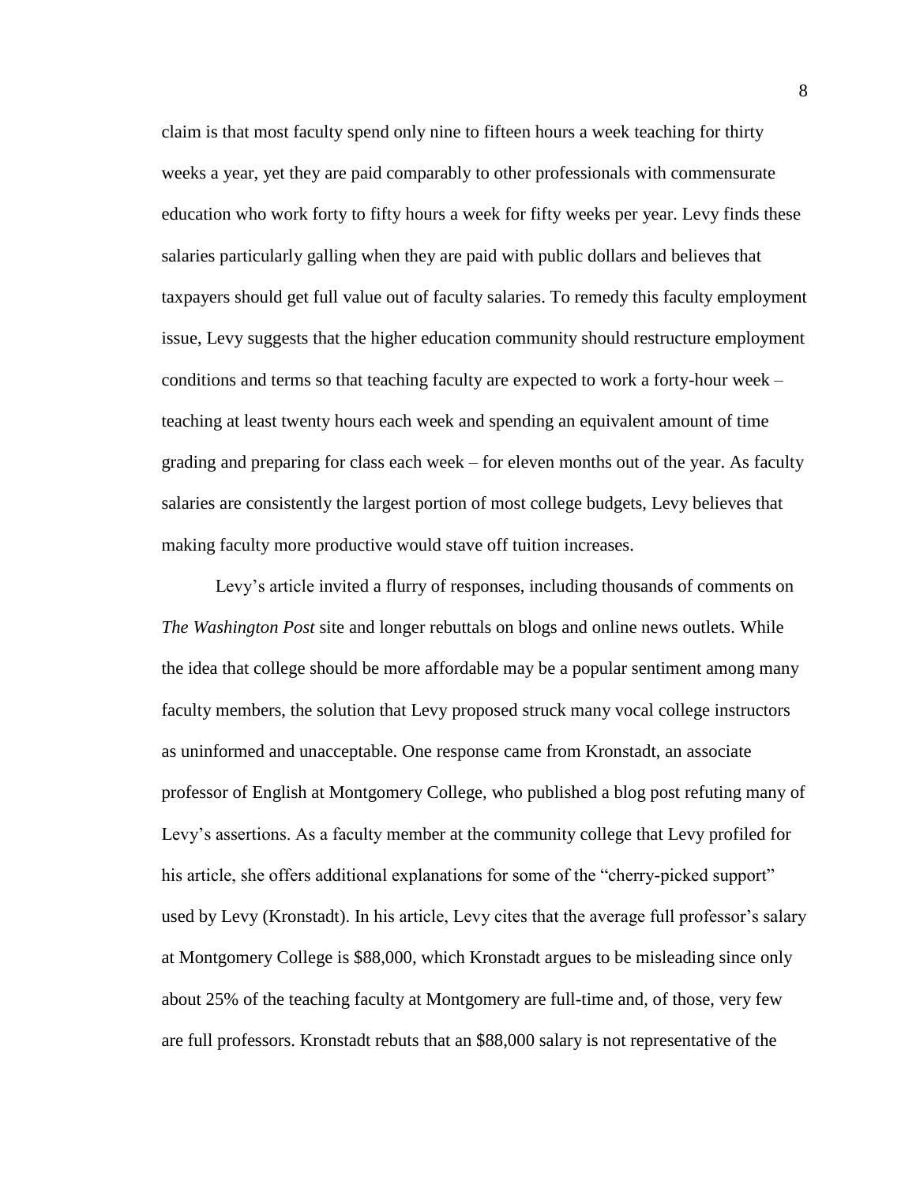claim is that most faculty spend only nine to fifteen hours a week teaching for thirty weeks a year, yet they are paid comparably to other professionals with commensurate education who work forty to fifty hours a week for fifty weeks per year. Levy finds these salaries particularly galling when they are paid with public dollars and believes that taxpayers should get full value out of faculty salaries. To remedy this faculty employment issue, Levy suggests that the higher education community should restructure employment conditions and terms so that teaching faculty are expected to work a forty-hour week – teaching at least twenty hours each week and spending an equivalent amount of time grading and preparing for class each week – for eleven months out of the year. As faculty salaries are consistently the largest portion of most college budgets, Levy believes that making faculty more productive would stave off tuition increases.

Levy's article invited a flurry of responses, including thousands of comments on *The Washington Post* site and longer rebuttals on blogs and online news outlets. While the idea that college should be more affordable may be a popular sentiment among many faculty members, the solution that Levy proposed struck many vocal college instructors as uninformed and unacceptable. One response came from Kronstadt, an associate professor of English at Montgomery College, who published a blog post refuting many of Levy's assertions. As a faculty member at the community college that Levy profiled for his article, she offers additional explanations for some of the "cherry-picked support" used by Levy (Kronstadt). In his article, Levy cites that the average full professor's salary at Montgomery College is $88,000, which Kronstadt argues to be misleading since only about 25% of the teaching faculty at Montgomery are full-time and, of those, very few are full professors. Kronstadt rebuts that an $88,000 salary is not representative of the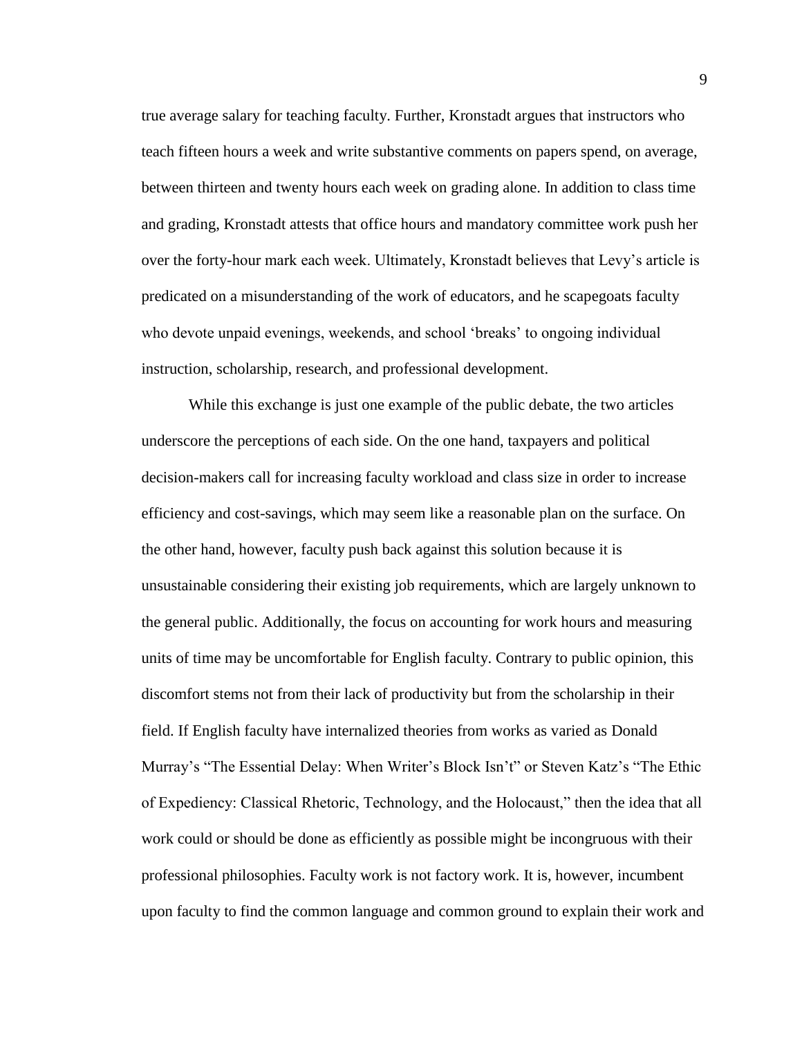true average salary for teaching faculty. Further, Kronstadt argues that instructors who teach fifteen hours a week and write substantive comments on papers spend, on average, between thirteen and twenty hours each week on grading alone. In addition to class time and grading, Kronstadt attests that office hours and mandatory committee work push her over the forty-hour mark each week. Ultimately, Kronstadt believes that Levy's article is predicated on a misunderstanding of the work of educators, and he scapegoats faculty who devote unpaid evenings, weekends, and school 'breaks' to ongoing individual instruction, scholarship, research, and professional development.

While this exchange is just one example of the public debate, the two articles underscore the perceptions of each side. On the one hand, taxpayers and political decision-makers call for increasing faculty workload and class size in order to increase efficiency and cost-savings, which may seem like a reasonable plan on the surface. On the other hand, however, faculty push back against this solution because it is unsustainable considering their existing job requirements, which are largely unknown to the general public. Additionally, the focus on accounting for work hours and measuring units of time may be uncomfortable for English faculty. Contrary to public opinion, this discomfort stems not from their lack of productivity but from the scholarship in their field. If English faculty have internalized theories from works as varied as Donald Murray's "The Essential Delay: When Writer's Block Isn't" or Steven Katz's "The Ethic of Expediency: Classical Rhetoric, Technology, and the Holocaust," then the idea that all work could or should be done as efficiently as possible might be incongruous with their professional philosophies. Faculty work is not factory work. It is, however, incumbent upon faculty to find the common language and common ground to explain their work and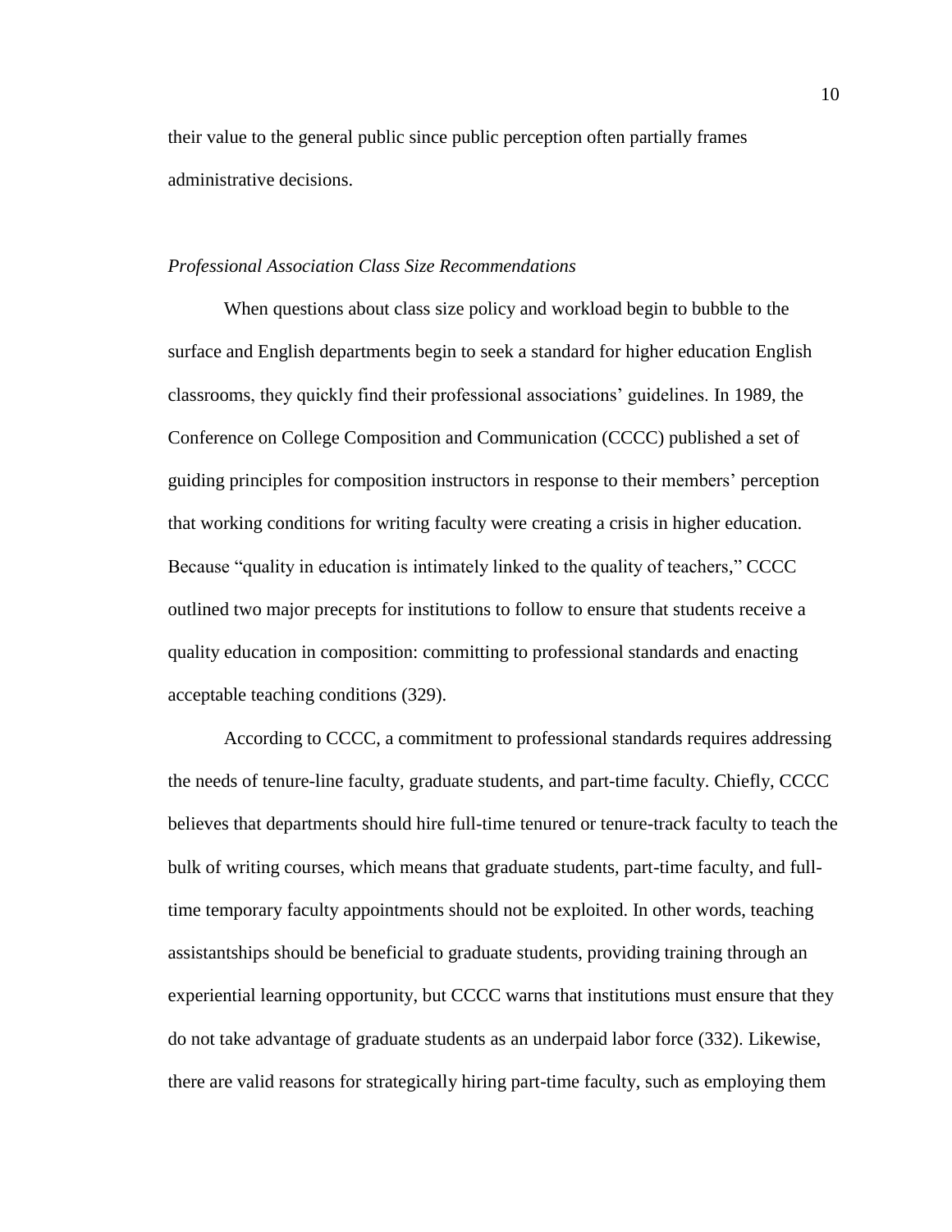their value to the general public since public perception often partially frames administrative decisions.

### *Professional Association Class Size Recommendations*

When questions about class size policy and workload begin to bubble to the surface and English departments begin to seek a standard for higher education English classrooms, they quickly find their professional associations' guidelines. In 1989, the Conference on College Composition and Communication (CCCC) published a set of guiding principles for composition instructors in response to their members' perception that working conditions for writing faculty were creating a crisis in higher education. Because "quality in education is intimately linked to the quality of teachers," CCCC outlined two major precepts for institutions to follow to ensure that students receive a quality education in composition: committing to professional standards and enacting acceptable teaching conditions (329).

According to CCCC, a commitment to professional standards requires addressing the needs of tenure-line faculty, graduate students, and part-time faculty. Chiefly, CCCC believes that departments should hire full-time tenured or tenure-track faculty to teach the bulk of writing courses, which means that graduate students, part-time faculty, and full-time temporary faculty appointments should not be exploited. In other words, teaching assistantships should be beneficial to graduate students, providing training through an experiential learning opportunity, but CCCC warns that institutions must ensure that they do not take advantage of graduate students as an underpaid labor force (332). Likewise, there are valid reasons for strategically hiring part-time faculty, such as employing them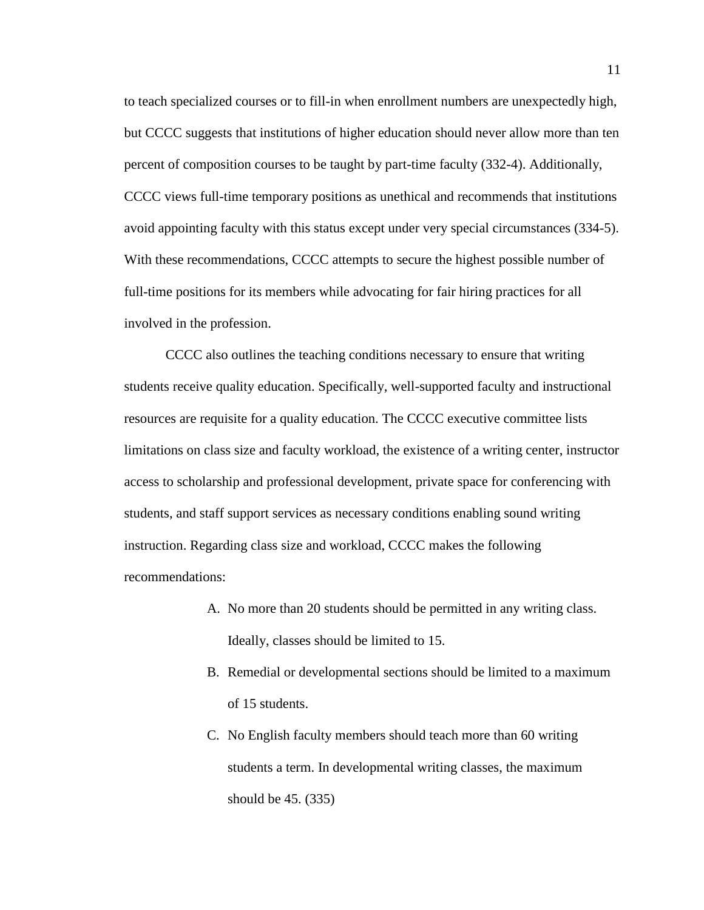to teach specialized courses or to fill-in when enrollment numbers are unexpectedly high, but CCCC suggests that institutions of higher education should never allow more than ten percent of composition courses to be taught by part-time faculty (332-4). Additionally, CCCC views full-time temporary positions as unethical and recommends that institutions avoid appointing faculty with this status except under very special circumstances (334-5). With these recommendations, CCCC attempts to secure the highest possible number of full-time positions for its members while advocating for fair hiring practices for all involved in the profession.

CCCC also outlines the teaching conditions necessary to ensure that writing students receive quality education. Specifically, well-supported faculty and instructional resources are requisite for a quality education. The CCCC executive committee lists limitations on class size and faculty workload, the existence of a writing center, instructor access to scholarship and professional development, private space for conferencing with students, and staff support services as necessary conditions enabling sound writing instruction. Regarding class size and workload, CCCC makes the following recommendations:

> A. No more than 20 students should be permitted in any writing class. Ideally, classes should be limited to 15.
>
> B. Remedial or developmental sections should be limited to a maximum of 15 students.
>
> C. No English faculty members should teach more than 60 writing students a term. In developmental writing classes, the maximum should be 45. (335)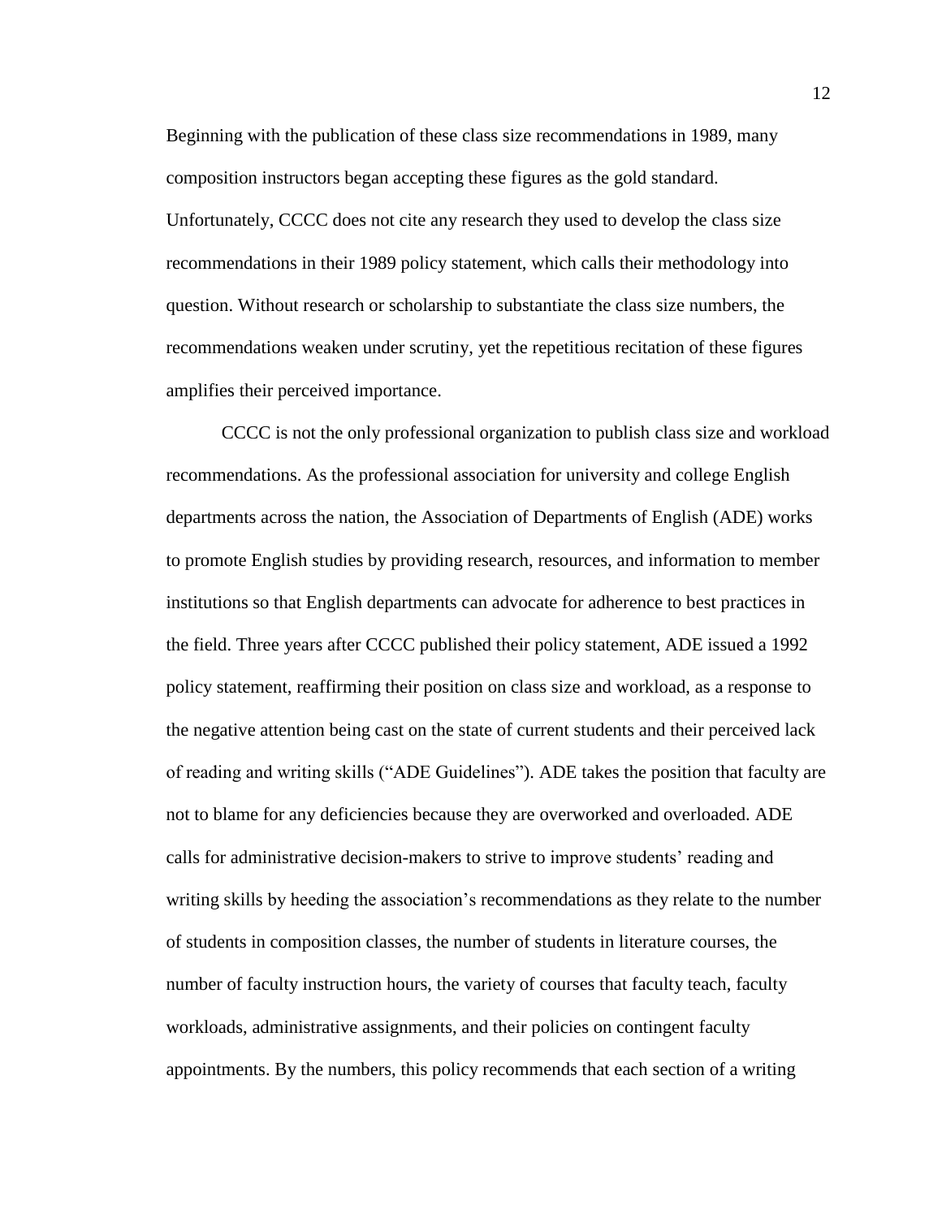Beginning with the publication of these class size recommendations in 1989, many composition instructors began accepting these figures as the gold standard. Unfortunately, CCCC does not cite any research they used to develop the class size recommendations in their 1989 policy statement, which calls their methodology into question. Without research or scholarship to substantiate the class size numbers, the recommendations weaken under scrutiny, yet the repetitious recitation of these figures amplifies their perceived importance.

CCCC is not the only professional organization to publish class size and workload recommendations. As the professional association for university and college English departments across the nation, the Association of Departments of English (ADE) works to promote English studies by providing research, resources, and information to member institutions so that English departments can advocate for adherence to best practices in the field. Three years after CCCC published their policy statement, ADE issued a 1992 policy statement, reaffirming their position on class size and workload, as a response to the negative attention being cast on the state of current students and their perceived lack of reading and writing skills ("ADE Guidelines"). ADE takes the position that faculty are not to blame for any deficiencies because they are overworked and overloaded. ADE calls for administrative decision-makers to strive to improve students' reading and writing skills by heeding the association's recommendations as they relate to the number of students in composition classes, the number of students in literature courses, the number of faculty instruction hours, the variety of courses that faculty teach, faculty workloads, administrative assignments, and their policies on contingent faculty appointments. By the numbers, this policy recommends that each section of a writing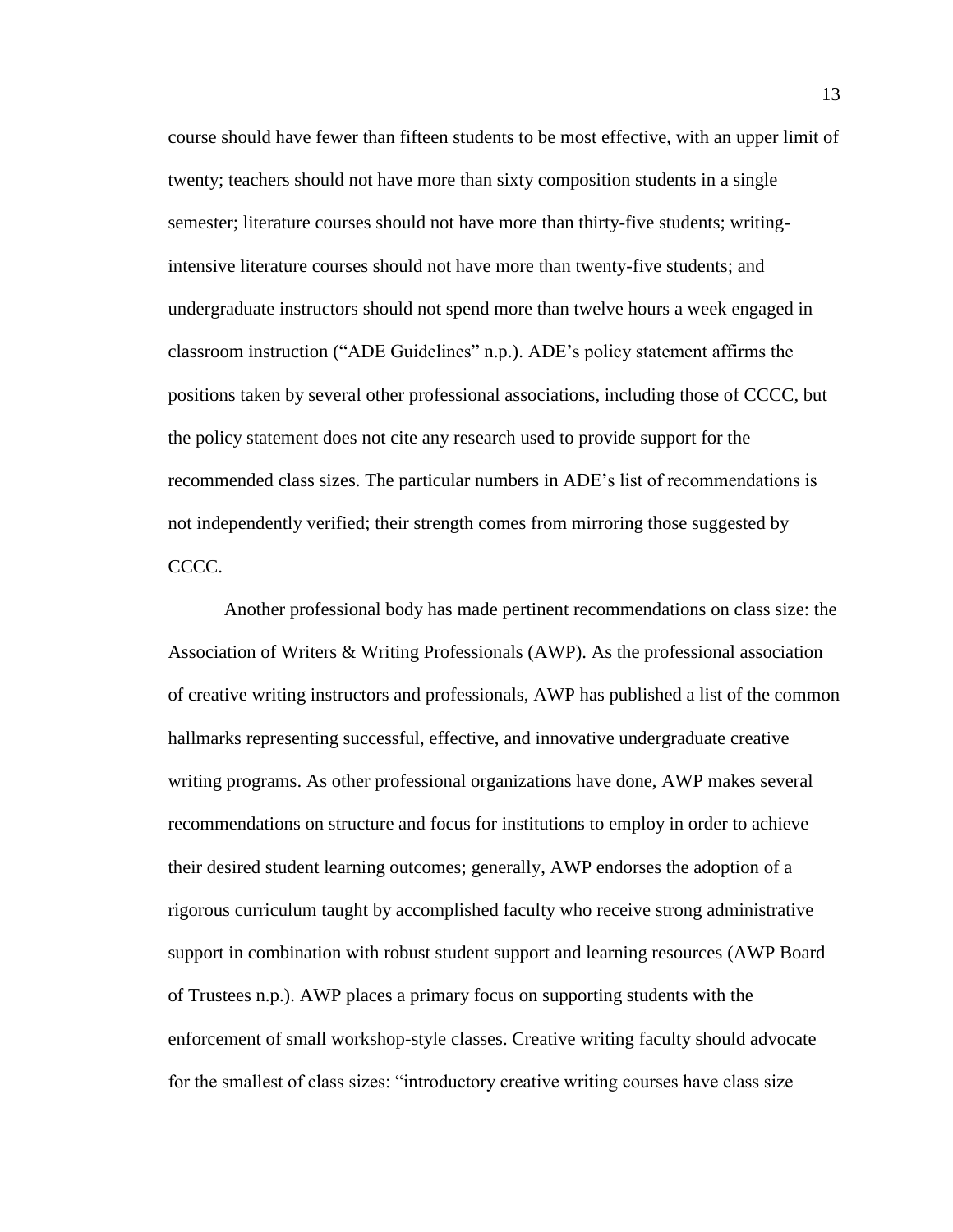course should have fewer than fifteen students to be most effective, with an upper limit of twenty; teachers should not have more than sixty composition students in a single semester; literature courses should not have more than thirty-five students; writing-intensive literature courses should not have more than twenty-five students; and undergraduate instructors should not spend more than twelve hours a week engaged in classroom instruction ("ADE Guidelines" n.p.). ADE's policy statement affirms the positions taken by several other professional associations, including those of CCCC, but the policy statement does not cite any research used to provide support for the recommended class sizes. The particular numbers in ADE's list of recommendations is not independently verified; their strength comes from mirroring those suggested by CCCC.

Another professional body has made pertinent recommendations on class size: the Association of Writers & Writing Professionals (AWP). As the professional association of creative writing instructors and professionals, AWP has published a list of the common hallmarks representing successful, effective, and innovative undergraduate creative writing programs. As other professional organizations have done, AWP makes several recommendations on structure and focus for institutions to employ in order to achieve their desired student learning outcomes; generally, AWP endorses the adoption of a rigorous curriculum taught by accomplished faculty who receive strong administrative support in combination with robust student support and learning resources (AWP Board of Trustees n.p.). AWP places a primary focus on supporting students with the enforcement of small workshop-style classes. Creative writing faculty should advocate for the smallest of class sizes: "introductory creative writing courses have class size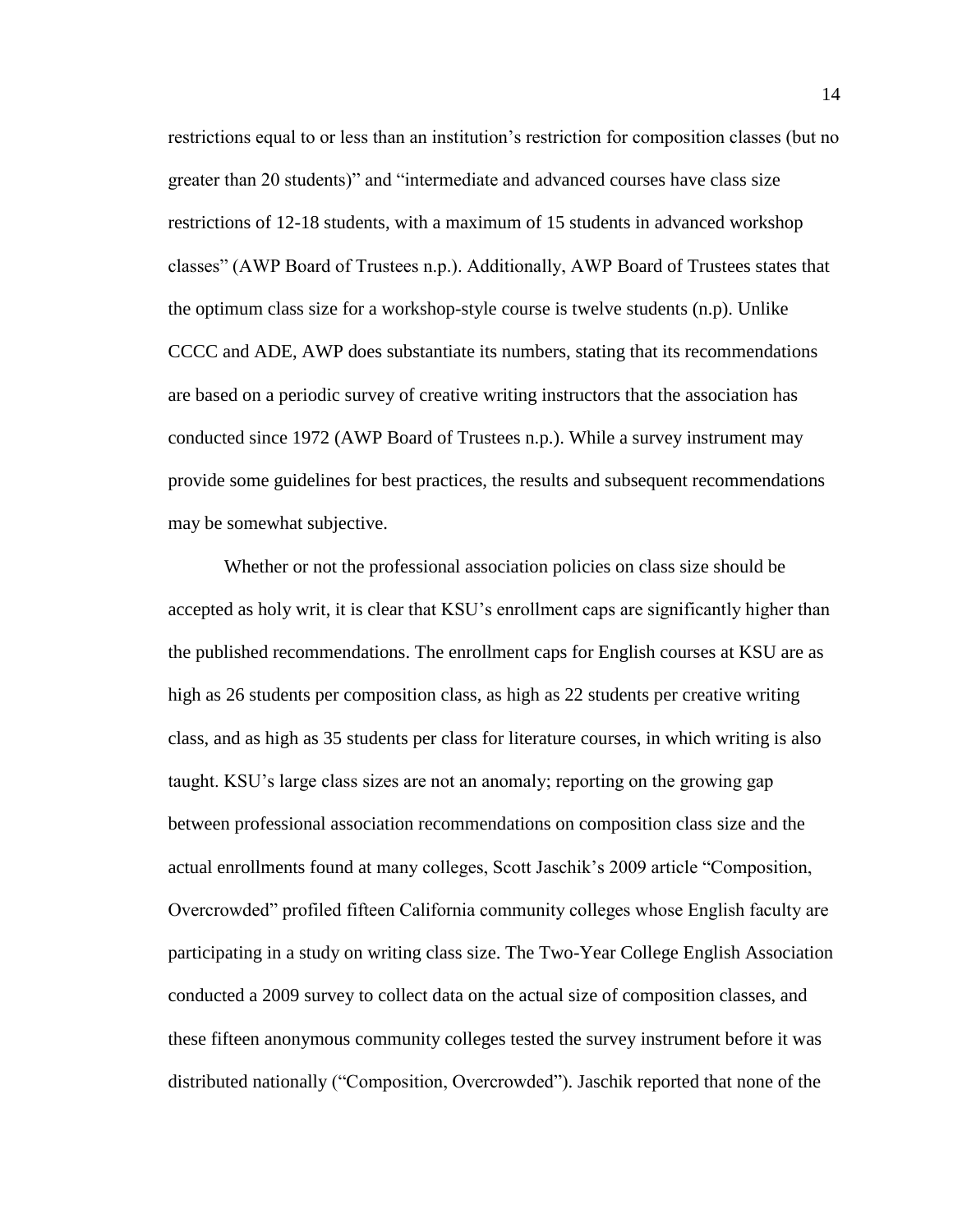restrictions equal to or less than an institution's restriction for composition classes (but no greater than 20 students)" and "intermediate and advanced courses have class size restrictions of 12-18 students, with a maximum of 15 students in advanced workshop classes" (AWP Board of Trustees n.p.). Additionally, AWP Board of Trustees states that the optimum class size for a workshop-style course is twelve students (n.p). Unlike CCCC and ADE, AWP does substantiate its numbers, stating that its recommendations are based on a periodic survey of creative writing instructors that the association has conducted since 1972 (AWP Board of Trustees n.p.). While a survey instrument may provide some guidelines for best practices, the results and subsequent recommendations may be somewhat subjective.

Whether or not the professional association policies on class size should be accepted as holy writ, it is clear that KSU's enrollment caps are significantly higher than the published recommendations. The enrollment caps for English courses at KSU are as high as 26 students per composition class, as high as 22 students per creative writing class, and as high as 35 students per class for literature courses, in which writing is also taught. KSU's large class sizes are not an anomaly; reporting on the growing gap between professional association recommendations on composition class size and the actual enrollments found at many colleges, Scott Jaschik's 2009 article "Composition, Overcrowded" profiled fifteen California community colleges whose English faculty are participating in a study on writing class size. The Two-Year College English Association conducted a 2009 survey to collect data on the actual size of composition classes, and these fifteen anonymous community colleges tested the survey instrument before it was distributed nationally ("Composition, Overcrowded"). Jaschik reported that none of the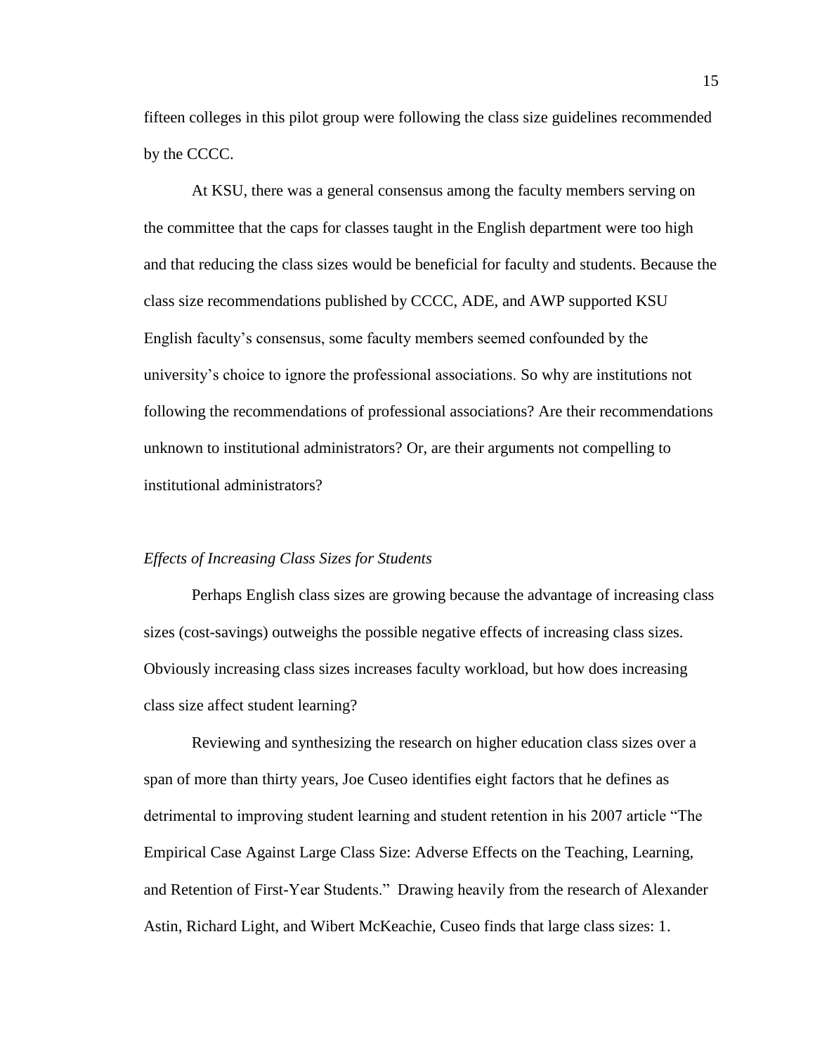fifteen colleges in this pilot group were following the class size guidelines recommended by the CCCC.

At KSU, there was a general consensus among the faculty members serving on the committee that the caps for classes taught in the English department were too high and that reducing the class sizes would be beneficial for faculty and students. Because the class size recommendations published by CCCC, ADE, and AWP supported KSU English faculty's consensus, some faculty members seemed confounded by the university's choice to ignore the professional associations. So why are institutions not following the recommendations of professional associations? Are their recommendations unknown to institutional administrators? Or, are their arguments not compelling to institutional administrators?

### *Effects of Increasing Class Sizes for Students*

Perhaps English class sizes are growing because the advantage of increasing class sizes (cost-savings) outweighs the possible negative effects of increasing class sizes. Obviously increasing class sizes increases faculty workload, but how does increasing class size affect student learning?

Reviewing and synthesizing the research on higher education class sizes over a span of more than thirty years, Joe Cuseo identifies eight factors that he defines as detrimental to improving student learning and student retention in his 2007 article "The Empirical Case Against Large Class Size: Adverse Effects on the Teaching, Learning, and Retention of First-Year Students." Drawing heavily from the research of Alexander Astin, Richard Light, and Wibert McKeachie, Cuseo finds that large class sizes: 1.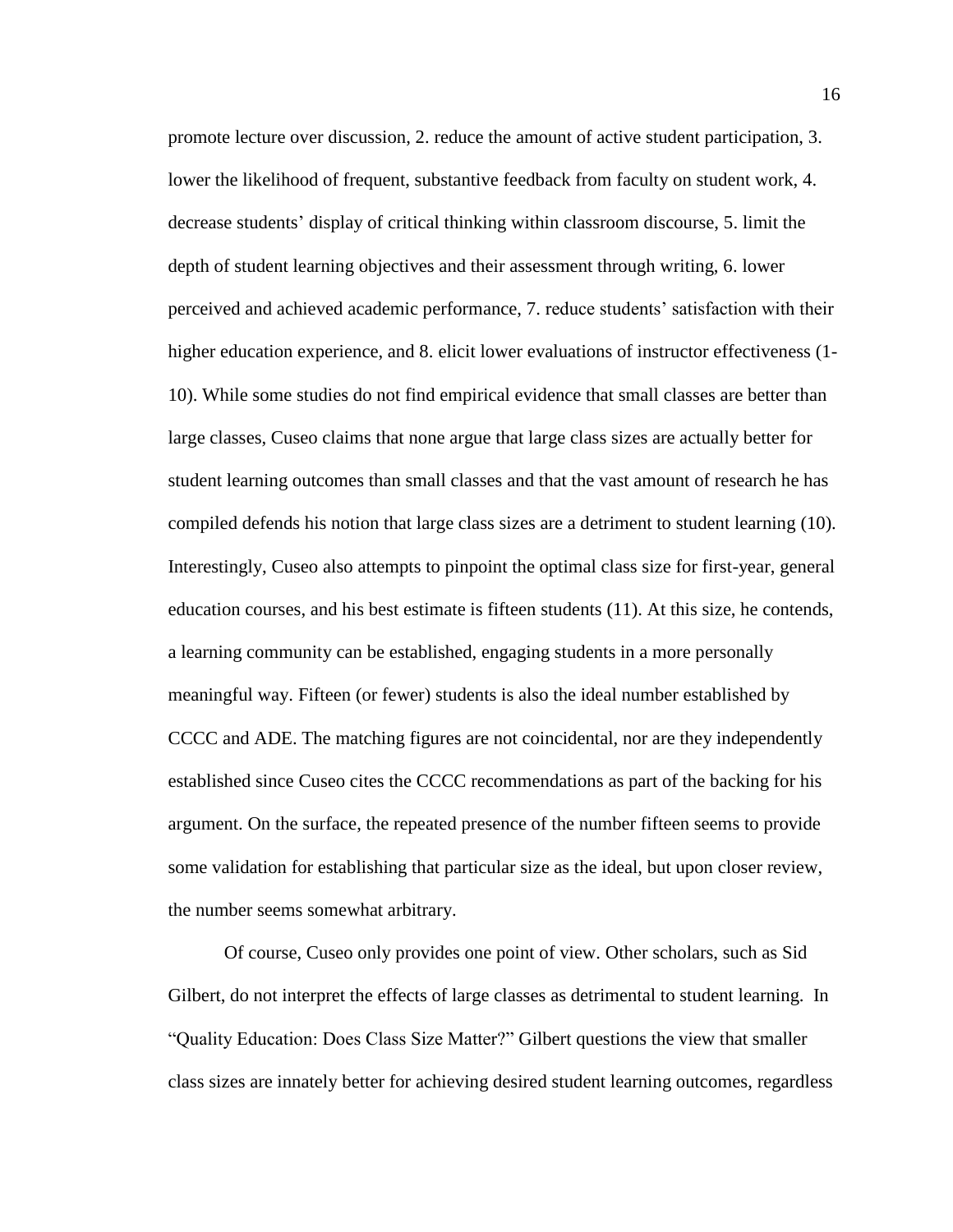promote lecture over discussion, 2. reduce the amount of active student participation, 3. lower the likelihood of frequent, substantive feedback from faculty on student work, 4. decrease students' display of critical thinking within classroom discourse, 5. limit the depth of student learning objectives and their assessment through writing, 6. lower perceived and achieved academic performance, 7. reduce students' satisfaction with their higher education experience, and 8. elicit lower evaluations of instructor effectiveness (1-10). While some studies do not find empirical evidence that small classes are better than large classes, Cuseo claims that none argue that large class sizes are actually better for student learning outcomes than small classes and that the vast amount of research he has compiled defends his notion that large class sizes are a detriment to student learning (10). Interestingly, Cuseo also attempts to pinpoint the optimal class size for first-year, general education courses, and his best estimate is fifteen students (11). At this size, he contends, a learning community can be established, engaging students in a more personally meaningful way. Fifteen (or fewer) students is also the ideal number established by CCCC and ADE. The matching figures are not coincidental, nor are they independently established since Cuseo cites the CCCC recommendations as part of the backing for his argument. On the surface, the repeated presence of the number fifteen seems to provide some validation for establishing that particular size as the ideal, but upon closer review, the number seems somewhat arbitrary.

Of course, Cuseo only provides one point of view. Other scholars, such as Sid Gilbert, do not interpret the effects of large classes as detrimental to student learning. In "Quality Education: Does Class Size Matter?" Gilbert questions the view that smaller class sizes are innately better for achieving desired student learning outcomes, regardless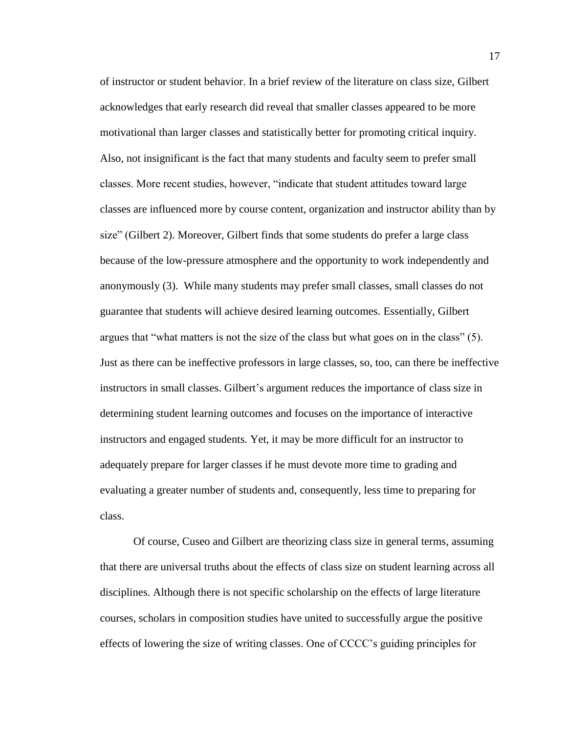of instructor or student behavior. In a brief review of the literature on class size, Gilbert acknowledges that early research did reveal that smaller classes appeared to be more motivational than larger classes and statistically better for promoting critical inquiry. Also, not insignificant is the fact that many students and faculty seem to prefer small classes. More recent studies, however, "indicate that student attitudes toward large classes are influenced more by course content, organization and instructor ability than by size" (Gilbert 2). Moreover, Gilbert finds that some students do prefer a large class because of the low-pressure atmosphere and the opportunity to work independently and anonymously (3). While many students may prefer small classes, small classes do not guarantee that students will achieve desired learning outcomes. Essentially, Gilbert argues that "what matters is not the size of the class but what goes on in the class" (5). Just as there can be ineffective professors in large classes, so, too, can there be ineffective instructors in small classes. Gilbert's argument reduces the importance of class size in determining student learning outcomes and focuses on the importance of interactive instructors and engaged students. Yet, it may be more difficult for an instructor to adequately prepare for larger classes if he must devote more time to grading and evaluating a greater number of students and, consequently, less time to preparing for class.

Of course, Cuseo and Gilbert are theorizing class size in general terms, assuming that there are universal truths about the effects of class size on student learning across all disciplines. Although there is not specific scholarship on the effects of large literature courses, scholars in composition studies have united to successfully argue the positive effects of lowering the size of writing classes. One of CCCC's guiding principles for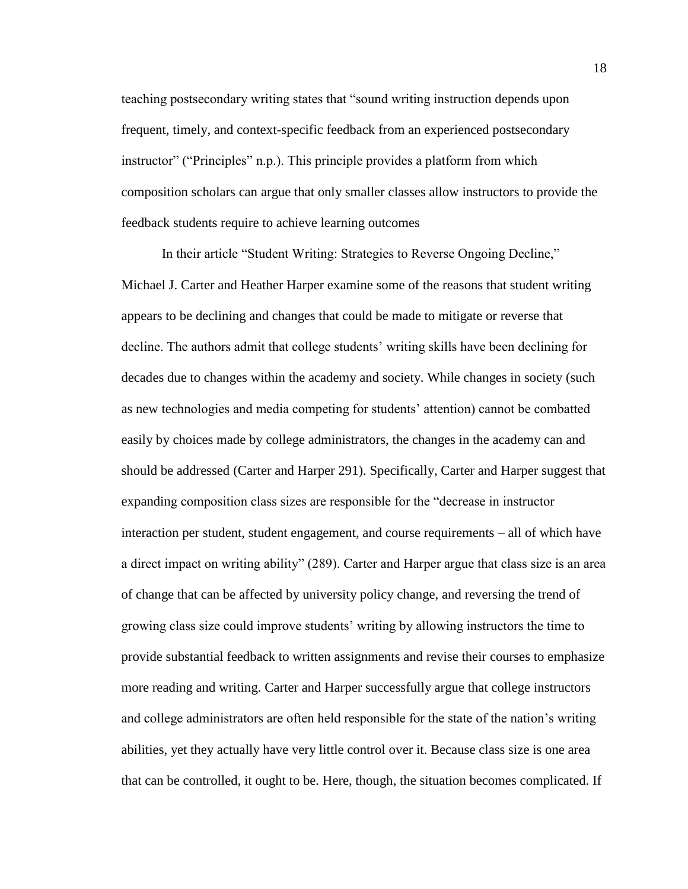teaching postsecondary writing states that "sound writing instruction depends upon frequent, timely, and context-specific feedback from an experienced postsecondary instructor" ("Principles" n.p.). This principle provides a platform from which composition scholars can argue that only smaller classes allow instructors to provide the feedback students require to achieve learning outcomes

In their article "Student Writing: Strategies to Reverse Ongoing Decline," Michael J. Carter and Heather Harper examine some of the reasons that student writing appears to be declining and changes that could be made to mitigate or reverse that decline. The authors admit that college students' writing skills have been declining for decades due to changes within the academy and society. While changes in society (such as new technologies and media competing for students' attention) cannot be combatted easily by choices made by college administrators, the changes in the academy can and should be addressed (Carter and Harper 291). Specifically, Carter and Harper suggest that expanding composition class sizes are responsible for the "decrease in instructor interaction per student, student engagement, and course requirements – all of which have a direct impact on writing ability" (289). Carter and Harper argue that class size is an area of change that can be affected by university policy change, and reversing the trend of growing class size could improve students' writing by allowing instructors the time to provide substantial feedback to written assignments and revise their courses to emphasize more reading and writing. Carter and Harper successfully argue that college instructors and college administrators are often held responsible for the state of the nation's writing abilities, yet they actually have very little control over it. Because class size is one area that can be controlled, it ought to be. Here, though, the situation becomes complicated. If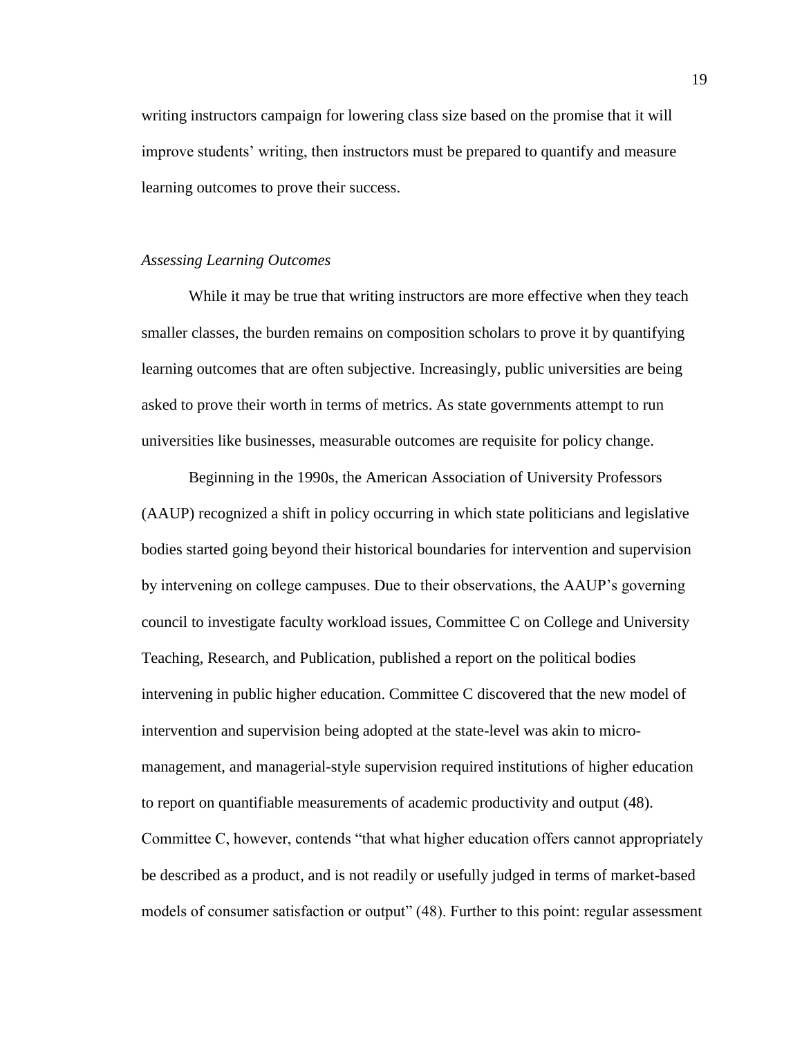writing instructors campaign for lowering class size based on the promise that it will improve students' writing, then instructors must be prepared to quantify and measure learning outcomes to prove their success.

### *Assessing Learning Outcomes*

While it may be true that writing instructors are more effective when they teach smaller classes, the burden remains on composition scholars to prove it by quantifying learning outcomes that are often subjective. Increasingly, public universities are being asked to prove their worth in terms of metrics. As state governments attempt to run universities like businesses, measurable outcomes are requisite for policy change.

Beginning in the 1990s, the American Association of University Professors (AAUP) recognized a shift in policy occurring in which state politicians and legislative bodies started going beyond their historical boundaries for intervention and supervision by intervening on college campuses. Due to their observations, the AAUP's governing council to investigate faculty workload issues, Committee C on College and University Teaching, Research, and Publication, published a report on the political bodies intervening in public higher education. Committee C discovered that the new model of intervention and supervision being adopted at the state-level was akin to micro-management, and managerial-style supervision required institutions of higher education to report on quantifiable measurements of academic productivity and output (48). Committee C, however, contends "that what higher education offers cannot appropriately be described as a product, and is not readily or usefully judged in terms of market-based models of consumer satisfaction or output" (48). Further to this point: regular assessment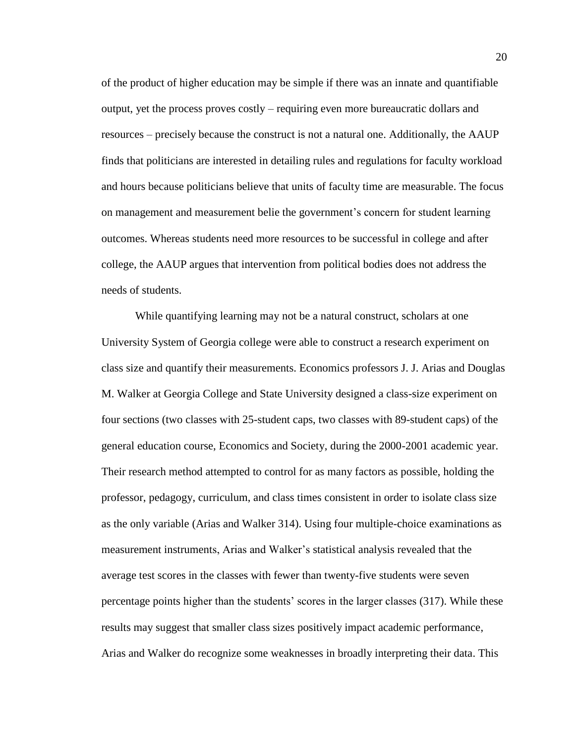of the product of higher education may be simple if there was an innate and quantifiable output, yet the process proves costly – requiring even more bureaucratic dollars and resources – precisely because the construct is not a natural one. Additionally, the AAUP finds that politicians are interested in detailing rules and regulations for faculty workload and hours because politicians believe that units of faculty time are measurable. The focus on management and measurement belie the government's concern for student learning outcomes. Whereas students need more resources to be successful in college and after college, the AAUP argues that intervention from political bodies does not address the needs of students.

While quantifying learning may not be a natural construct, scholars at one University System of Georgia college were able to construct a research experiment on class size and quantify their measurements. Economics professors J. J. Arias and Douglas M. Walker at Georgia College and State University designed a class-size experiment on four sections (two classes with 25-student caps, two classes with 89-student caps) of the general education course, Economics and Society, during the 2000-2001 academic year. Their research method attempted to control for as many factors as possible, holding the professor, pedagogy, curriculum, and class times consistent in order to isolate class size as the only variable (Arias and Walker 314). Using four multiple-choice examinations as measurement instruments, Arias and Walker's statistical analysis revealed that the average test scores in the classes with fewer than twenty-five students were seven percentage points higher than the students' scores in the larger classes (317). While these results may suggest that smaller class sizes positively impact academic performance, Arias and Walker do recognize some weaknesses in broadly interpreting their data. This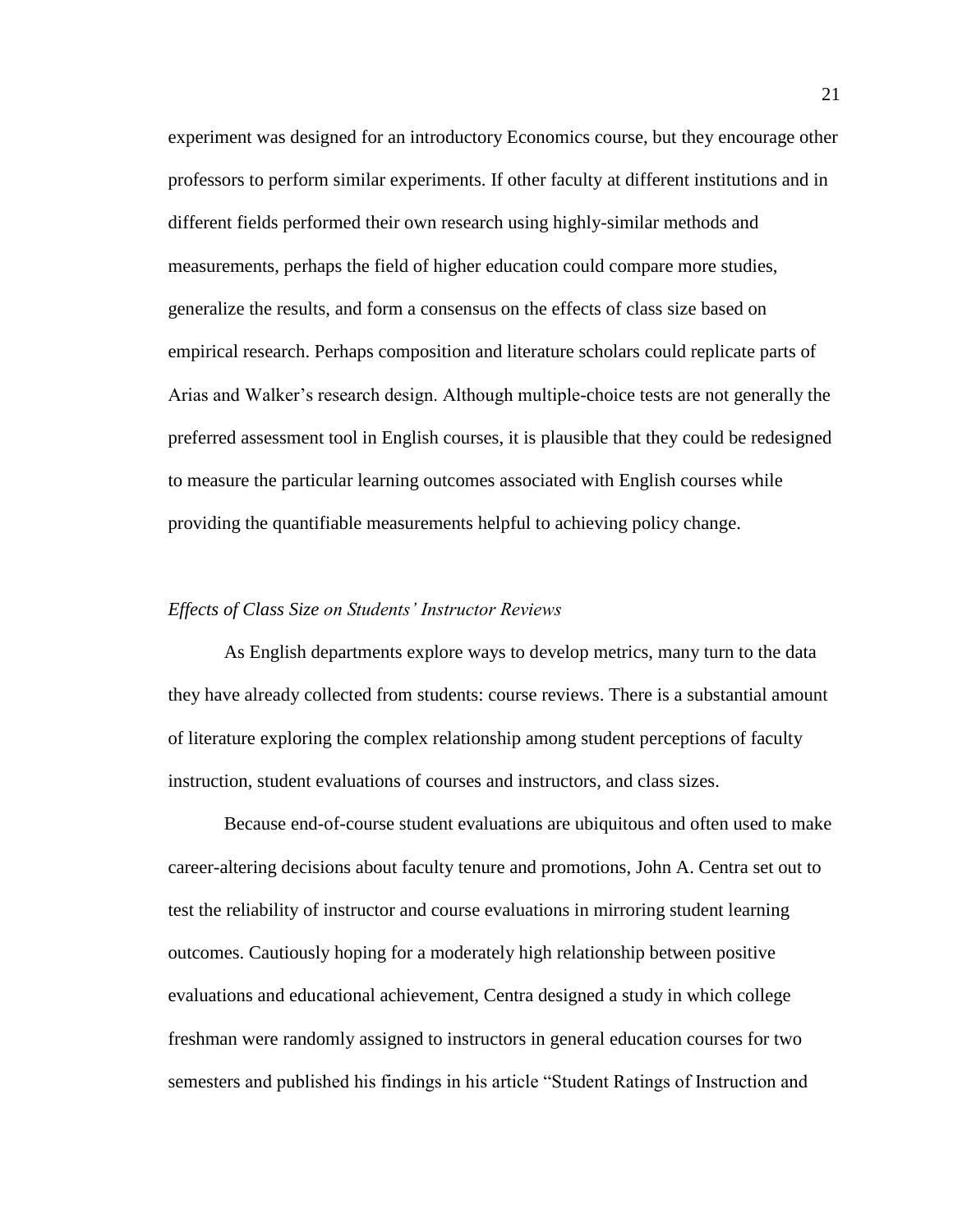experiment was designed for an introductory Economics course, but they encourage other professors to perform similar experiments. If other faculty at different institutions and in different fields performed their own research using highly-similar methods and measurements, perhaps the field of higher education could compare more studies, generalize the results, and form a consensus on the effects of class size based on empirical research. Perhaps composition and literature scholars could replicate parts of Arias and Walker's research design. Although multiple-choice tests are not generally the preferred assessment tool in English courses, it is plausible that they could be redesigned to measure the particular learning outcomes associated with English courses while providing the quantifiable measurements helpful to achieving policy change.

### *Effects of Class Size on Students' Instructor Reviews*

As English departments explore ways to develop metrics, many turn to the data they have already collected from students: course reviews. There is a substantial amount of literature exploring the complex relationship among student perceptions of faculty instruction, student evaluations of courses and instructors, and class sizes.

Because end-of-course student evaluations are ubiquitous and often used to make career-altering decisions about faculty tenure and promotions, John A. Centra set out to test the reliability of instructor and course evaluations in mirroring student learning outcomes. Cautiously hoping for a moderately high relationship between positive evaluations and educational achievement, Centra designed a study in which college freshman were randomly assigned to instructors in general education courses for two semesters and published his findings in his article "Student Ratings of Instruction and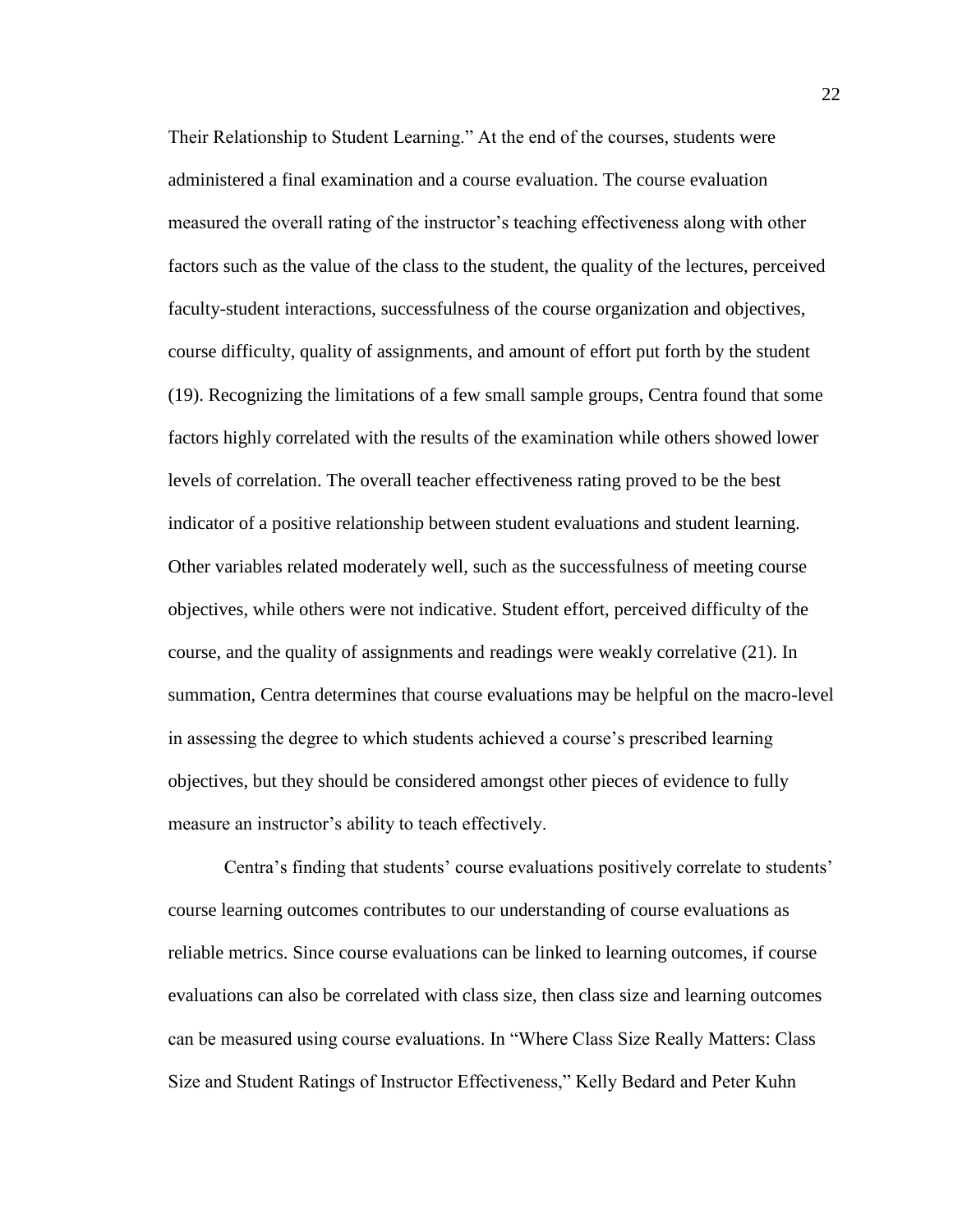Their Relationship to Student Learning." At the end of the courses, students were administered a final examination and a course evaluation. The course evaluation measured the overall rating of the instructor's teaching effectiveness along with other factors such as the value of the class to the student, the quality of the lectures, perceived faculty-student interactions, successfulness of the course organization and objectives, course difficulty, quality of assignments, and amount of effort put forth by the student (19). Recognizing the limitations of a few small sample groups, Centra found that some factors highly correlated with the results of the examination while others showed lower levels of correlation. The overall teacher effectiveness rating proved to be the best indicator of a positive relationship between student evaluations and student learning. Other variables related moderately well, such as the successfulness of meeting course objectives, while others were not indicative. Student effort, perceived difficulty of the course, and the quality of assignments and readings were weakly correlative (21). In summation, Centra determines that course evaluations may be helpful on the macro-level in assessing the degree to which students achieved a course's prescribed learning objectives, but they should be considered amongst other pieces of evidence to fully measure an instructor's ability to teach effectively.

Centra's finding that students' course evaluations positively correlate to students' course learning outcomes contributes to our understanding of course evaluations as reliable metrics. Since course evaluations can be linked to learning outcomes, if course evaluations can also be correlated with class size, then class size and learning outcomes can be measured using course evaluations. In "Where Class Size Really Matters: Class Size and Student Ratings of Instructor Effectiveness," Kelly Bedard and Peter Kuhn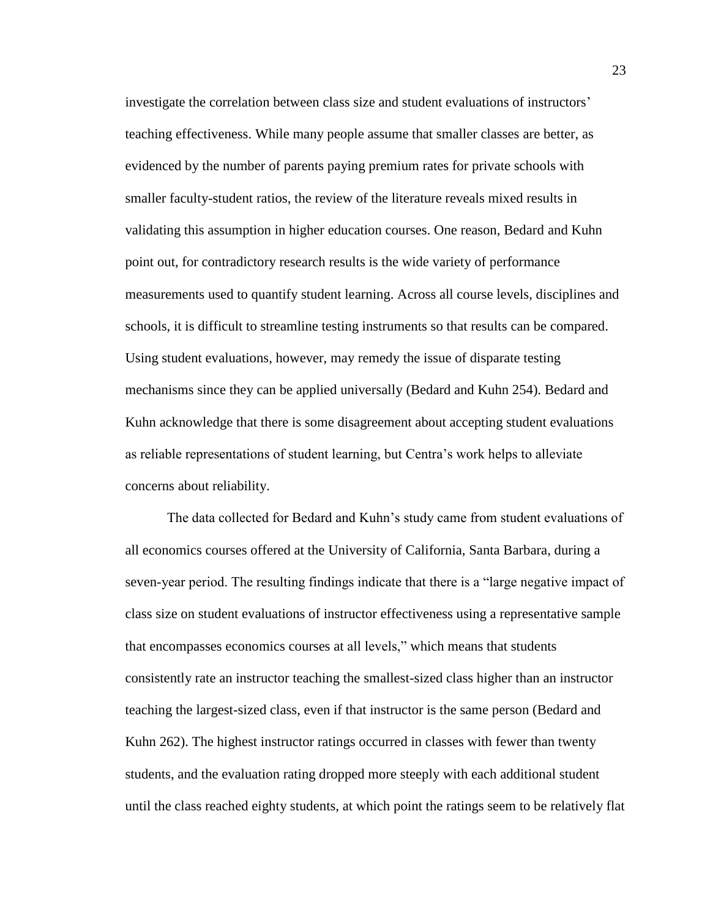investigate the correlation between class size and student evaluations of instructors' teaching effectiveness. While many people assume that smaller classes are better, as evidenced by the number of parents paying premium rates for private schools with smaller faculty-student ratios, the review of the literature reveals mixed results in validating this assumption in higher education courses. One reason, Bedard and Kuhn point out, for contradictory research results is the wide variety of performance measurements used to quantify student learning. Across all course levels, disciplines and schools, it is difficult to streamline testing instruments so that results can be compared. Using student evaluations, however, may remedy the issue of disparate testing mechanisms since they can be applied universally (Bedard and Kuhn 254). Bedard and Kuhn acknowledge that there is some disagreement about accepting student evaluations as reliable representations of student learning, but Centra's work helps to alleviate concerns about reliability.

The data collected for Bedard and Kuhn's study came from student evaluations of all economics courses offered at the University of California, Santa Barbara, during a seven-year period. The resulting findings indicate that there is a "large negative impact of class size on student evaluations of instructor effectiveness using a representative sample that encompasses economics courses at all levels," which means that students consistently rate an instructor teaching the smallest-sized class higher than an instructor teaching the largest-sized class, even if that instructor is the same person (Bedard and Kuhn 262). The highest instructor ratings occurred in classes with fewer than twenty students, and the evaluation rating dropped more steeply with each additional student until the class reached eighty students, at which point the ratings seem to be relatively flat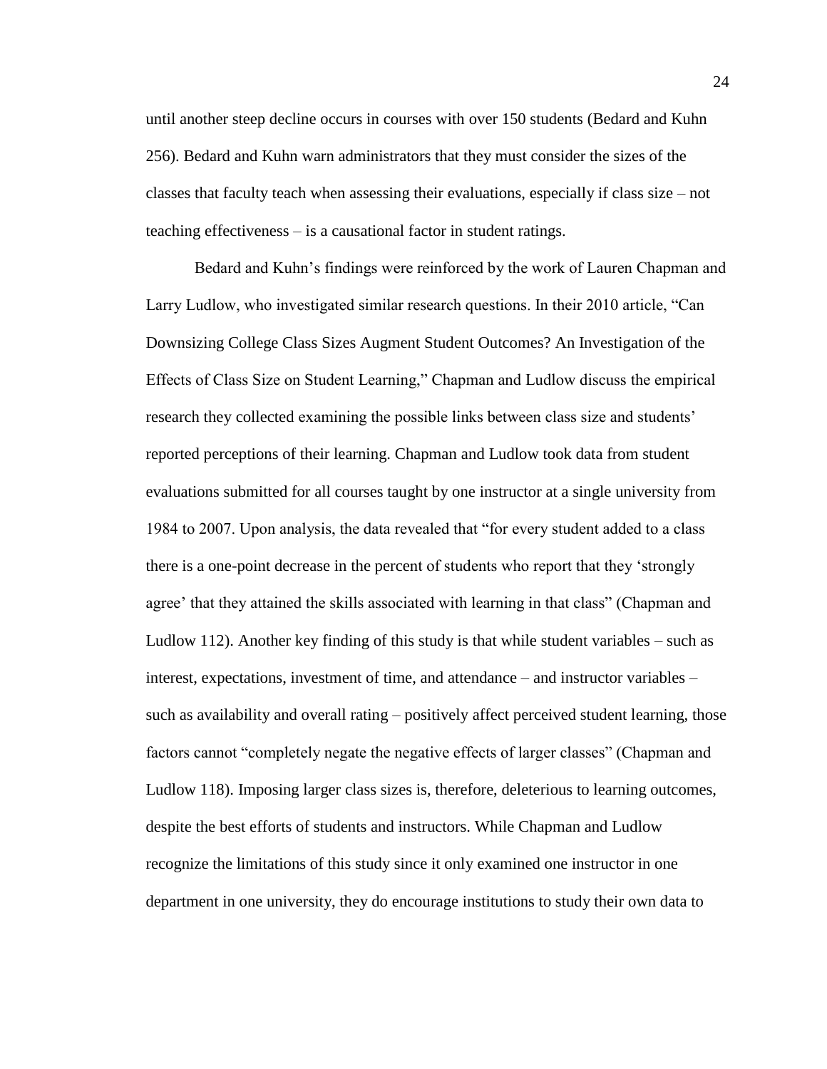until another steep decline occurs in courses with over 150 students (Bedard and Kuhn 256). Bedard and Kuhn warn administrators that they must consider the sizes of the classes that faculty teach when assessing their evaluations, especially if class size – not teaching effectiveness – is a causational factor in student ratings.

Bedard and Kuhn's findings were reinforced by the work of Lauren Chapman and Larry Ludlow, who investigated similar research questions. In their 2010 article, "Can Downsizing College Class Sizes Augment Student Outcomes? An Investigation of the Effects of Class Size on Student Learning," Chapman and Ludlow discuss the empirical research they collected examining the possible links between class size and students' reported perceptions of their learning. Chapman and Ludlow took data from student evaluations submitted for all courses taught by one instructor at a single university from 1984 to 2007. Upon analysis, the data revealed that "for every student added to a class there is a one-point decrease in the percent of students who report that they 'strongly agree' that they attained the skills associated with learning in that class" (Chapman and Ludlow 112). Another key finding of this study is that while student variables – such as interest, expectations, investment of time, and attendance – and instructor variables – such as availability and overall rating – positively affect perceived student learning, those factors cannot "completely negate the negative effects of larger classes" (Chapman and Ludlow 118). Imposing larger class sizes is, therefore, deleterious to learning outcomes, despite the best efforts of students and instructors. While Chapman and Ludlow recognize the limitations of this study since it only examined one instructor in one department in one university, they do encourage institutions to study their own data to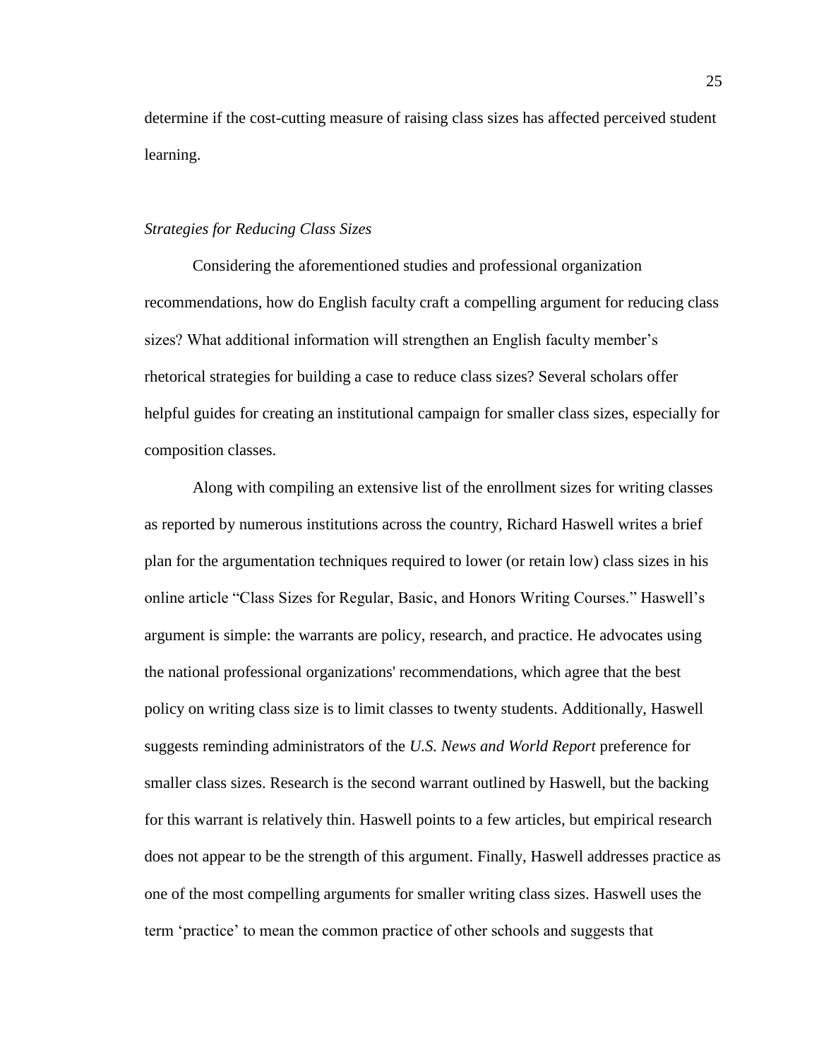determine if the cost-cutting measure of raising class sizes has affected perceived student learning.

### *Strategies for Reducing Class Sizes*

Considering the aforementioned studies and professional organization recommendations, how do English faculty craft a compelling argument for reducing class sizes? What additional information will strengthen an English faculty member's rhetorical strategies for building a case to reduce class sizes? Several scholars offer helpful guides for creating an institutional campaign for smaller class sizes, especially for composition classes.

Along with compiling an extensive list of the enrollment sizes for writing classes as reported by numerous institutions across the country, Richard Haswell writes a brief plan for the argumentation techniques required to lower (or retain low) class sizes in his online article "Class Sizes for Regular, Basic, and Honors Writing Courses." Haswell's argument is simple: the warrants are policy, research, and practice. He advocates using the national professional organizations' recommendations, which agree that the best policy on writing class size is to limit classes to twenty students. Additionally, Haswell suggests reminding administrators of the *U.S. News and World Report* preference for smaller class sizes. Research is the second warrant outlined by Haswell, but the backing for this warrant is relatively thin. Haswell points to a few articles, but empirical research does not appear to be the strength of this argument. Finally, Haswell addresses practice as one of the most compelling arguments for smaller writing class sizes. Haswell uses the term 'practice' to mean the common practice of other schools and suggests that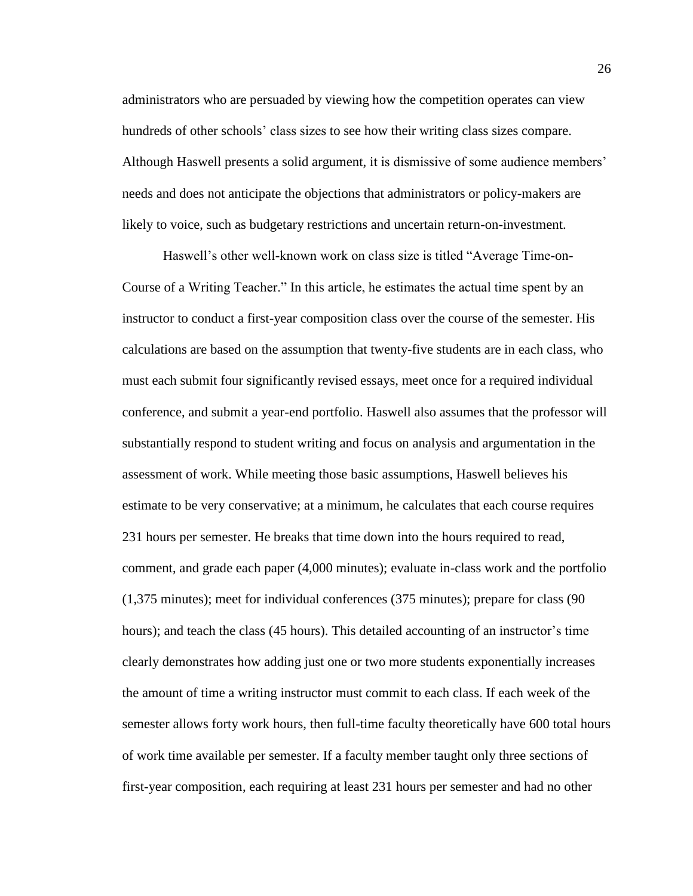administrators who are persuaded by viewing how the competition operates can view hundreds of other schools' class sizes to see how their writing class sizes compare. Although Haswell presents a solid argument, it is dismissive of some audience members' needs and does not anticipate the objections that administrators or policy-makers are likely to voice, such as budgetary restrictions and uncertain return-on-investment.

Haswell's other well-known work on class size is titled "Average Time-on-Course of a Writing Teacher." In this article, he estimates the actual time spent by an instructor to conduct a first-year composition class over the course of the semester. His calculations are based on the assumption that twenty-five students are in each class, who must each submit four significantly revised essays, meet once for a required individual conference, and submit a year-end portfolio. Haswell also assumes that the professor will substantially respond to student writing and focus on analysis and argumentation in the assessment of work. While meeting those basic assumptions, Haswell believes his estimate to be very conservative; at a minimum, he calculates that each course requires 231 hours per semester. He breaks that time down into the hours required to read, comment, and grade each paper (4,000 minutes); evaluate in-class work and the portfolio (1,375 minutes); meet for individual conferences (375 minutes); prepare for class (90 hours); and teach the class (45 hours). This detailed accounting of an instructor's time clearly demonstrates how adding just one or two more students exponentially increases the amount of time a writing instructor must commit to each class. If each week of the semester allows forty work hours, then full-time faculty theoretically have 600 total hours of work time available per semester. If a faculty member taught only three sections of first-year composition, each requiring at least 231 hours per semester and had no other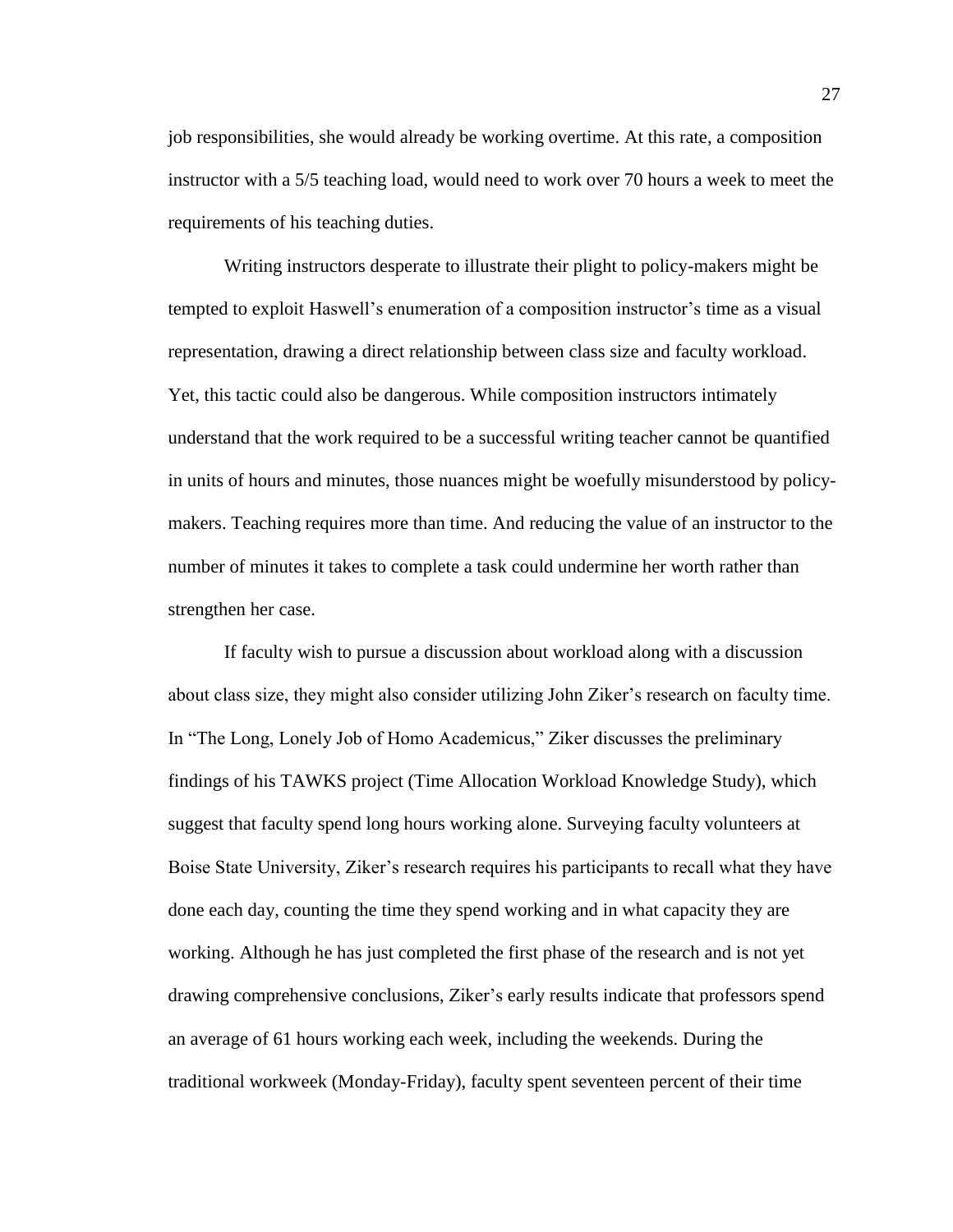job responsibilities, she would already be working overtime. At this rate, a composition instructor with a 5/5 teaching load, would need to work over 70 hours a week to meet the requirements of his teaching duties.

Writing instructors desperate to illustrate their plight to policy-makers might be tempted to exploit Haswell's enumeration of a composition instructor's time as a visual representation, drawing a direct relationship between class size and faculty workload. Yet, this tactic could also be dangerous. While composition instructors intimately understand that the work required to be a successful writing teacher cannot be quantified in units of hours and minutes, those nuances might be woefully misunderstood by policy-makers. Teaching requires more than time. And reducing the value of an instructor to the number of minutes it takes to complete a task could undermine her worth rather than strengthen her case.

If faculty wish to pursue a discussion about workload along with a discussion about class size, they might also consider utilizing John Ziker's research on faculty time. In "The Long, Lonely Job of Homo Academicus," Ziker discusses the preliminary findings of his TAWKS project (Time Allocation Workload Knowledge Study), which suggest that faculty spend long hours working alone. Surveying faculty volunteers at Boise State University, Ziker's research requires his participants to recall what they have done each day, counting the time they spend working and in what capacity they are working. Although he has just completed the first phase of the research and is not yet drawing comprehensive conclusions, Ziker's early results indicate that professors spend an average of 61 hours working each week, including the weekends. During the traditional workweek (Monday-Friday), faculty spent seventeen percent of their time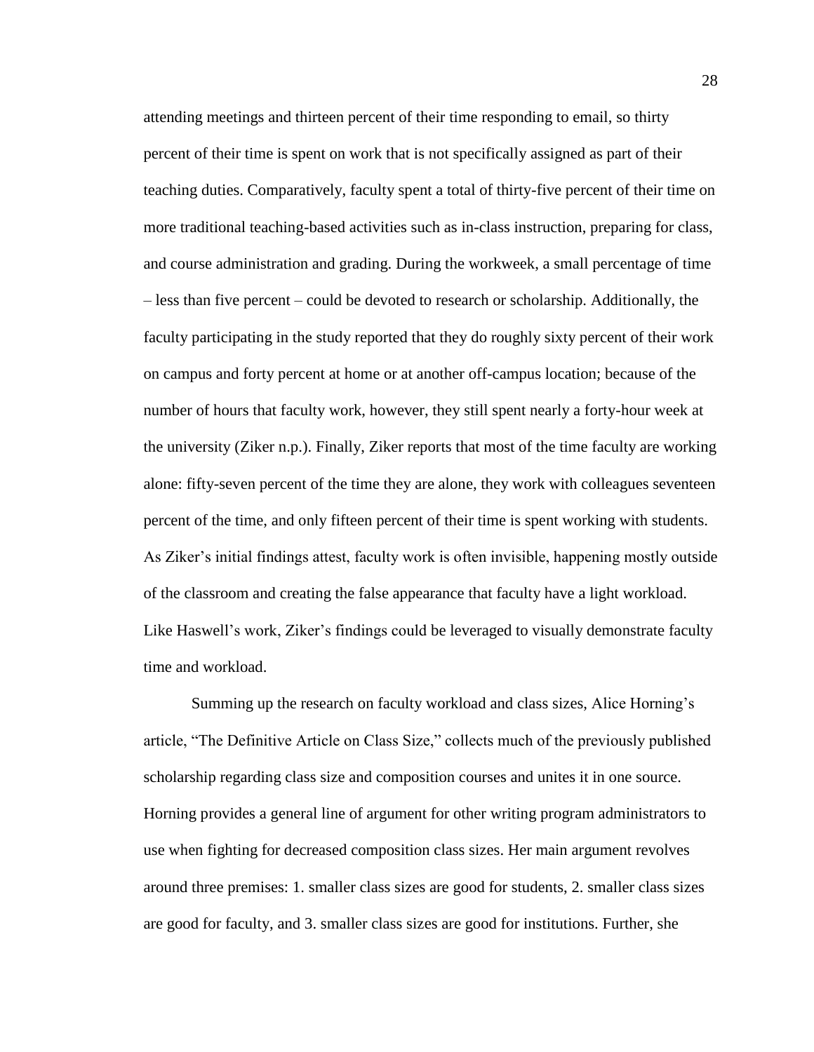attending meetings and thirteen percent of their time responding to email, so thirty percent of their time is spent on work that is not specifically assigned as part of their teaching duties. Comparatively, faculty spent a total of thirty-five percent of their time on more traditional teaching-based activities such as in-class instruction, preparing for class, and course administration and grading. During the workweek, a small percentage of time – less than five percent – could be devoted to research or scholarship. Additionally, the faculty participating in the study reported that they do roughly sixty percent of their work on campus and forty percent at home or at another off-campus location; because of the number of hours that faculty work, however, they still spent nearly a forty-hour week at the university (Ziker n.p.). Finally, Ziker reports that most of the time faculty are working alone: fifty-seven percent of the time they are alone, they work with colleagues seventeen percent of the time, and only fifteen percent of their time is spent working with students. As Ziker's initial findings attest, faculty work is often invisible, happening mostly outside of the classroom and creating the false appearance that faculty have a light workload. Like Haswell's work, Ziker's findings could be leveraged to visually demonstrate faculty time and workload.

Summing up the research on faculty workload and class sizes, Alice Horning's article, "The Definitive Article on Class Size," collects much of the previously published scholarship regarding class size and composition courses and unites it in one source. Horning provides a general line of argument for other writing program administrators to use when fighting for decreased composition class sizes. Her main argument revolves around three premises: 1. smaller class sizes are good for students, 2. smaller class sizes are good for faculty, and 3. smaller class sizes are good for institutions. Further, she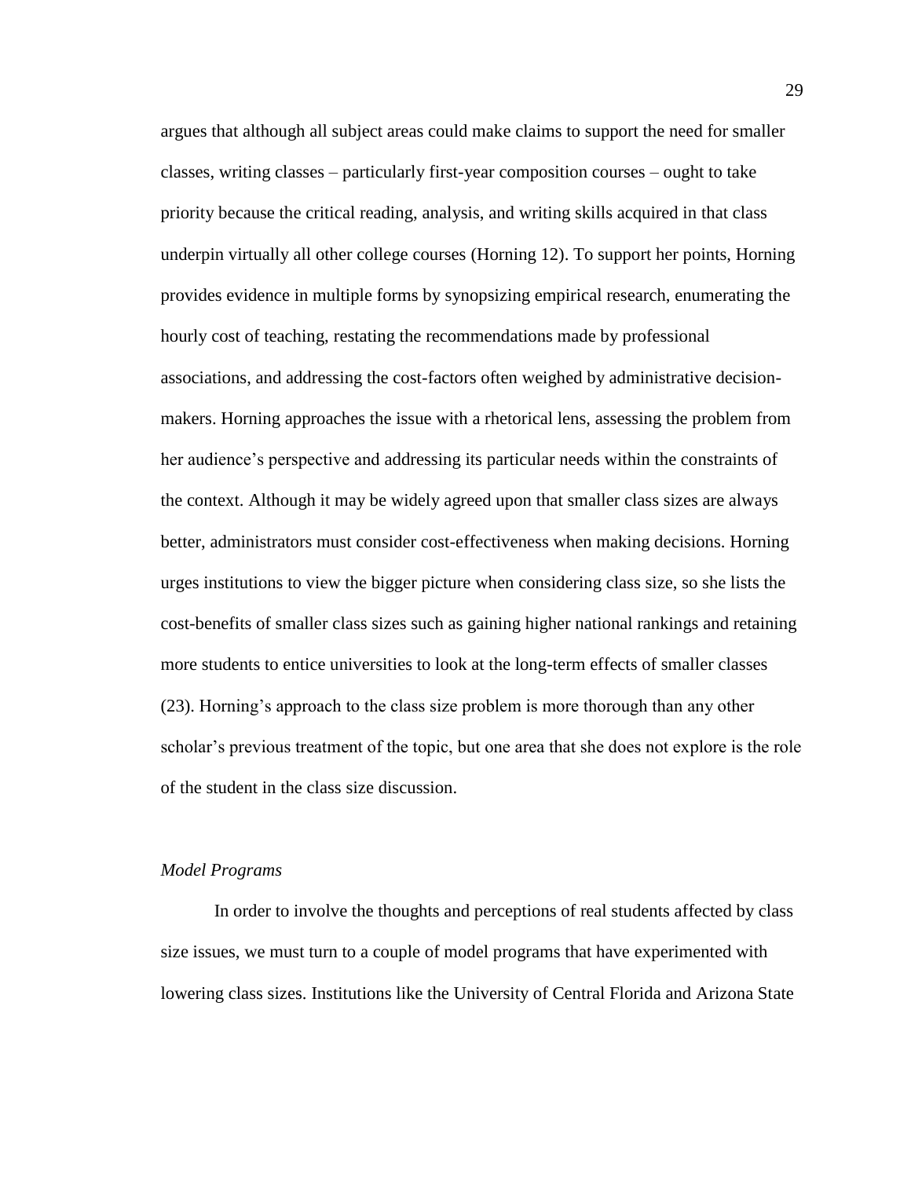argues that although all subject areas could make claims to support the need for smaller classes, writing classes – particularly first-year composition courses – ought to take priority because the critical reading, analysis, and writing skills acquired in that class underpin virtually all other college courses (Horning 12). To support her points, Horning provides evidence in multiple forms by synopsizing empirical research, enumerating the hourly cost of teaching, restating the recommendations made by professional associations, and addressing the cost-factors often weighed by administrative decision-makers. Horning approaches the issue with a rhetorical lens, assessing the problem from her audience's perspective and addressing its particular needs within the constraints of the context. Although it may be widely agreed upon that smaller class sizes are always better, administrators must consider cost-effectiveness when making decisions. Horning urges institutions to view the bigger picture when considering class size, so she lists the cost-benefits of smaller class sizes such as gaining higher national rankings and retaining more students to entice universities to look at the long-term effects of smaller classes (23). Horning's approach to the class size problem is more thorough than any other scholar's previous treatment of the topic, but one area that she does not explore is the role of the student in the class size discussion.

### *Model Programs*

In order to involve the thoughts and perceptions of real students affected by class size issues, we must turn to a couple of model programs that have experimented with lowering class sizes. Institutions like the University of Central Florida and Arizona State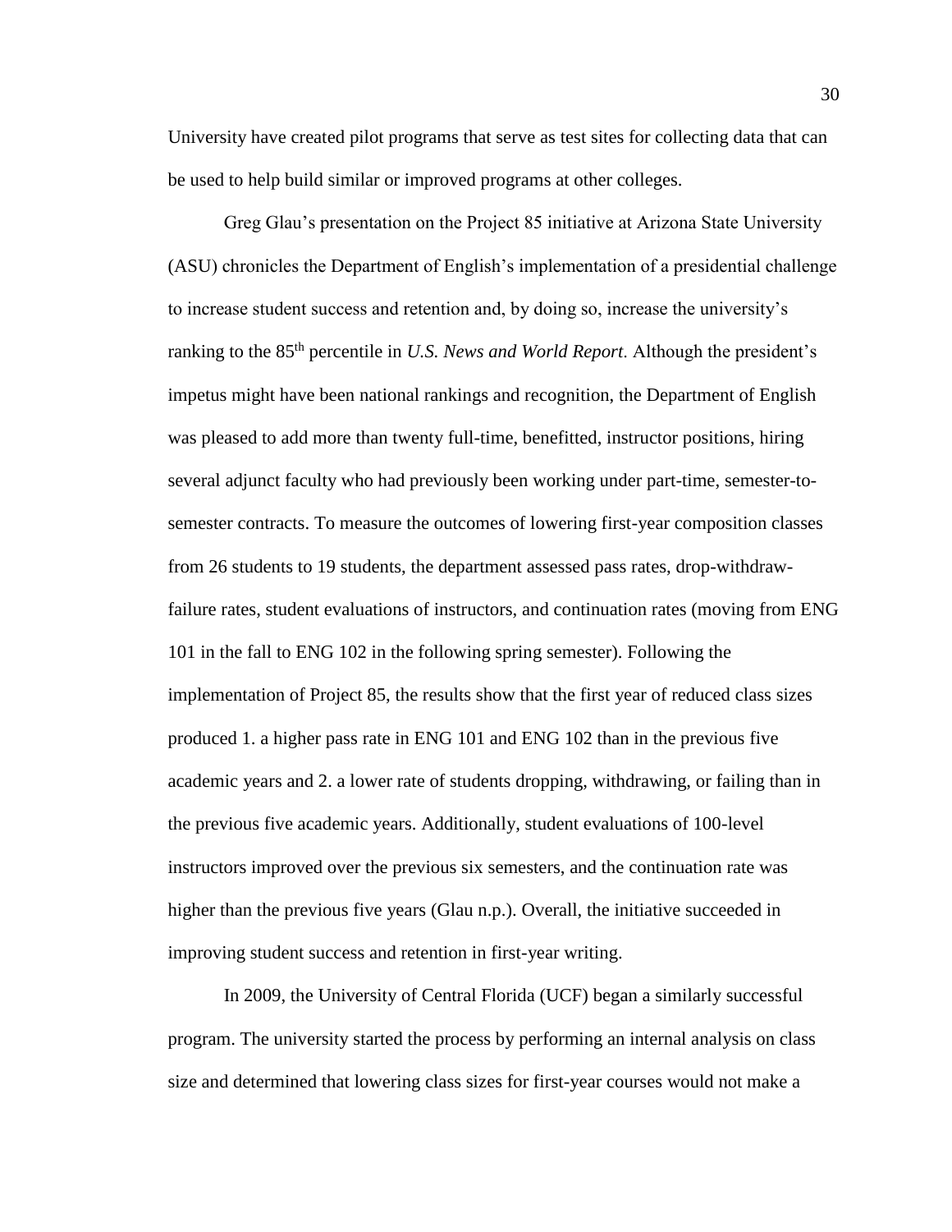University have created pilot programs that serve as test sites for collecting data that can be used to help build similar or improved programs at other colleges.

Greg Glau's presentation on the Project 85 initiative at Arizona State University (ASU) chronicles the Department of English's implementation of a presidential challenge to increase student success and retention and, by doing so, increase the university's ranking to the 85th percentile in *U.S. News and World Report*. Although the president's impetus might have been national rankings and recognition, the Department of English was pleased to add more than twenty full-time, benefitted, instructor positions, hiring several adjunct faculty who had previously been working under part-time, semester-to-semester contracts. To measure the outcomes of lowering first-year composition classes from 26 students to 19 students, the department assessed pass rates, drop-withdraw-failure rates, student evaluations of instructors, and continuation rates (moving from ENG 101 in the fall to ENG 102 in the following spring semester). Following the implementation of Project 85, the results show that the first year of reduced class sizes produced 1. a higher pass rate in ENG 101 and ENG 102 than in the previous five academic years and 2. a lower rate of students dropping, withdrawing, or failing than in the previous five academic years. Additionally, student evaluations of 100-level instructors improved over the previous six semesters, and the continuation rate was higher than the previous five years (Glau n.p.). Overall, the initiative succeeded in improving student success and retention in first-year writing.

In 2009, the University of Central Florida (UCF) began a similarly successful program. The university started the process by performing an internal analysis on class size and determined that lowering class sizes for first-year courses would not make a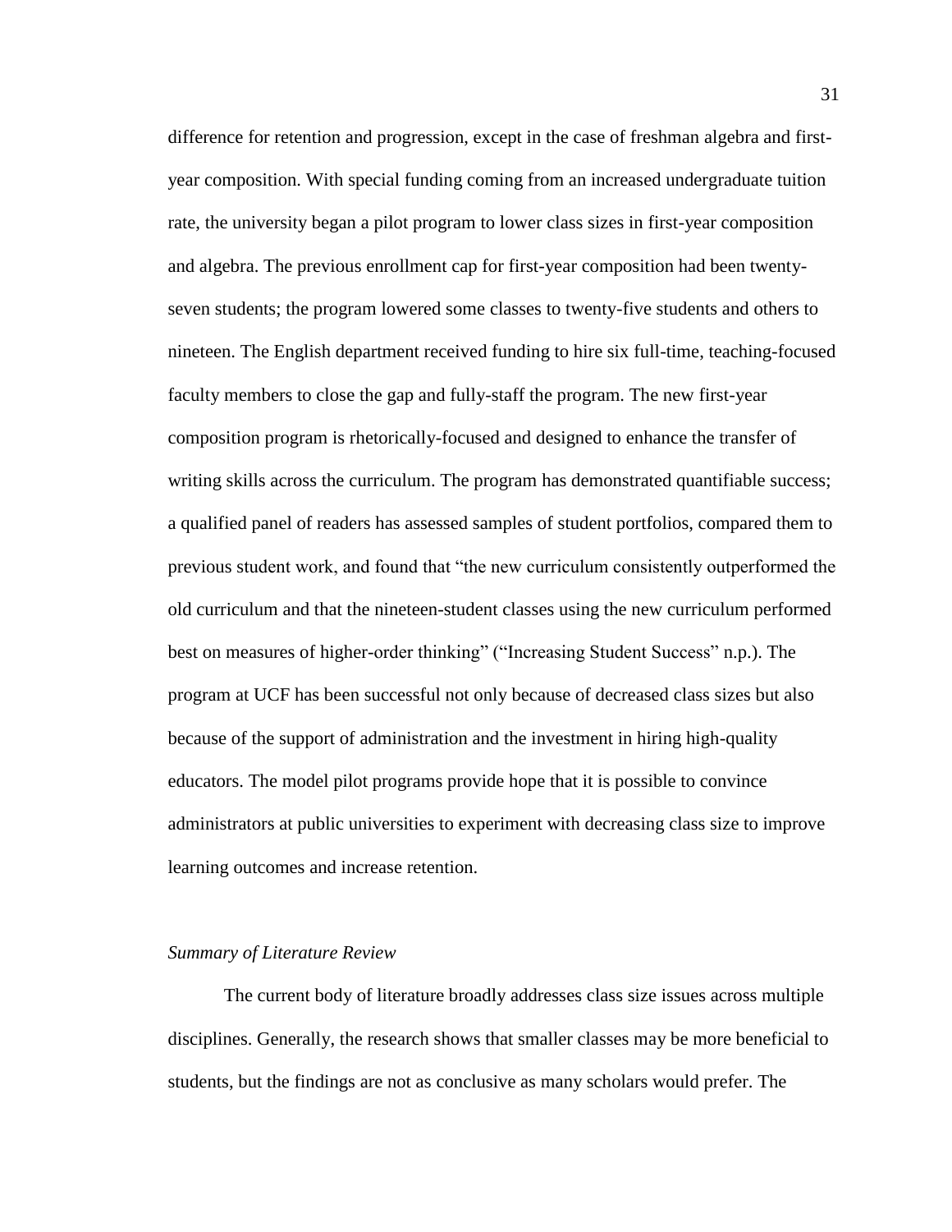difference for retention and progression, except in the case of freshman algebra and first-year composition. With special funding coming from an increased undergraduate tuition rate, the university began a pilot program to lower class sizes in first-year composition and algebra. The previous enrollment cap for first-year composition had been twenty-seven students; the program lowered some classes to twenty-five students and others to nineteen. The English department received funding to hire six full-time, teaching-focused faculty members to close the gap and fully-staff the program. The new first-year composition program is rhetorically-focused and designed to enhance the transfer of writing skills across the curriculum. The program has demonstrated quantifiable success; a qualified panel of readers has assessed samples of student portfolios, compared them to previous student work, and found that "the new curriculum consistently outperformed the old curriculum and that the nineteen-student classes using the new curriculum performed best on measures of higher-order thinking" ("Increasing Student Success" n.p.). The program at UCF has been successful not only because of decreased class sizes but also because of the support of administration and the investment in hiring high-quality educators. The model pilot programs provide hope that it is possible to convince administrators at public universities to experiment with decreasing class size to improve learning outcomes and increase retention.

### *Summary of Literature Review*

The current body of literature broadly addresses class size issues across multiple disciplines. Generally, the research shows that smaller classes may be more beneficial to students, but the findings are not as conclusive as many scholars would prefer. The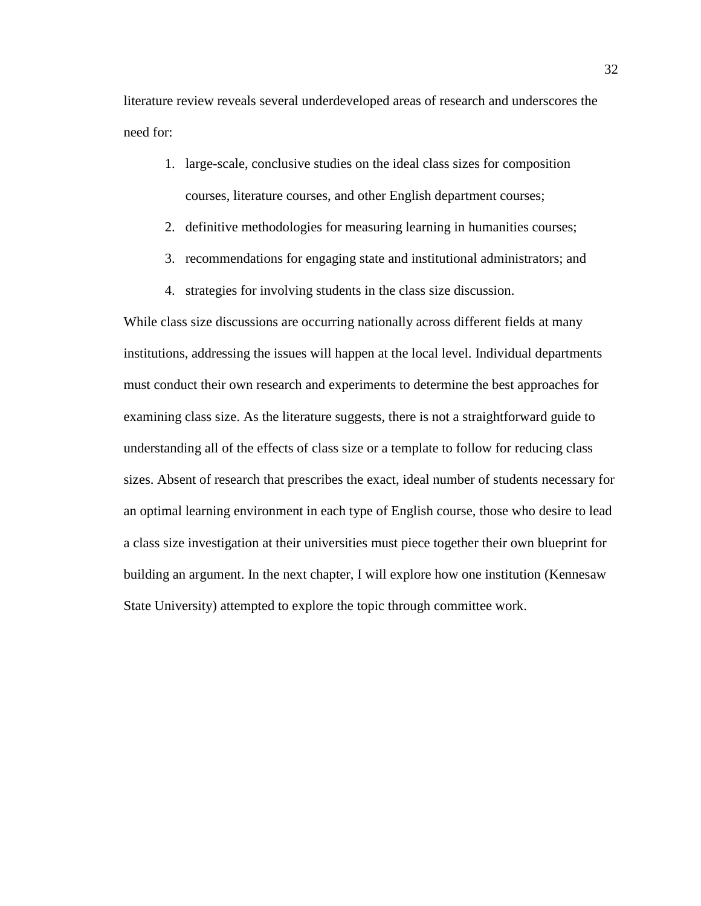literature review reveals several underdeveloped areas of research and underscores the need for:

1. large-scale, conclusive studies on the ideal class sizes for composition courses, literature courses, and other English department courses;
2. definitive methodologies for measuring learning in humanities courses;
3. recommendations for engaging state and institutional administrators; and
4. strategies for involving students in the class size discussion.

While class size discussions are occurring nationally across different fields at many institutions, addressing the issues will happen at the local level. Individual departments must conduct their own research and experiments to determine the best approaches for examining class size. As the literature suggests, there is not a straightforward guide to understanding all of the effects of class size or a template to follow for reducing class sizes. Absent of research that prescribes the exact, ideal number of students necessary for an optimal learning environment in each type of English course, those who desire to lead a class size investigation at their universities must piece together their own blueprint for building an argument. In the next chapter, I will explore how one institution (Kennesaw State University) attempted to explore the topic through committee work.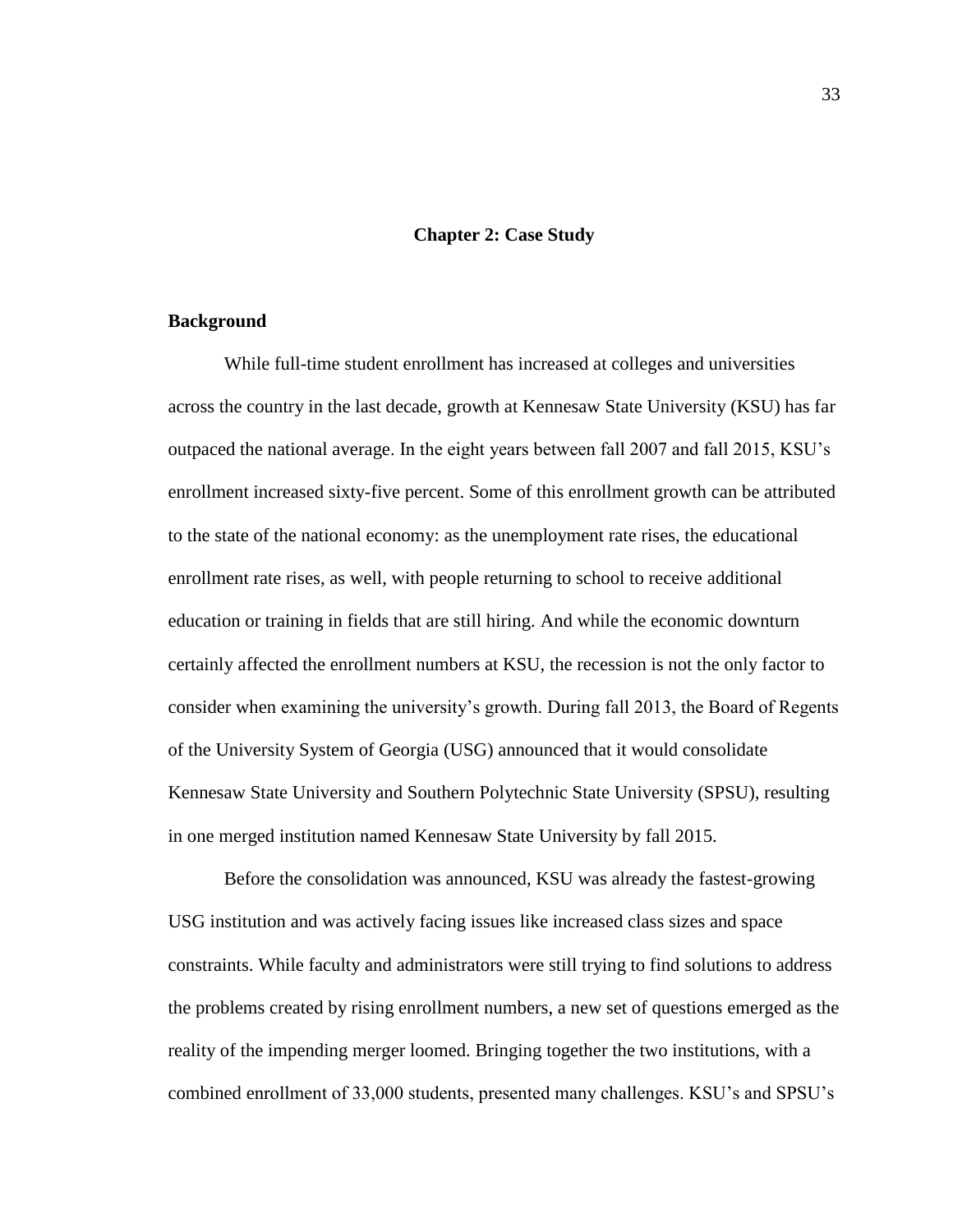## Chapter 2: Case Study

### Background

While full-time student enrollment has increased at colleges and universities across the country in the last decade, growth at Kennesaw State University (KSU) has far outpaced the national average. In the eight years between fall 2007 and fall 2015, KSU's enrollment increased sixty-five percent. Some of this enrollment growth can be attributed to the state of the national economy: as the unemployment rate rises, the educational enrollment rate rises, as well, with people returning to school to receive additional education or training in fields that are still hiring. And while the economic downturn certainly affected the enrollment numbers at KSU, the recession is not the only factor to consider when examining the university's growth. During fall 2013, the Board of Regents of the University System of Georgia (USG) announced that it would consolidate Kennesaw State University and Southern Polytechnic State University (SPSU), resulting in one merged institution named Kennesaw State University by fall 2015.

Before the consolidation was announced, KSU was already the fastest-growing USG institution and was actively facing issues like increased class sizes and space constraints. While faculty and administrators were still trying to find solutions to address the problems created by rising enrollment numbers, a new set of questions emerged as the reality of the impending merger loomed. Bringing together the two institutions, with a combined enrollment of 33,000 students, presented many challenges. KSU's and SPSU's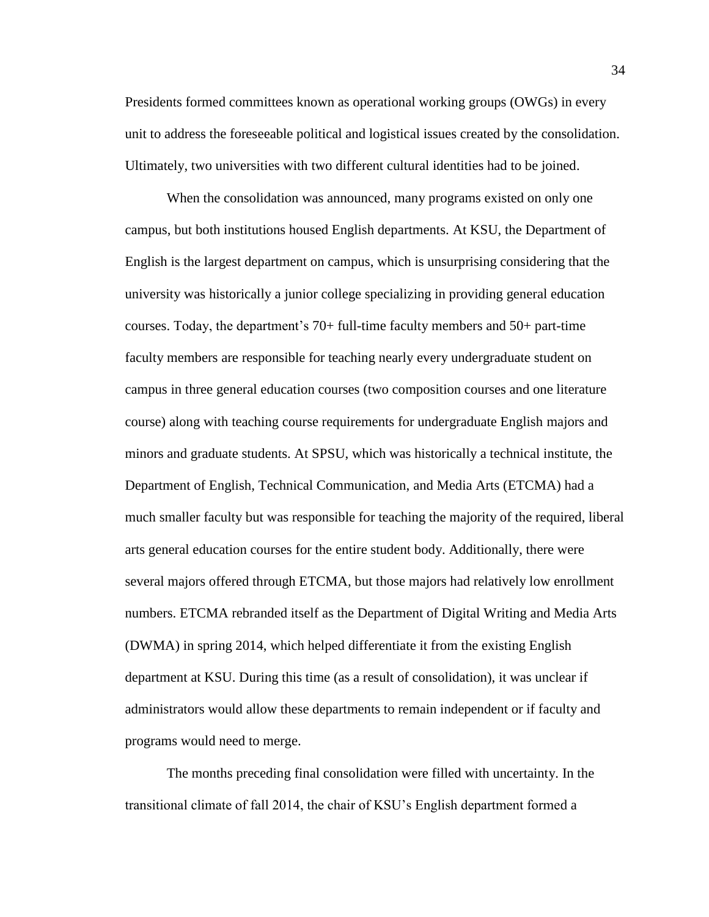Presidents formed committees known as operational working groups (OWGs) in every unit to address the foreseeable political and logistical issues created by the consolidation. Ultimately, two universities with two different cultural identities had to be joined.

When the consolidation was announced, many programs existed on only one campus, but both institutions housed English departments. At KSU, the Department of English is the largest department on campus, which is unsurprising considering that the university was historically a junior college specializing in providing general education courses. Today, the department's 70+ full-time faculty members and 50+ part-time faculty members are responsible for teaching nearly every undergraduate student on campus in three general education courses (two composition courses and one literature course) along with teaching course requirements for undergraduate English majors and minors and graduate students. At SPSU, which was historically a technical institute, the Department of English, Technical Communication, and Media Arts (ETCMA) had a much smaller faculty but was responsible for teaching the majority of the required, liberal arts general education courses for the entire student body. Additionally, there were several majors offered through ETCMA, but those majors had relatively low enrollment numbers. ETCMA rebranded itself as the Department of Digital Writing and Media Arts (DWMA) in spring 2014, which helped differentiate it from the existing English department at KSU. During this time (as a result of consolidation), it was unclear if administrators would allow these departments to remain independent or if faculty and programs would need to merge.

The months preceding final consolidation were filled with uncertainty. In the transitional climate of fall 2014, the chair of KSU's English department formed a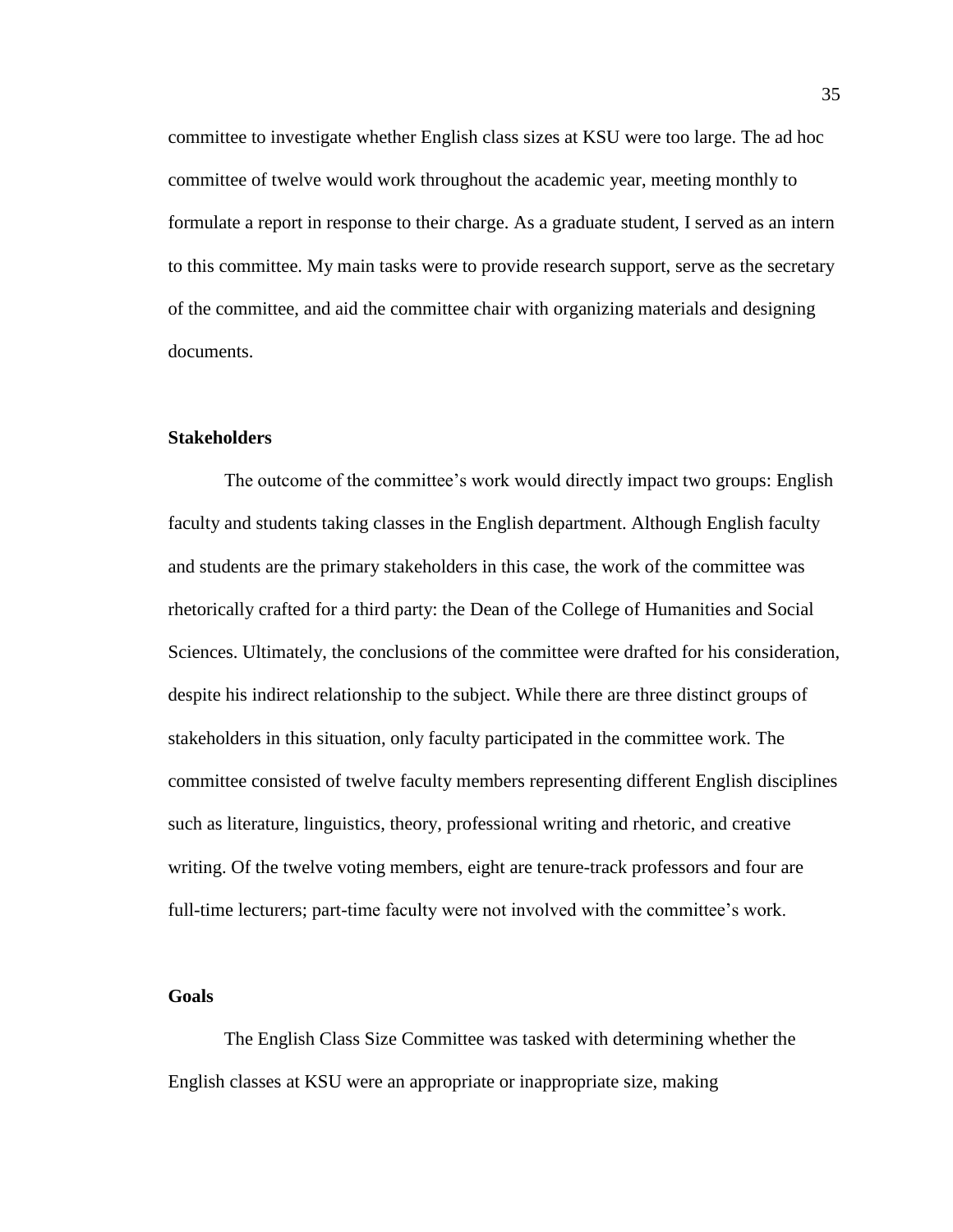committee to investigate whether English class sizes at KSU were too large. The ad hoc committee of twelve would work throughout the academic year, meeting monthly to formulate a report in response to their charge. As a graduate student, I served as an intern to this committee. My main tasks were to provide research support, serve as the secretary of the committee, and aid the committee chair with organizing materials and designing documents.

### Stakeholders

The outcome of the committee's work would directly impact two groups: English faculty and students taking classes in the English department. Although English faculty and students are the primary stakeholders in this case, the work of the committee was rhetorically crafted for a third party: the Dean of the College of Humanities and Social Sciences. Ultimately, the conclusions of the committee were drafted for his consideration, despite his indirect relationship to the subject. While there are three distinct groups of stakeholders in this situation, only faculty participated in the committee work. The committee consisted of twelve faculty members representing different English disciplines such as literature, linguistics, theory, professional writing and rhetoric, and creative writing. Of the twelve voting members, eight are tenure-track professors and four are full-time lecturers; part-time faculty were not involved with the committee's work.

### Goals

The English Class Size Committee was tasked with determining whether the English classes at KSU were an appropriate or inappropriate size, making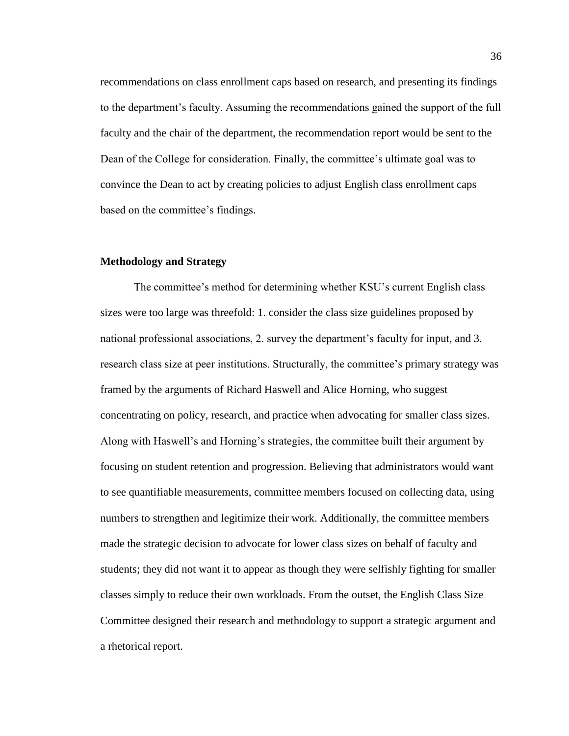recommendations on class enrollment caps based on research, and presenting its findings to the department's faculty. Assuming the recommendations gained the support of the full faculty and the chair of the department, the recommendation report would be sent to the Dean of the College for consideration. Finally, the committee's ultimate goal was to convince the Dean to act by creating policies to adjust English class enrollment caps based on the committee's findings.

**Methodology and Strategy**

The committee's method for determining whether KSU's current English class sizes were too large was threefold: 1. consider the class size guidelines proposed by national professional associations, 2. survey the department's faculty for input, and 3. research class size at peer institutions. Structurally, the committee's primary strategy was framed by the arguments of Richard Haswell and Alice Horning, who suggest concentrating on policy, research, and practice when advocating for smaller class sizes. Along with Haswell's and Horning's strategies, the committee built their argument by focusing on student retention and progression. Believing that administrators would want to see quantifiable measurements, committee members focused on collecting data, using numbers to strengthen and legitimize their work. Additionally, the committee members made the strategic decision to advocate for lower class sizes on behalf of faculty and students; they did not want it to appear as though they were selfishly fighting for smaller classes simply to reduce their own workloads. From the outset, the English Class Size Committee designed their research and methodology to support a strategic argument and a rhetorical report.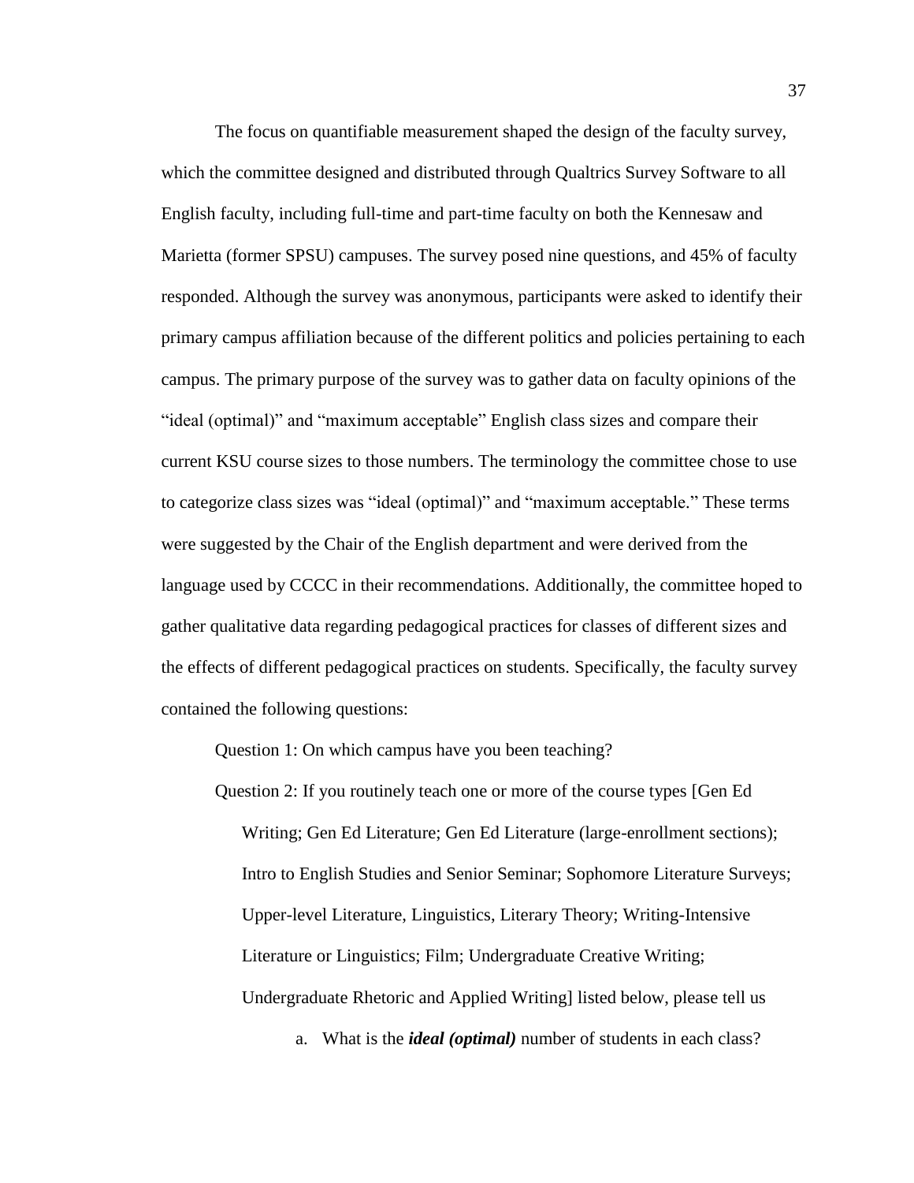The focus on quantifiable measurement shaped the design of the faculty survey, which the committee designed and distributed through Qualtrics Survey Software to all English faculty, including full-time and part-time faculty on both the Kennesaw and Marietta (former SPSU) campuses. The survey posed nine questions, and 45% of faculty responded. Although the survey was anonymous, participants were asked to identify their primary campus affiliation because of the different politics and policies pertaining to each campus. The primary purpose of the survey was to gather data on faculty opinions of the "ideal (optimal)" and "maximum acceptable" English class sizes and compare their current KSU course sizes to those numbers. The terminology the committee chose to use to categorize class sizes was "ideal (optimal)" and "maximum acceptable." These terms were suggested by the Chair of the English department and were derived from the language used by CCCC in their recommendations. Additionally, the committee hoped to gather qualitative data regarding pedagogical practices for classes of different sizes and the effects of different pedagogical practices on students. Specifically, the faculty survey contained the following questions:

Question 1: On which campus have you been teaching?

Question 2: If you routinely teach one or more of the course types [Gen Ed Writing; Gen Ed Literature; Gen Ed Literature (large-enrollment sections); Intro to English Studies and Senior Seminar; Sophomore Literature Surveys; Upper-level Literature, Linguistics, Literary Theory; Writing-Intensive Literature or Linguistics; Film; Undergraduate Creative Writing; Undergraduate Rhetoric and Applied Writing] listed below, please tell us

a. What is the ***ideal (optimal)*** number of students in each class?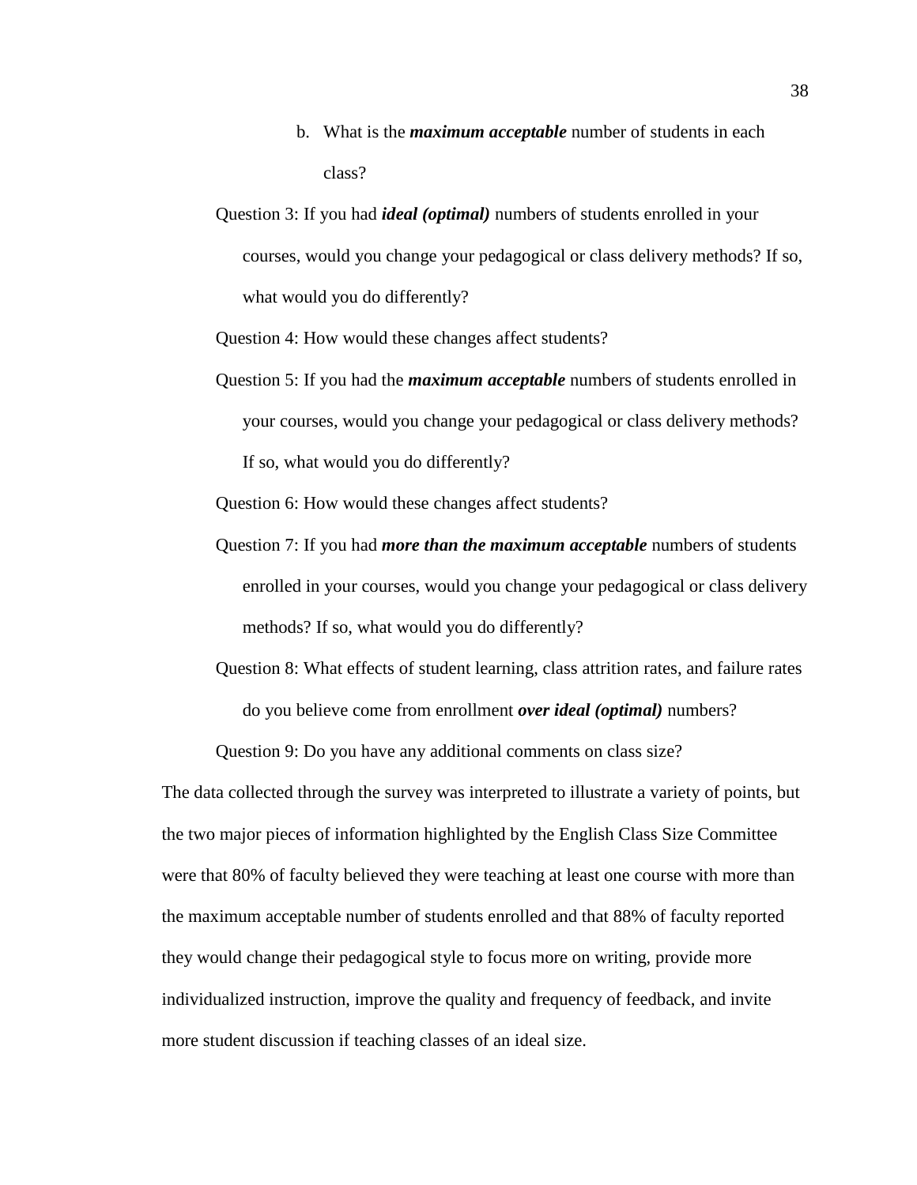b. What is the ***maximum acceptable*** number of students in each class?

Question 3: If you had ***ideal (optimal)*** numbers of students enrolled in your courses, would you change your pedagogical or class delivery methods? If so, what would you do differently?

Question 4: How would these changes affect students?

Question 5: If you had the ***maximum acceptable*** numbers of students enrolled in your courses, would you change your pedagogical or class delivery methods? If so, what would you do differently?

Question 6: How would these changes affect students?

Question 7: If you had ***more than the maximum acceptable*** numbers of students enrolled in your courses, would you change your pedagogical or class delivery methods? If so, what would you do differently?

Question 8: What effects of student learning, class attrition rates, and failure rates do you believe come from enrollment ***over ideal (optimal)*** numbers?

Question 9: Do you have any additional comments on class size?

The data collected through the survey was interpreted to illustrate a variety of points, but the two major pieces of information highlighted by the English Class Size Committee were that 80% of faculty believed they were teaching at least one course with more than the maximum acceptable number of students enrolled and that 88% of faculty reported they would change their pedagogical style to focus more on writing, provide more individualized instruction, improve the quality and frequency of feedback, and invite more student discussion if teaching classes of an ideal size.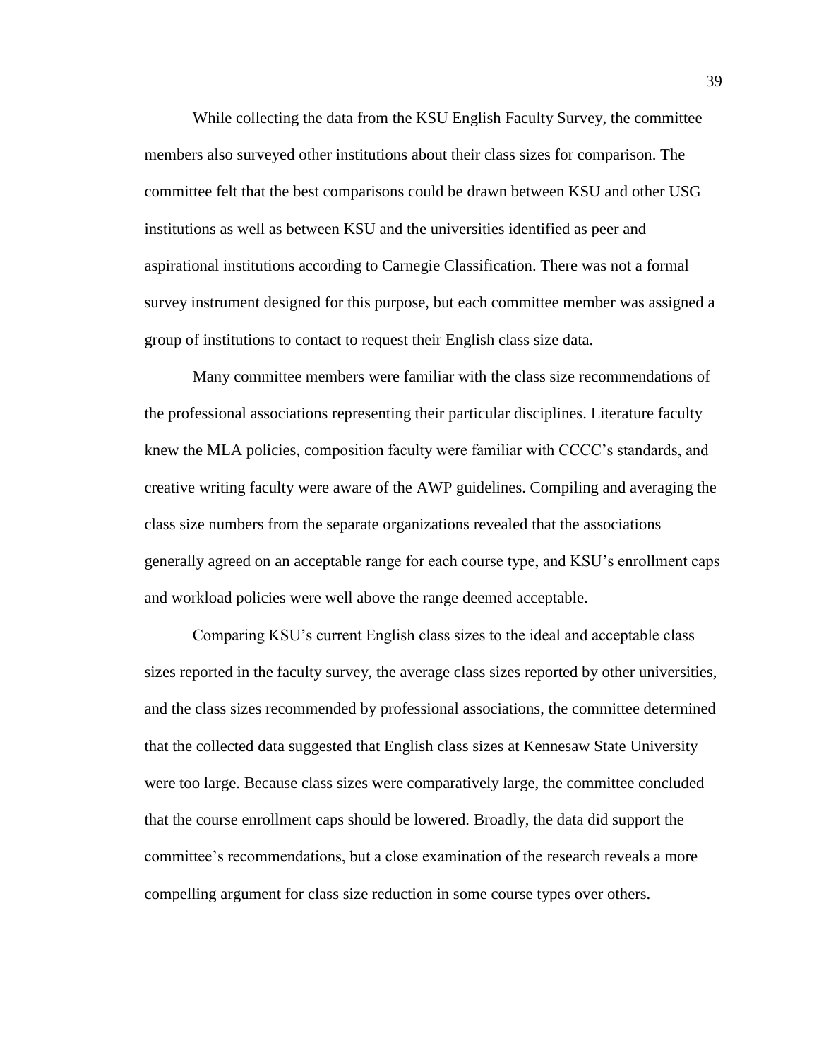While collecting the data from the KSU English Faculty Survey, the committee members also surveyed other institutions about their class sizes for comparison. The committee felt that the best comparisons could be drawn between KSU and other USG institutions as well as between KSU and the universities identified as peer and aspirational institutions according to Carnegie Classification. There was not a formal survey instrument designed for this purpose, but each committee member was assigned a group of institutions to contact to request their English class size data.

Many committee members were familiar with the class size recommendations of the professional associations representing their particular disciplines. Literature faculty knew the MLA policies, composition faculty were familiar with CCCC's standards, and creative writing faculty were aware of the AWP guidelines. Compiling and averaging the class size numbers from the separate organizations revealed that the associations generally agreed on an acceptable range for each course type, and KSU's enrollment caps and workload policies were well above the range deemed acceptable.

Comparing KSU's current English class sizes to the ideal and acceptable class sizes reported in the faculty survey, the average class sizes reported by other universities, and the class sizes recommended by professional associations, the committee determined that the collected data suggested that English class sizes at Kennesaw State University were too large. Because class sizes were comparatively large, the committee concluded that the course enrollment caps should be lowered. Broadly, the data did support the committee's recommendations, but a close examination of the research reveals a more compelling argument for class size reduction in some course types over others.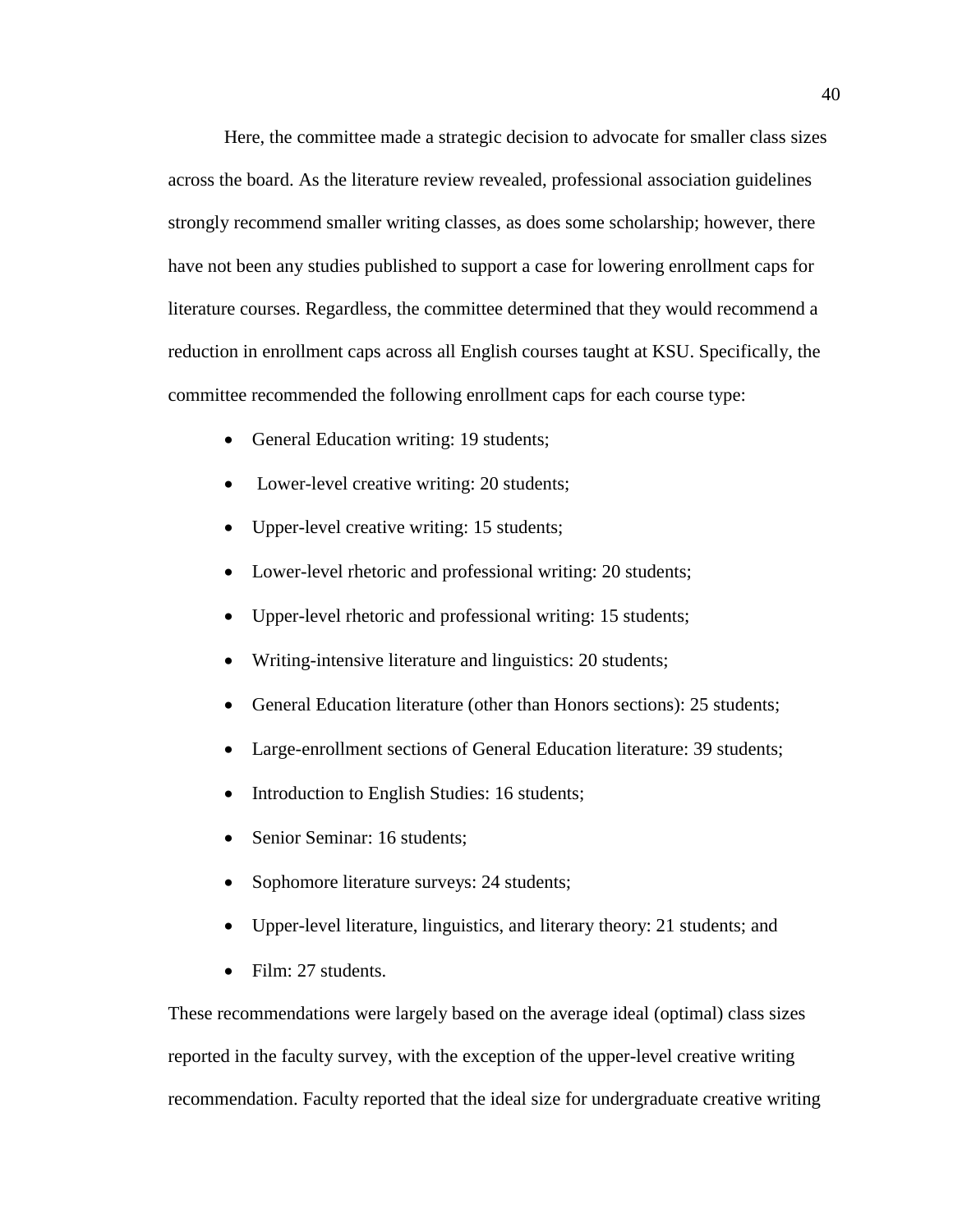Here, the committee made a strategic decision to advocate for smaller class sizes across the board. As the literature review revealed, professional association guidelines strongly recommend smaller writing classes, as does some scholarship; however, there have not been any studies published to support a case for lowering enrollment caps for literature courses. Regardless, the committee determined that they would recommend a reduction in enrollment caps across all English courses taught at KSU. Specifically, the committee recommended the following enrollment caps for each course type:

- General Education writing: 19 students;
- Lower-level creative writing: 20 students;
- Upper-level creative writing: 15 students;
- Lower-level rhetoric and professional writing: 20 students;
- Upper-level rhetoric and professional writing: 15 students;
- Writing-intensive literature and linguistics: 20 students;
- General Education literature (other than Honors sections): 25 students;
- Large-enrollment sections of General Education literature: 39 students;
- Introduction to English Studies: 16 students;
- Senior Seminar: 16 students;
- Sophomore literature surveys: 24 students;
- Upper-level literature, linguistics, and literary theory: 21 students; and
- Film: 27 students.

These recommendations were largely based on the average ideal (optimal) class sizes reported in the faculty survey, with the exception of the upper-level creative writing recommendation. Faculty reported that the ideal size for undergraduate creative writing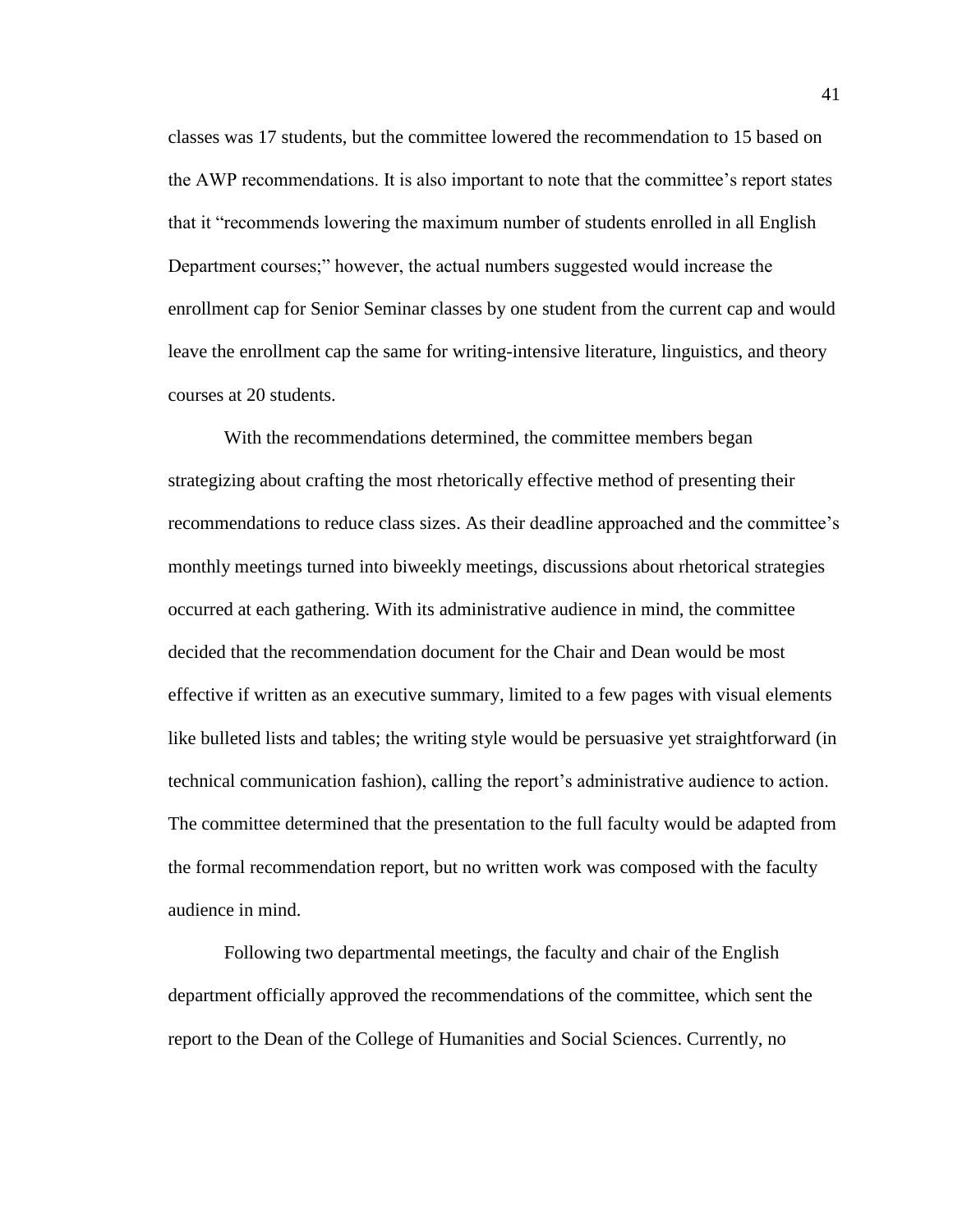classes was 17 students, but the committee lowered the recommendation to 15 based on the AWP recommendations. It is also important to note that the committee's report states that it "recommends lowering the maximum number of students enrolled in all English Department courses;" however, the actual numbers suggested would increase the enrollment cap for Senior Seminar classes by one student from the current cap and would leave the enrollment cap the same for writing-intensive literature, linguistics, and theory courses at 20 students.

With the recommendations determined, the committee members began strategizing about crafting the most rhetorically effective method of presenting their recommendations to reduce class sizes. As their deadline approached and the committee's monthly meetings turned into biweekly meetings, discussions about rhetorical strategies occurred at each gathering. With its administrative audience in mind, the committee decided that the recommendation document for the Chair and Dean would be most effective if written as an executive summary, limited to a few pages with visual elements like bulleted lists and tables; the writing style would be persuasive yet straightforward (in technical communication fashion), calling the report's administrative audience to action. The committee determined that the presentation to the full faculty would be adapted from the formal recommendation report, but no written work was composed with the faculty audience in mind.

Following two departmental meetings, the faculty and chair of the English department officially approved the recommendations of the committee, which sent the report to the Dean of the College of Humanities and Social Sciences. Currently, no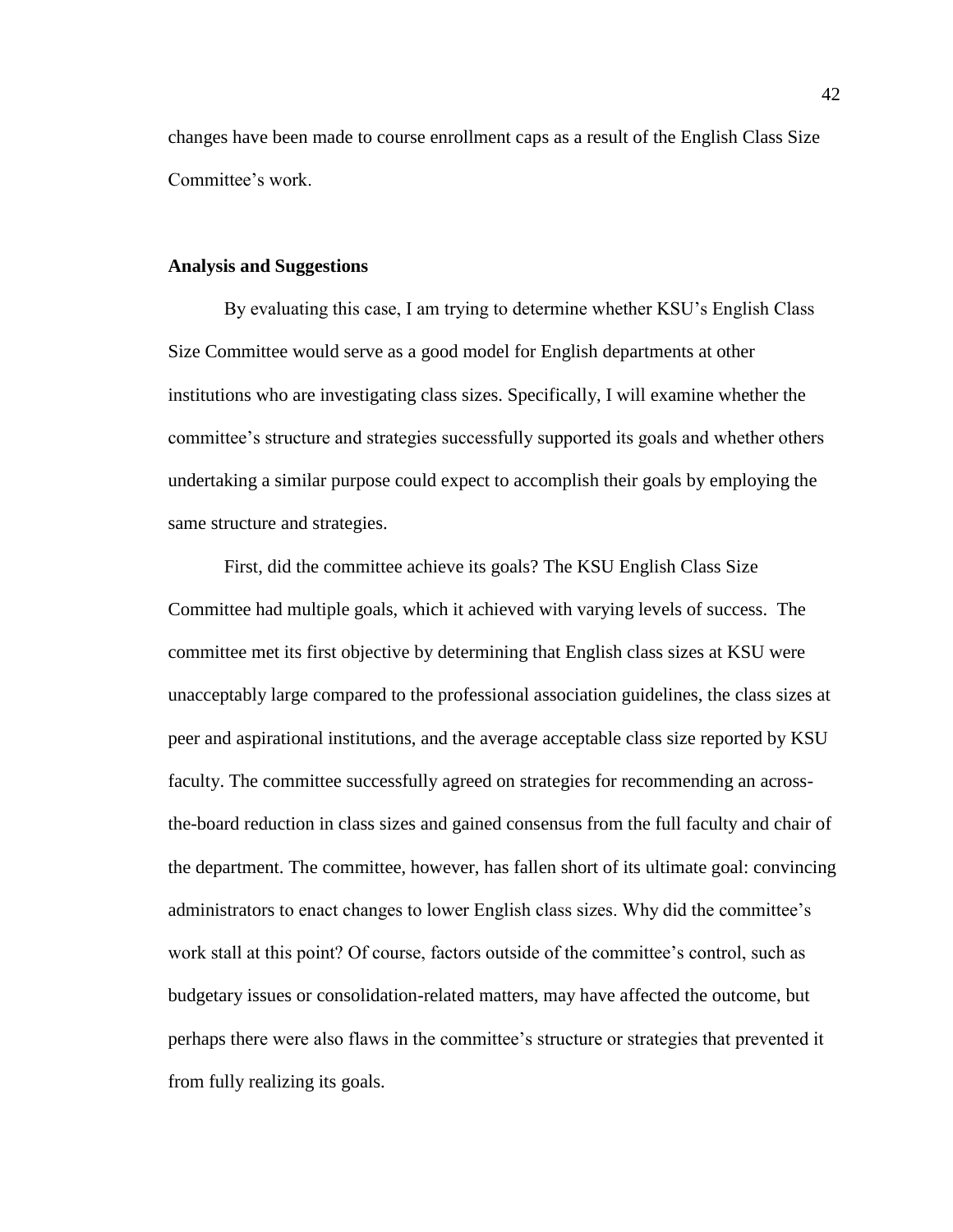changes have been made to course enrollment caps as a result of the English Class Size Committee's work.

### Analysis and Suggestions

By evaluating this case, I am trying to determine whether KSU's English Class Size Committee would serve as a good model for English departments at other institutions who are investigating class sizes. Specifically, I will examine whether the committee's structure and strategies successfully supported its goals and whether others undertaking a similar purpose could expect to accomplish their goals by employing the same structure and strategies.

First, did the committee achieve its goals? The KSU English Class Size Committee had multiple goals, which it achieved with varying levels of success. The committee met its first objective by determining that English class sizes at KSU were unacceptably large compared to the professional association guidelines, the class sizes at peer and aspirational institutions, and the average acceptable class size reported by KSU faculty. The committee successfully agreed on strategies for recommending an across-the-board reduction in class sizes and gained consensus from the full faculty and chair of the department. The committee, however, has fallen short of its ultimate goal: convincing administrators to enact changes to lower English class sizes. Why did the committee's work stall at this point? Of course, factors outside of the committee's control, such as budgetary issues or consolidation-related matters, may have affected the outcome, but perhaps there were also flaws in the committee's structure or strategies that prevented it from fully realizing its goals.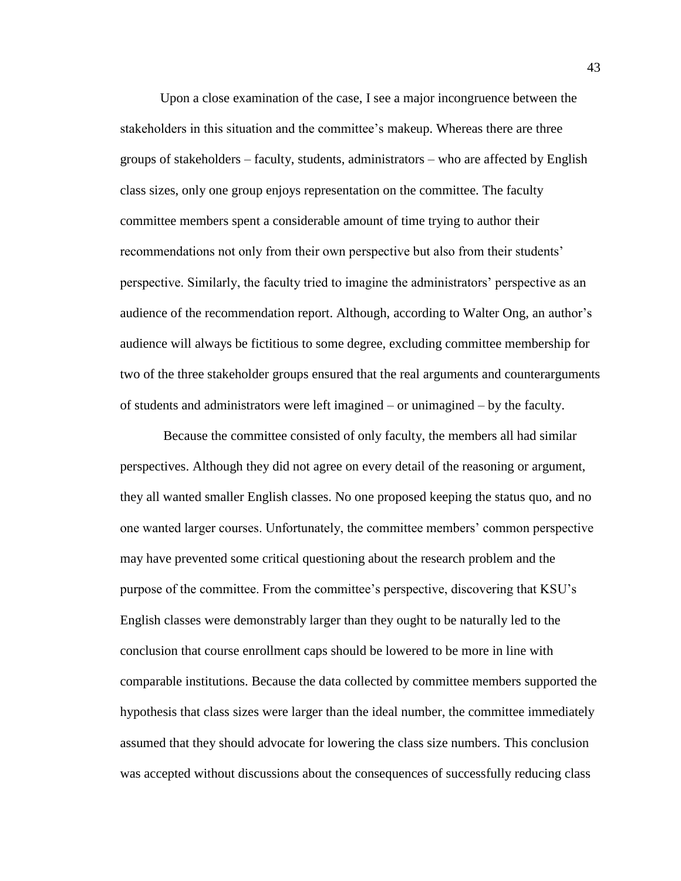Upon a close examination of the case, I see a major incongruence between the stakeholders in this situation and the committee's makeup. Whereas there are three groups of stakeholders – faculty, students, administrators – who are affected by English class sizes, only one group enjoys representation on the committee. The faculty committee members spent a considerable amount of time trying to author their recommendations not only from their own perspective but also from their students' perspective. Similarly, the faculty tried to imagine the administrators' perspective as an audience of the recommendation report. Although, according to Walter Ong, an author's audience will always be fictitious to some degree, excluding committee membership for two of the three stakeholder groups ensured that the real arguments and counterarguments of students and administrators were left imagined – or unimagined – by the faculty.

Because the committee consisted of only faculty, the members all had similar perspectives. Although they did not agree on every detail of the reasoning or argument, they all wanted smaller English classes. No one proposed keeping the status quo, and no one wanted larger courses. Unfortunately, the committee members' common perspective may have prevented some critical questioning about the research problem and the purpose of the committee. From the committee's perspective, discovering that KSU's English classes were demonstrably larger than they ought to be naturally led to the conclusion that course enrollment caps should be lowered to be more in line with comparable institutions. Because the data collected by committee members supported the hypothesis that class sizes were larger than the ideal number, the committee immediately assumed that they should advocate for lowering the class size numbers. This conclusion was accepted without discussions about the consequences of successfully reducing class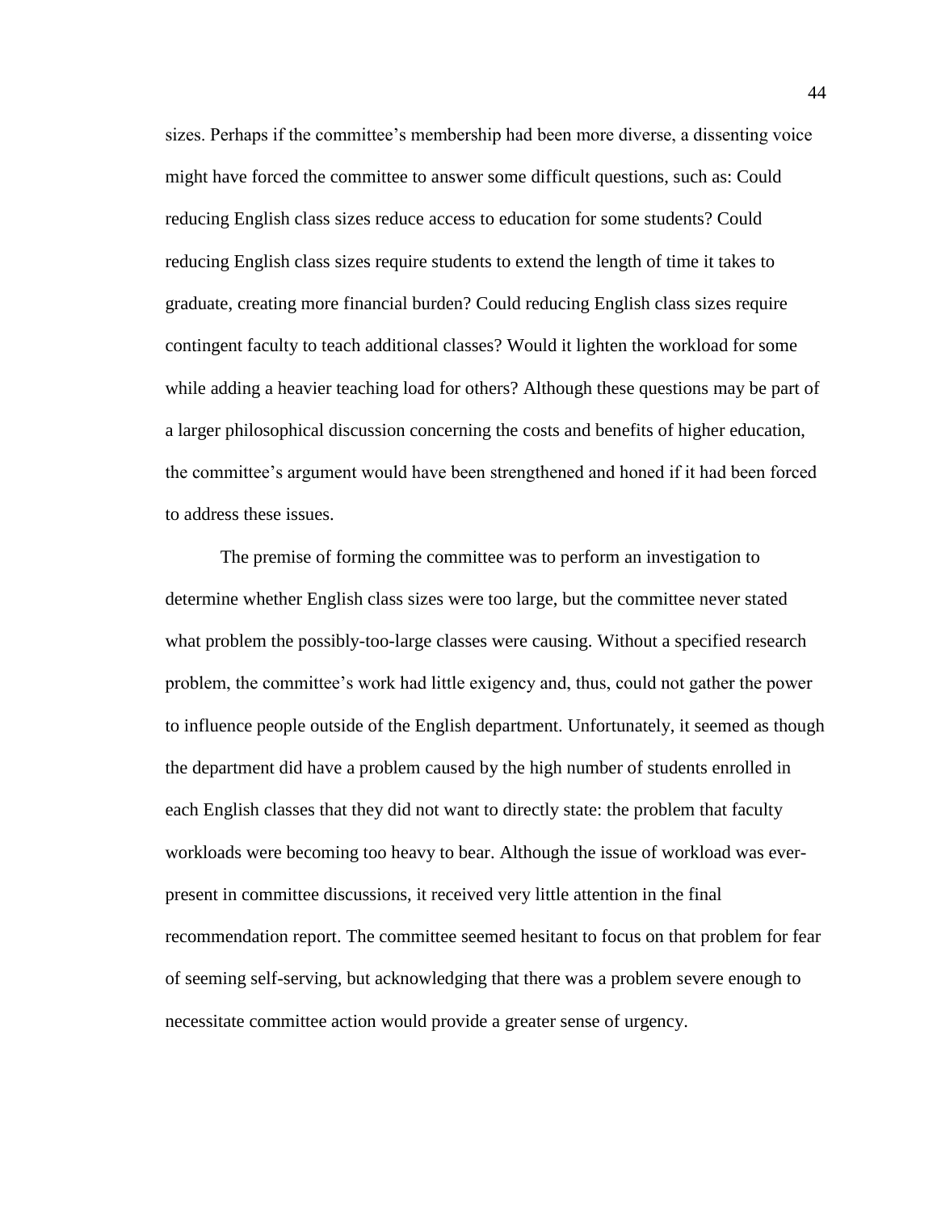sizes. Perhaps if the committee's membership had been more diverse, a dissenting voice might have forced the committee to answer some difficult questions, such as: Could reducing English class sizes reduce access to education for some students? Could reducing English class sizes require students to extend the length of time it takes to graduate, creating more financial burden? Could reducing English class sizes require contingent faculty to teach additional classes? Would it lighten the workload for some while adding a heavier teaching load for others? Although these questions may be part of a larger philosophical discussion concerning the costs and benefits of higher education, the committee's argument would have been strengthened and honed if it had been forced to address these issues.

The premise of forming the committee was to perform an investigation to determine whether English class sizes were too large, but the committee never stated what problem the possibly-too-large classes were causing. Without a specified research problem, the committee's work had little exigency and, thus, could not gather the power to influence people outside of the English department. Unfortunately, it seemed as though the department did have a problem caused by the high number of students enrolled in each English classes that they did not want to directly state: the problem that faculty workloads were becoming too heavy to bear. Although the issue of workload was ever-present in committee discussions, it received very little attention in the final recommendation report. The committee seemed hesitant to focus on that problem for fear of seeming self-serving, but acknowledging that there was a problem severe enough to necessitate committee action would provide a greater sense of urgency.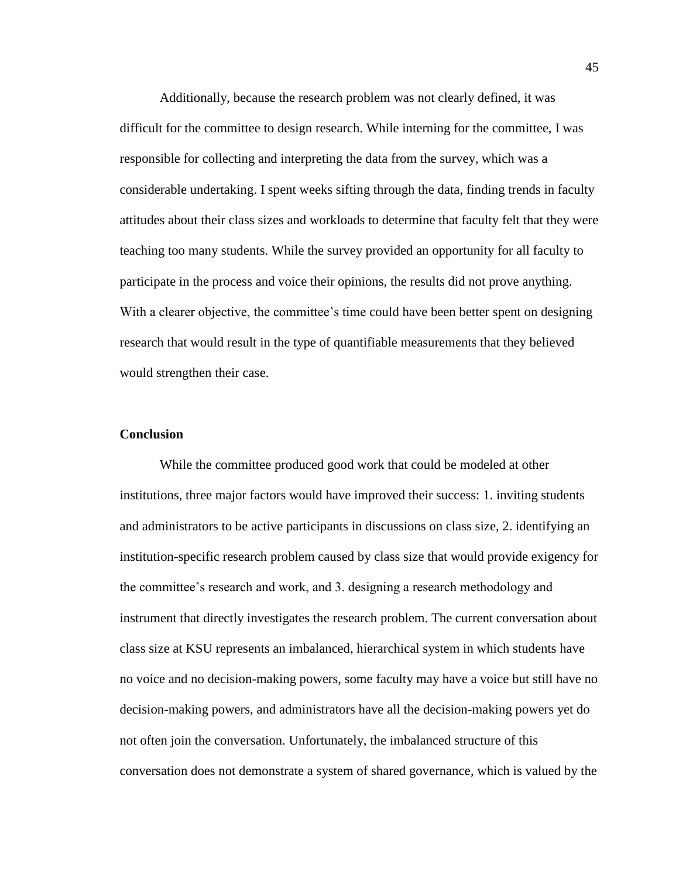Additionally, because the research problem was not clearly defined, it was difficult for the committee to design research. While interning for the committee, I was responsible for collecting and interpreting the data from the survey, which was a considerable undertaking. I spent weeks sifting through the data, finding trends in faculty attitudes about their class sizes and workloads to determine that faculty felt that they were teaching too many students. While the survey provided an opportunity for all faculty to participate in the process and voice their opinions, the results did not prove anything. With a clearer objective, the committee's time could have been better spent on designing research that would result in the type of quantifiable measurements that they believed would strengthen their case.

**Conclusion**

While the committee produced good work that could be modeled at other institutions, three major factors would have improved their success: 1. inviting students and administrators to be active participants in discussions on class size, 2. identifying an institution-specific research problem caused by class size that would provide exigency for the committee's research and work, and 3. designing a research methodology and instrument that directly investigates the research problem. The current conversation about class size at KSU represents an imbalanced, hierarchical system in which students have no voice and no decision-making powers, some faculty may have a voice but still have no decision-making powers, and administrators have all the decision-making powers yet do not often join the conversation. Unfortunately, the imbalanced structure of this conversation does not demonstrate a system of shared governance, which is valued by the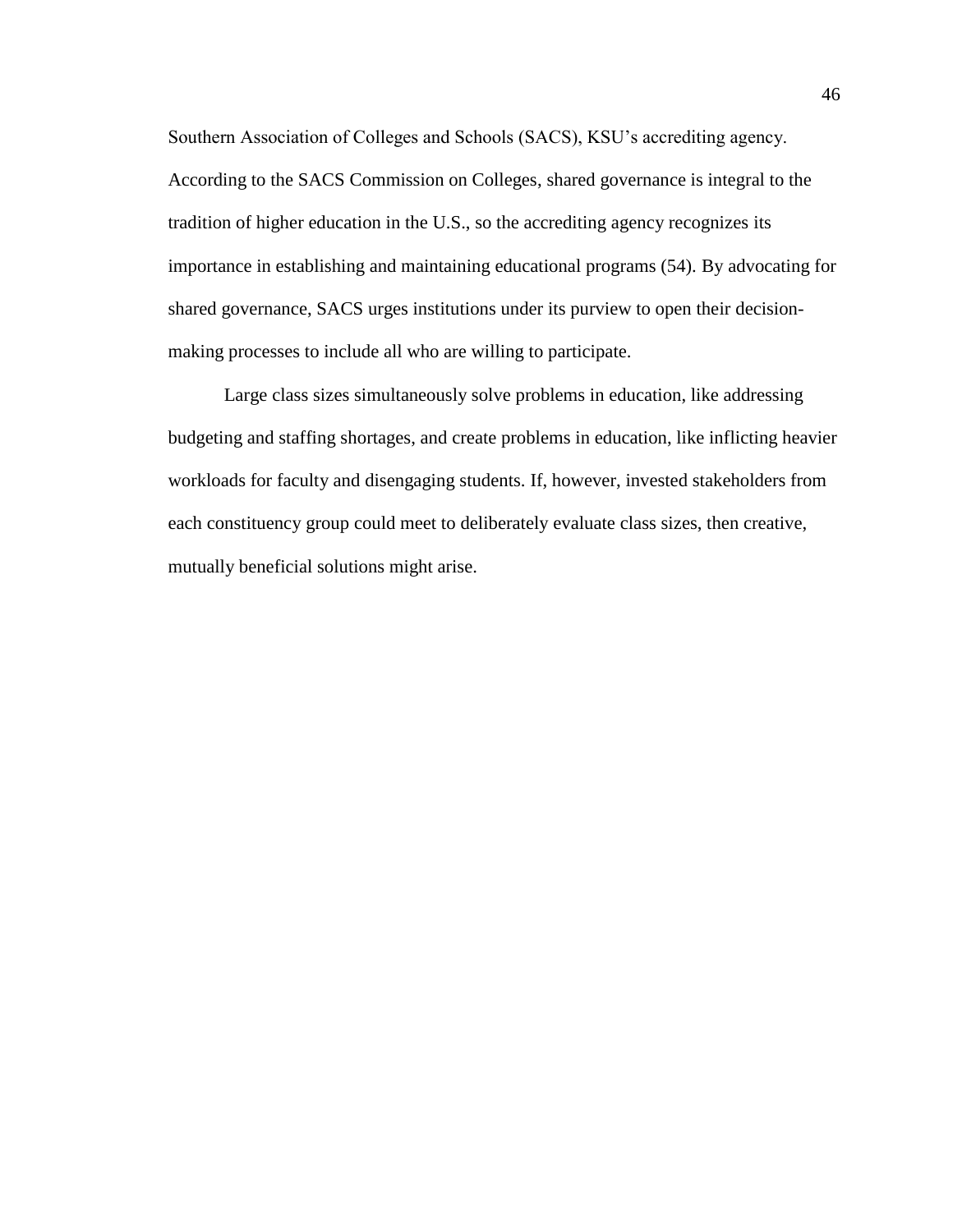Southern Association of Colleges and Schools (SACS), KSU's accrediting agency. According to the SACS Commission on Colleges, shared governance is integral to the tradition of higher education in the U.S., so the accrediting agency recognizes its importance in establishing and maintaining educational programs (54). By advocating for shared governance, SACS urges institutions under its purview to open their decision-making processes to include all who are willing to participate.

Large class sizes simultaneously solve problems in education, like addressing budgeting and staffing shortages, and create problems in education, like inflicting heavier workloads for faculty and disengaging students. If, however, invested stakeholders from each constituency group could meet to deliberately evaluate class sizes, then creative, mutually beneficial solutions might arise.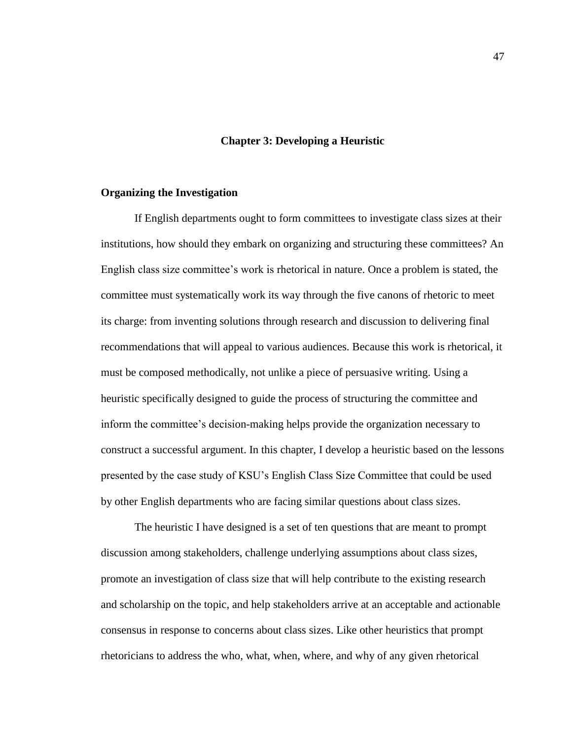# Chapter 3: Developing a Heuristic

## Organizing the Investigation

If English departments ought to form committees to investigate class sizes at their institutions, how should they embark on organizing and structuring these committees? An English class size committee's work is rhetorical in nature. Once a problem is stated, the committee must systematically work its way through the five canons of rhetoric to meet its charge: from inventing solutions through research and discussion to delivering final recommendations that will appeal to various audiences. Because this work is rhetorical, it must be composed methodically, not unlike a piece of persuasive writing. Using a heuristic specifically designed to guide the process of structuring the committee and inform the committee's decision-making helps provide the organization necessary to construct a successful argument. In this chapter, I develop a heuristic based on the lessons presented by the case study of KSU's English Class Size Committee that could be used by other English departments who are facing similar questions about class sizes.

The heuristic I have designed is a set of ten questions that are meant to prompt discussion among stakeholders, challenge underlying assumptions about class sizes, promote an investigation of class size that will help contribute to the existing research and scholarship on the topic, and help stakeholders arrive at an acceptable and actionable consensus in response to concerns about class sizes. Like other heuristics that prompt rhetoricians to address the who, what, when, where, and why of any given rhetorical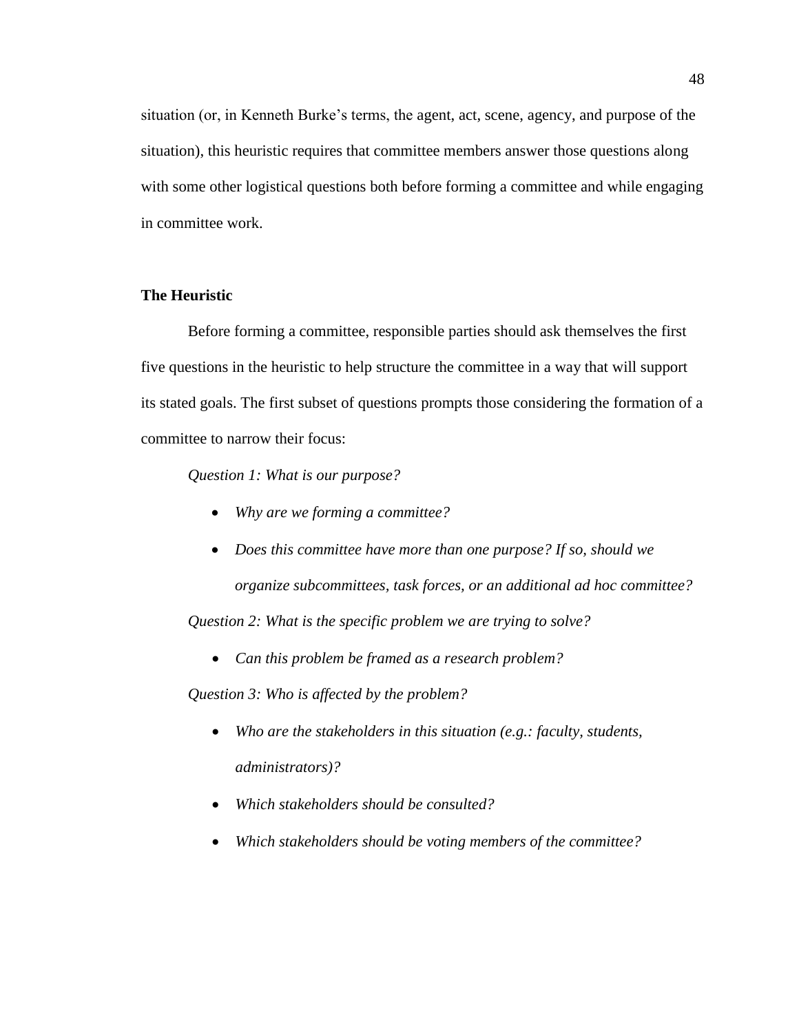situation (or, in Kenneth Burke's terms, the agent, act, scene, agency, and purpose of the situation), this heuristic requires that committee members answer those questions along with some other logistical questions both before forming a committee and while engaging in committee work.

## The Heuristic

Before forming a committee, responsible parties should ask themselves the first five questions in the heuristic to help structure the committee in a way that will support its stated goals. The first subset of questions prompts those considering the formation of a committee to narrow their focus:

*Question 1: What is our purpose?*

- *Why are we forming a committee?*
- *Does this committee have more than one purpose? If so, should we organize subcommittees, task forces, or an additional ad hoc committee?*

*Question 2: What is the specific problem we are trying to solve?*

- *Can this problem be framed as a research problem?*

*Question 3: Who is affected by the problem?*

- *Who are the stakeholders in this situation (e.g.: faculty, students, administrators)?*
- *Which stakeholders should be consulted?*
- *Which stakeholders should be voting members of the committee?*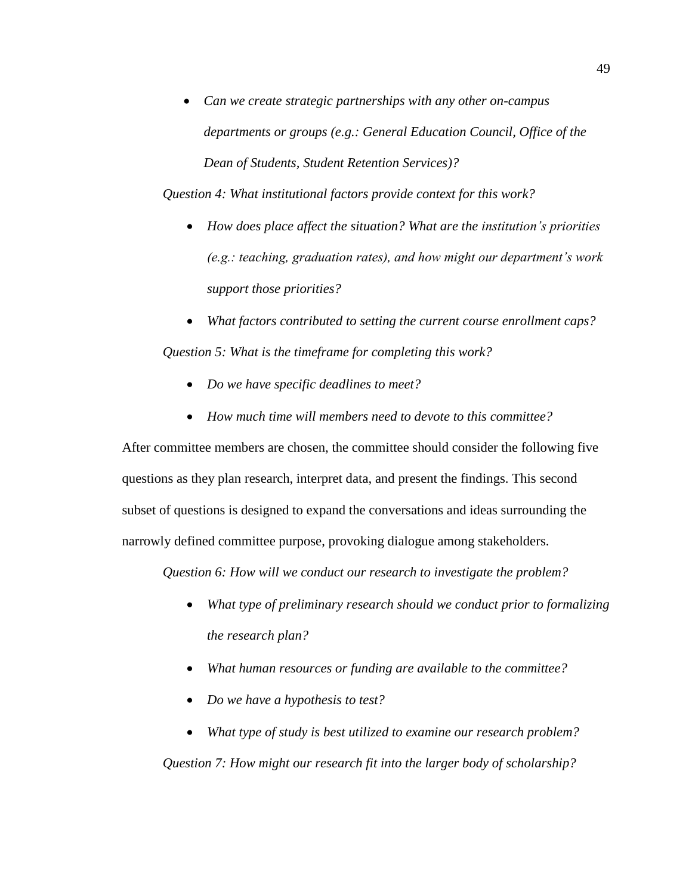- *Can we create strategic partnerships with any other on-campus departments or groups (e.g.: General Education Council, Office of the Dean of Students, Student Retention Services)?*

*Question 4: What institutional factors provide context for this work?*

- *How does place affect the situation? What are the institution's priorities (e.g.: teaching, graduation rates), and how might our department's work support those priorities?*
- *What factors contributed to setting the current course enrollment caps?*

*Question 5: What is the timeframe for completing this work?*

- *Do we have specific deadlines to meet?*
- *How much time will members need to devote to this committee?*

After committee members are chosen, the committee should consider the following five questions as they plan research, interpret data, and present the findings. This second subset of questions is designed to expand the conversations and ideas surrounding the narrowly defined committee purpose, provoking dialogue among stakeholders.

*Question 6: How will we conduct our research to investigate the problem?*

- *What type of preliminary research should we conduct prior to formalizing the research plan?*
- *What human resources or funding are available to the committee?*
- *Do we have a hypothesis to test?*
- *What type of study is best utilized to examine our research problem?*

*Question 7: How might our research fit into the larger body of scholarship?*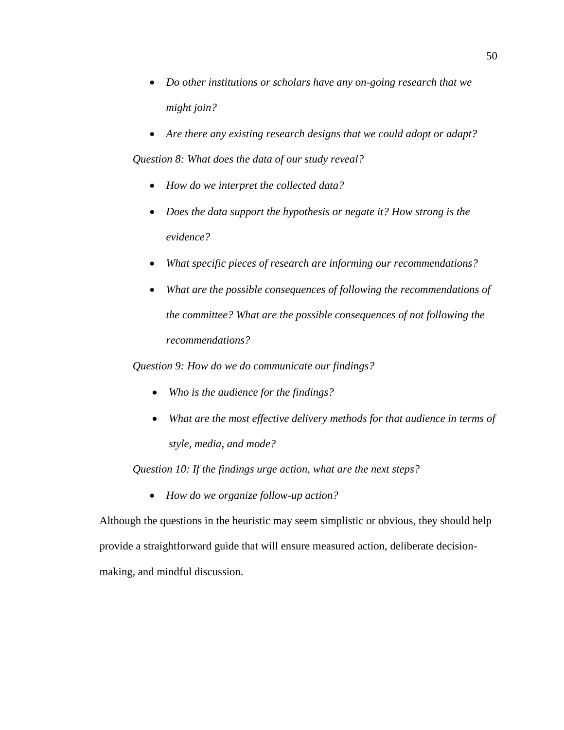- *Do other institutions or scholars have any on-going research that we might join?*
- *Are there any existing research designs that we could adopt or adapt?*

*Question 8: What does the data of our study reveal?*

- *How do we interpret the collected data?*
- *Does the data support the hypothesis or negate it? How strong is the evidence?*
- *What specific pieces of research are informing our recommendations?*
- *What are the possible consequences of following the recommendations of the committee? What are the possible consequences of not following the recommendations?*

*Question 9: How do we do communicate our findings?*

- *Who is the audience for the findings?*
- *What are the most effective delivery methods for that audience in terms of style, media, and mode?*

*Question 10: If the findings urge action, what are the next steps?*

- *How do we organize follow-up action?*

Although the questions in the heuristic may seem simplistic or obvious, they should help provide a straightforward guide that will ensure measured action, deliberate decision-making, and mindful discussion.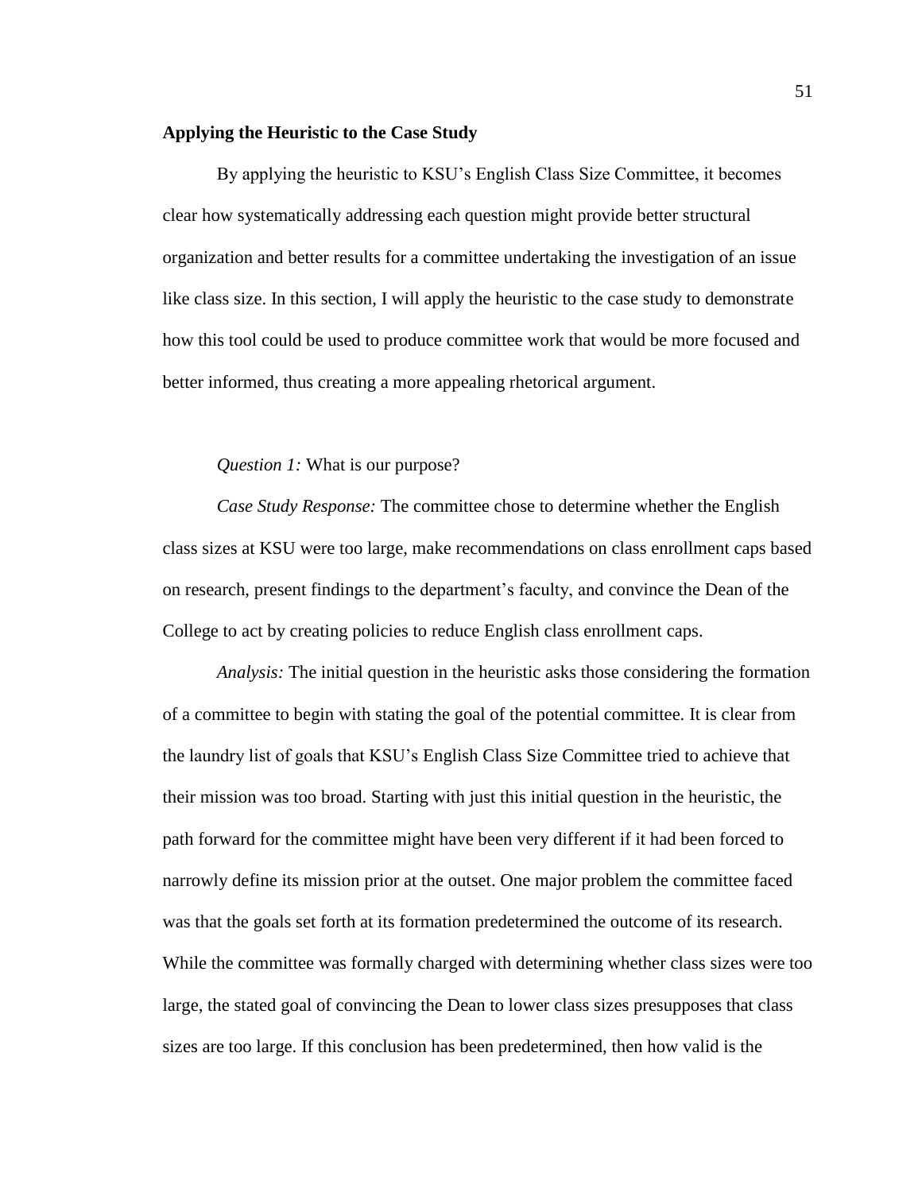## Applying the Heuristic to the Case Study

By applying the heuristic to KSU's English Class Size Committee, it becomes clear how systematically addressing each question might provide better structural organization and better results for a committee undertaking the investigation of an issue like class size. In this section, I will apply the heuristic to the case study to demonstrate how this tool could be used to produce committee work that would be more focused and better informed, thus creating a more appealing rhetorical argument.

*Question 1:* What is our purpose?

*Case Study Response:* The committee chose to determine whether the English class sizes at KSU were too large, make recommendations on class enrollment caps based on research, present findings to the department's faculty, and convince the Dean of the College to act by creating policies to reduce English class enrollment caps.

*Analysis:* The initial question in the heuristic asks those considering the formation of a committee to begin with stating the goal of the potential committee. It is clear from the laundry list of goals that KSU's English Class Size Committee tried to achieve that their mission was too broad. Starting with just this initial question in the heuristic, the path forward for the committee might have been very different if it had been forced to narrowly define its mission prior at the outset. One major problem the committee faced was that the goals set forth at its formation predetermined the outcome of its research. While the committee was formally charged with determining whether class sizes were too large, the stated goal of convincing the Dean to lower class sizes presupposes that class sizes are too large. If this conclusion has been predetermined, then how valid is the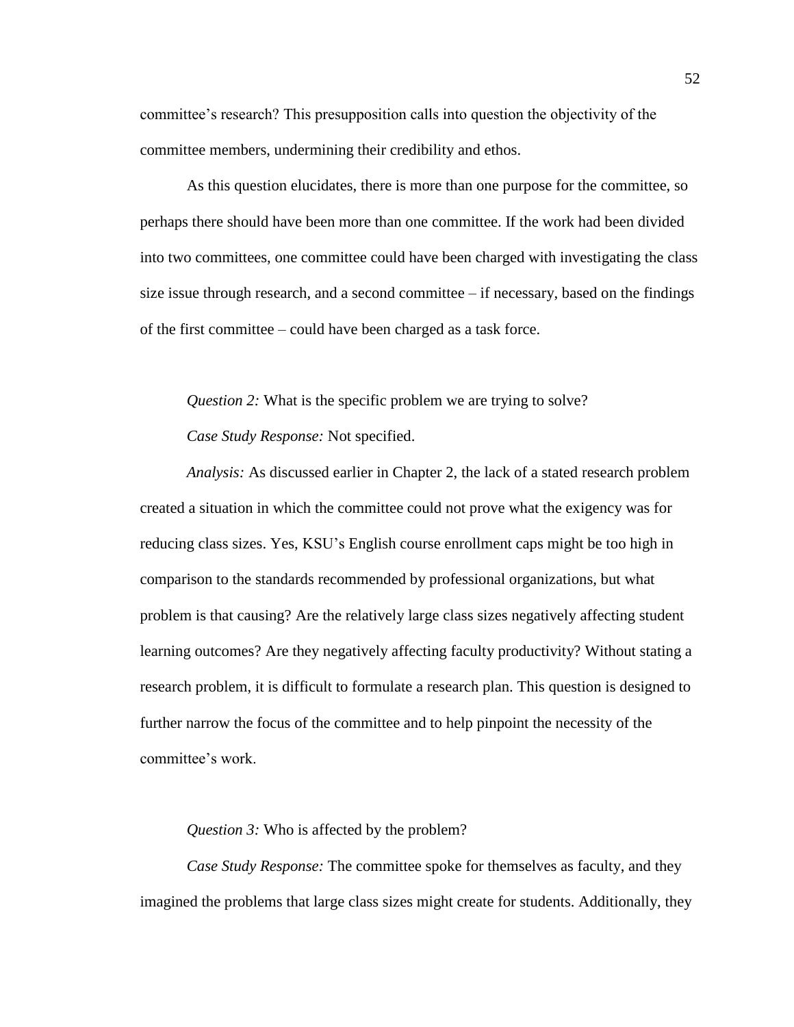committee's research? This presupposition calls into question the objectivity of the committee members, undermining their credibility and ethos.

As this question elucidates, there is more than one purpose for the committee, so perhaps there should have been more than one committee. If the work had been divided into two committees, one committee could have been charged with investigating the class size issue through research, and a second committee – if necessary, based on the findings of the first committee – could have been charged as a task force.

*Question 2:* What is the specific problem we are trying to solve?

*Case Study Response:* Not specified.

*Analysis:* As discussed earlier in Chapter 2, the lack of a stated research problem created a situation in which the committee could not prove what the exigency was for reducing class sizes. Yes, KSU's English course enrollment caps might be too high in comparison to the standards recommended by professional organizations, but what problem is that causing? Are the relatively large class sizes negatively affecting student learning outcomes? Are they negatively affecting faculty productivity? Without stating a research problem, it is difficult to formulate a research plan. This question is designed to further narrow the focus of the committee and to help pinpoint the necessity of the committee's work.

*Question 3:* Who is affected by the problem?

*Case Study Response:* The committee spoke for themselves as faculty, and they imagined the problems that large class sizes might create for students. Additionally, they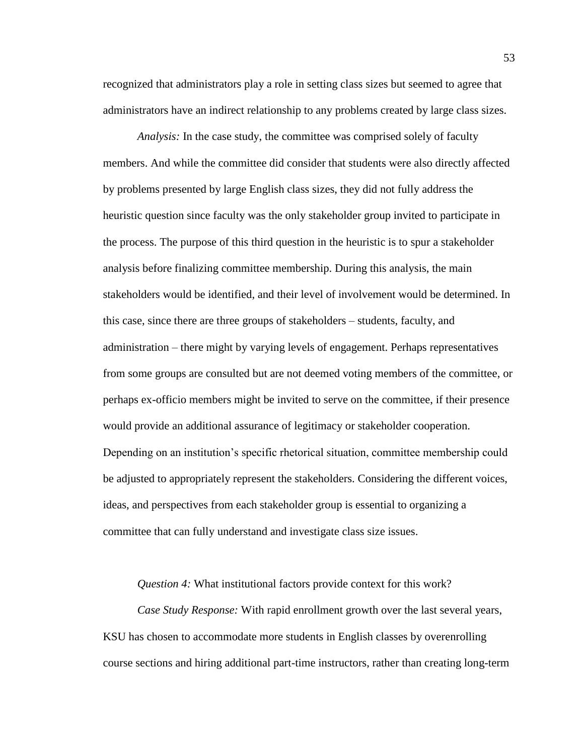recognized that administrators play a role in setting class sizes but seemed to agree that administrators have an indirect relationship to any problems created by large class sizes.

*Analysis:* In the case study, the committee was comprised solely of faculty members. And while the committee did consider that students were also directly affected by problems presented by large English class sizes, they did not fully address the heuristic question since faculty was the only stakeholder group invited to participate in the process. The purpose of this third question in the heuristic is to spur a stakeholder analysis before finalizing committee membership. During this analysis, the main stakeholders would be identified, and their level of involvement would be determined. In this case, since there are three groups of stakeholders – students, faculty, and administration – there might by varying levels of engagement. Perhaps representatives from some groups are consulted but are not deemed voting members of the committee, or perhaps ex-officio members might be invited to serve on the committee, if their presence would provide an additional assurance of legitimacy or stakeholder cooperation. Depending on an institution's specific rhetorical situation, committee membership could be adjusted to appropriately represent the stakeholders. Considering the different voices, ideas, and perspectives from each stakeholder group is essential to organizing a committee that can fully understand and investigate class size issues.

*Question 4:* What institutional factors provide context for this work?

*Case Study Response:* With rapid enrollment growth over the last several years, KSU has chosen to accommodate more students in English classes by overenrolling course sections and hiring additional part-time instructors, rather than creating long-term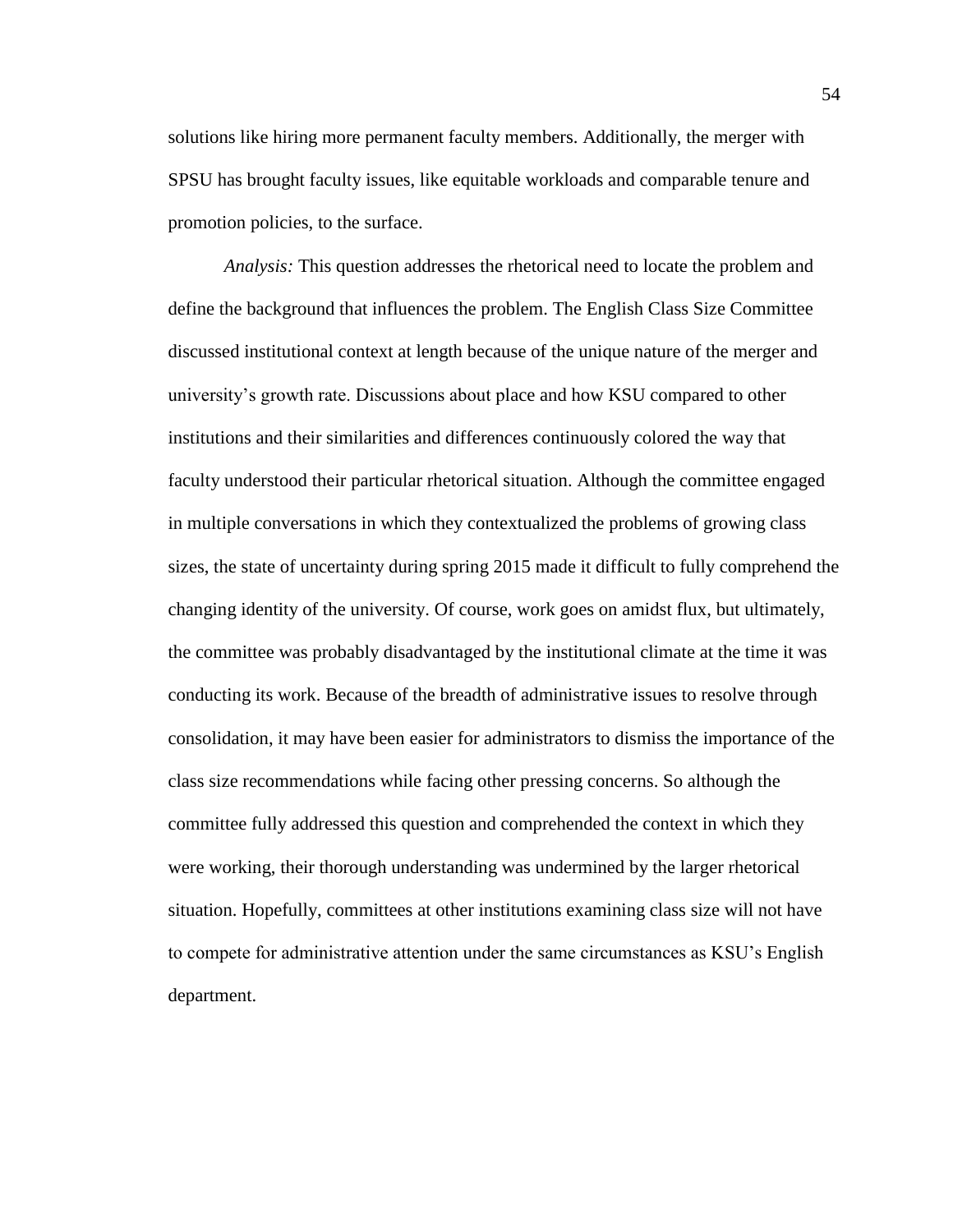solutions like hiring more permanent faculty members. Additionally, the merger with SPSU has brought faculty issues, like equitable workloads and comparable tenure and promotion policies, to the surface.

*Analysis:* This question addresses the rhetorical need to locate the problem and define the background that influences the problem. The English Class Size Committee discussed institutional context at length because of the unique nature of the merger and university's growth rate. Discussions about place and how KSU compared to other institutions and their similarities and differences continuously colored the way that faculty understood their particular rhetorical situation. Although the committee engaged in multiple conversations in which they contextualized the problems of growing class sizes, the state of uncertainty during spring 2015 made it difficult to fully comprehend the changing identity of the university. Of course, work goes on amidst flux, but ultimately, the committee was probably disadvantaged by the institutional climate at the time it was conducting its work. Because of the breadth of administrative issues to resolve through consolidation, it may have been easier for administrators to dismiss the importance of the class size recommendations while facing other pressing concerns. So although the committee fully addressed this question and comprehended the context in which they were working, their thorough understanding was undermined by the larger rhetorical situation. Hopefully, committees at other institutions examining class size will not have to compete for administrative attention under the same circumstances as KSU's English department.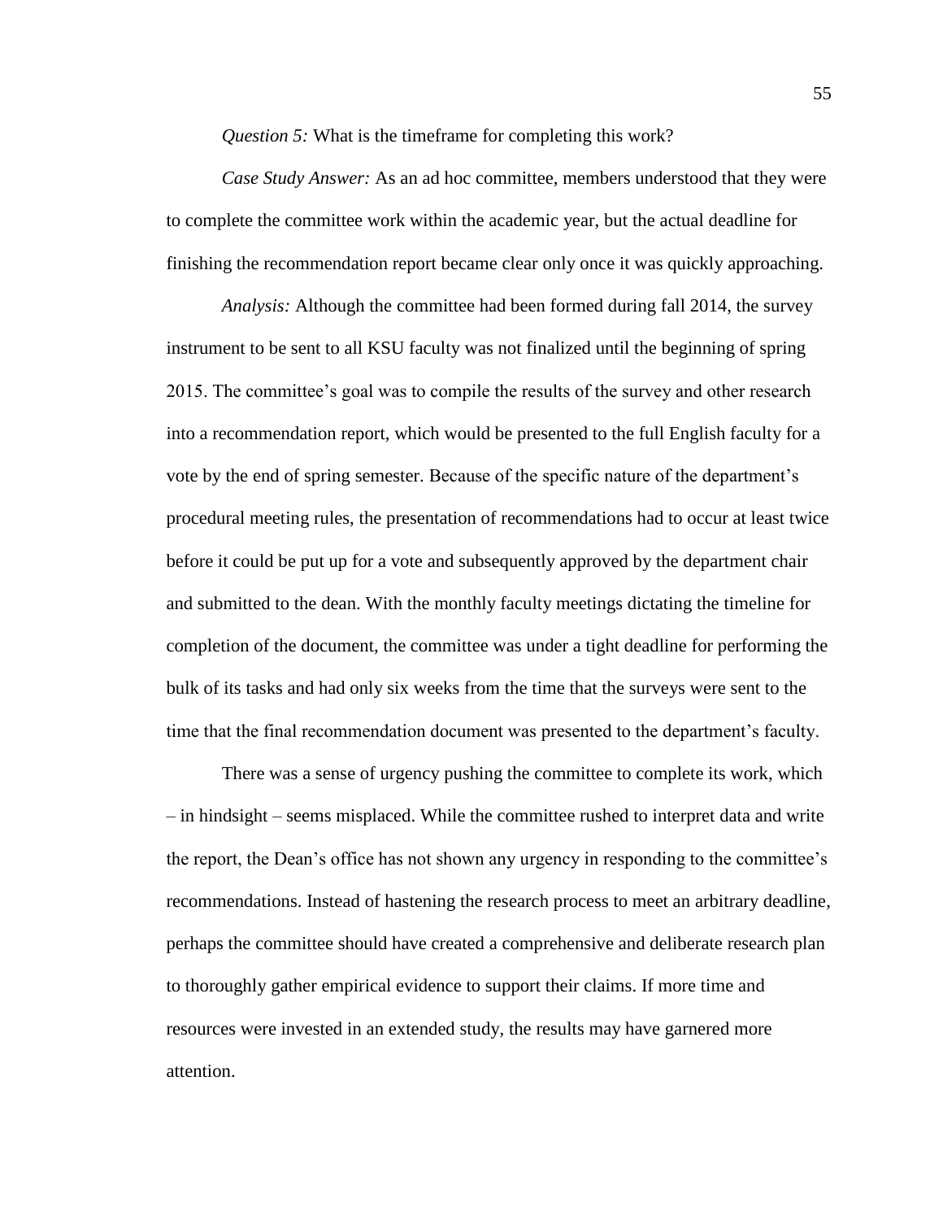*Question 5:* What is the timeframe for completing this work?

*Case Study Answer:* As an ad hoc committee, members understood that they were to complete the committee work within the academic year, but the actual deadline for finishing the recommendation report became clear only once it was quickly approaching.

*Analysis:* Although the committee had been formed during fall 2014, the survey instrument to be sent to all KSU faculty was not finalized until the beginning of spring 2015. The committee's goal was to compile the results of the survey and other research into a recommendation report, which would be presented to the full English faculty for a vote by the end of spring semester. Because of the specific nature of the department's procedural meeting rules, the presentation of recommendations had to occur at least twice before it could be put up for a vote and subsequently approved by the department chair and submitted to the dean. With the monthly faculty meetings dictating the timeline for completion of the document, the committee was under a tight deadline for performing the bulk of its tasks and had only six weeks from the time that the surveys were sent to the time that the final recommendation document was presented to the department's faculty.

There was a sense of urgency pushing the committee to complete its work, which – in hindsight – seems misplaced. While the committee rushed to interpret data and write the report, the Dean's office has not shown any urgency in responding to the committee's recommendations. Instead of hastening the research process to meet an arbitrary deadline, perhaps the committee should have created a comprehensive and deliberate research plan to thoroughly gather empirical evidence to support their claims. If more time and resources were invested in an extended study, the results may have garnered more attention.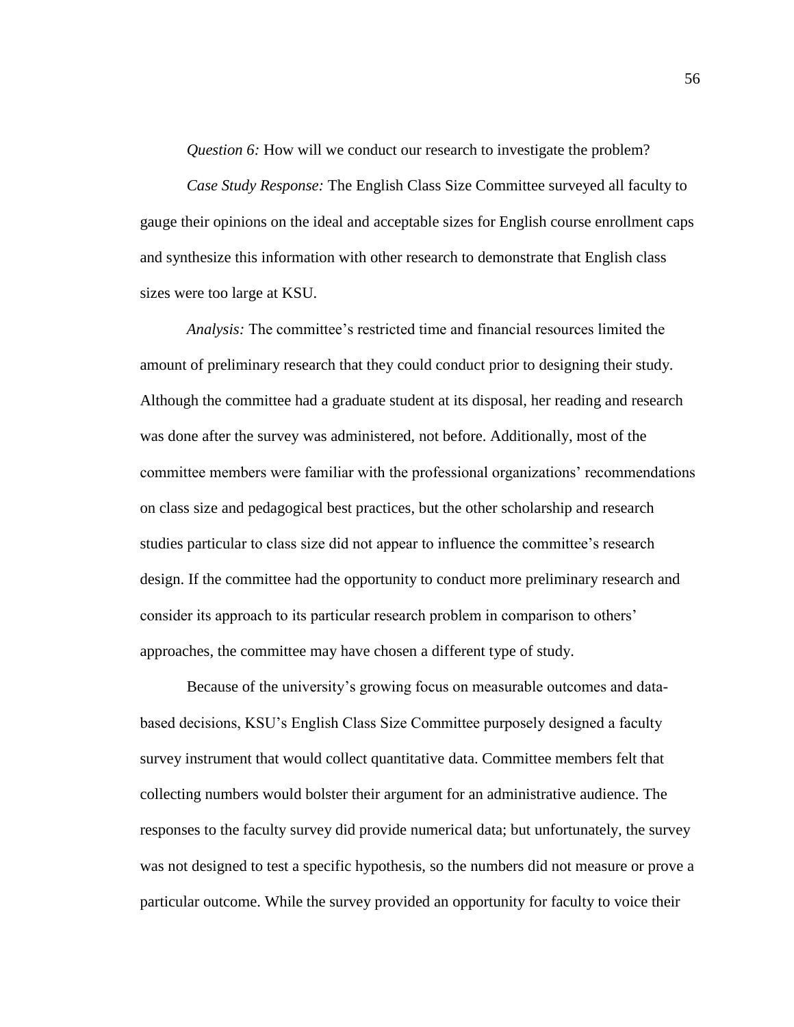*Question 6:* How will we conduct our research to investigate the problem?

*Case Study Response:* The English Class Size Committee surveyed all faculty to gauge their opinions on the ideal and acceptable sizes for English course enrollment caps and synthesize this information with other research to demonstrate that English class sizes were too large at KSU.

*Analysis:* The committee's restricted time and financial resources limited the amount of preliminary research that they could conduct prior to designing their study. Although the committee had a graduate student at its disposal, her reading and research was done after the survey was administered, not before. Additionally, most of the committee members were familiar with the professional organizations' recommendations on class size and pedagogical best practices, but the other scholarship and research studies particular to class size did not appear to influence the committee's research design. If the committee had the opportunity to conduct more preliminary research and consider its approach to its particular research problem in comparison to others' approaches, the committee may have chosen a different type of study.

Because of the university's growing focus on measurable outcomes and data-based decisions, KSU's English Class Size Committee purposely designed a faculty survey instrument that would collect quantitative data. Committee members felt that collecting numbers would bolster their argument for an administrative audience. The responses to the faculty survey did provide numerical data; but unfortunately, the survey was not designed to test a specific hypothesis, so the numbers did not measure or prove a particular outcome. While the survey provided an opportunity for faculty to voice their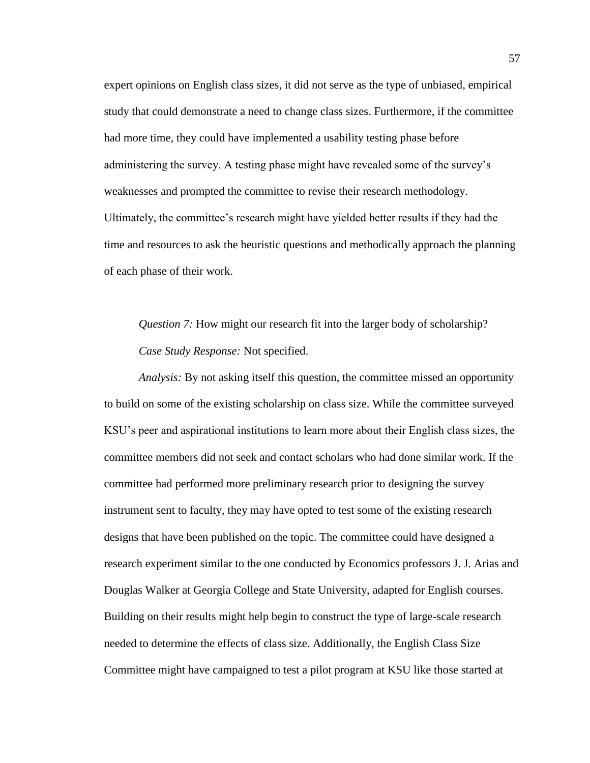expert opinions on English class sizes, it did not serve as the type of unbiased, empirical study that could demonstrate a need to change class sizes. Furthermore, if the committee had more time, they could have implemented a usability testing phase before administering the survey. A testing phase might have revealed some of the survey's weaknesses and prompted the committee to revise their research methodology. Ultimately, the committee's research might have yielded better results if they had the time and resources to ask the heuristic questions and methodically approach the planning of each phase of their work.

*Question 7:* How might our research fit into the larger body of scholarship?

*Case Study Response:* Not specified.

*Analysis:* By not asking itself this question, the committee missed an opportunity to build on some of the existing scholarship on class size. While the committee surveyed KSU's peer and aspirational institutions to learn more about their English class sizes, the committee members did not seek and contact scholars who had done similar work. If the committee had performed more preliminary research prior to designing the survey instrument sent to faculty, they may have opted to test some of the existing research designs that have been published on the topic. The committee could have designed a research experiment similar to the one conducted by Economics professors J. J. Arias and Douglas Walker at Georgia College and State University, adapted for English courses. Building on their results might help begin to construct the type of large-scale research needed to determine the effects of class size. Additionally, the English Class Size Committee might have campaigned to test a pilot program at KSU like those started at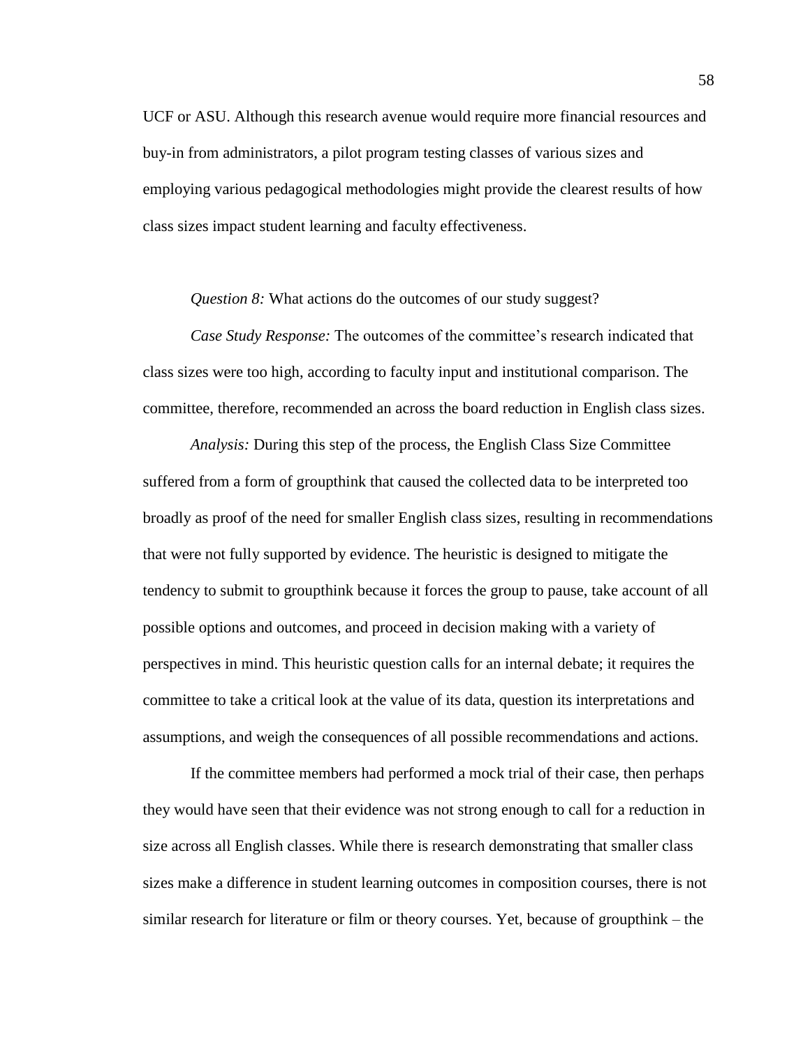UCF or ASU. Although this research avenue would require more financial resources and buy-in from administrators, a pilot program testing classes of various sizes and employing various pedagogical methodologies might provide the clearest results of how class sizes impact student learning and faculty effectiveness.

*Question 8:* What actions do the outcomes of our study suggest?

*Case Study Response:* The outcomes of the committee's research indicated that class sizes were too high, according to faculty input and institutional comparison. The committee, therefore, recommended an across the board reduction in English class sizes.

*Analysis:* During this step of the process, the English Class Size Committee suffered from a form of groupthink that caused the collected data to be interpreted too broadly as proof of the need for smaller English class sizes, resulting in recommendations that were not fully supported by evidence. The heuristic is designed to mitigate the tendency to submit to groupthink because it forces the group to pause, take account of all possible options and outcomes, and proceed in decision making with a variety of perspectives in mind. This heuristic question calls for an internal debate; it requires the committee to take a critical look at the value of its data, question its interpretations and assumptions, and weigh the consequences of all possible recommendations and actions.

If the committee members had performed a mock trial of their case, then perhaps they would have seen that their evidence was not strong enough to call for a reduction in size across all English classes. While there is research demonstrating that smaller class sizes make a difference in student learning outcomes in composition courses, there is not similar research for literature or film or theory courses. Yet, because of groupthink – the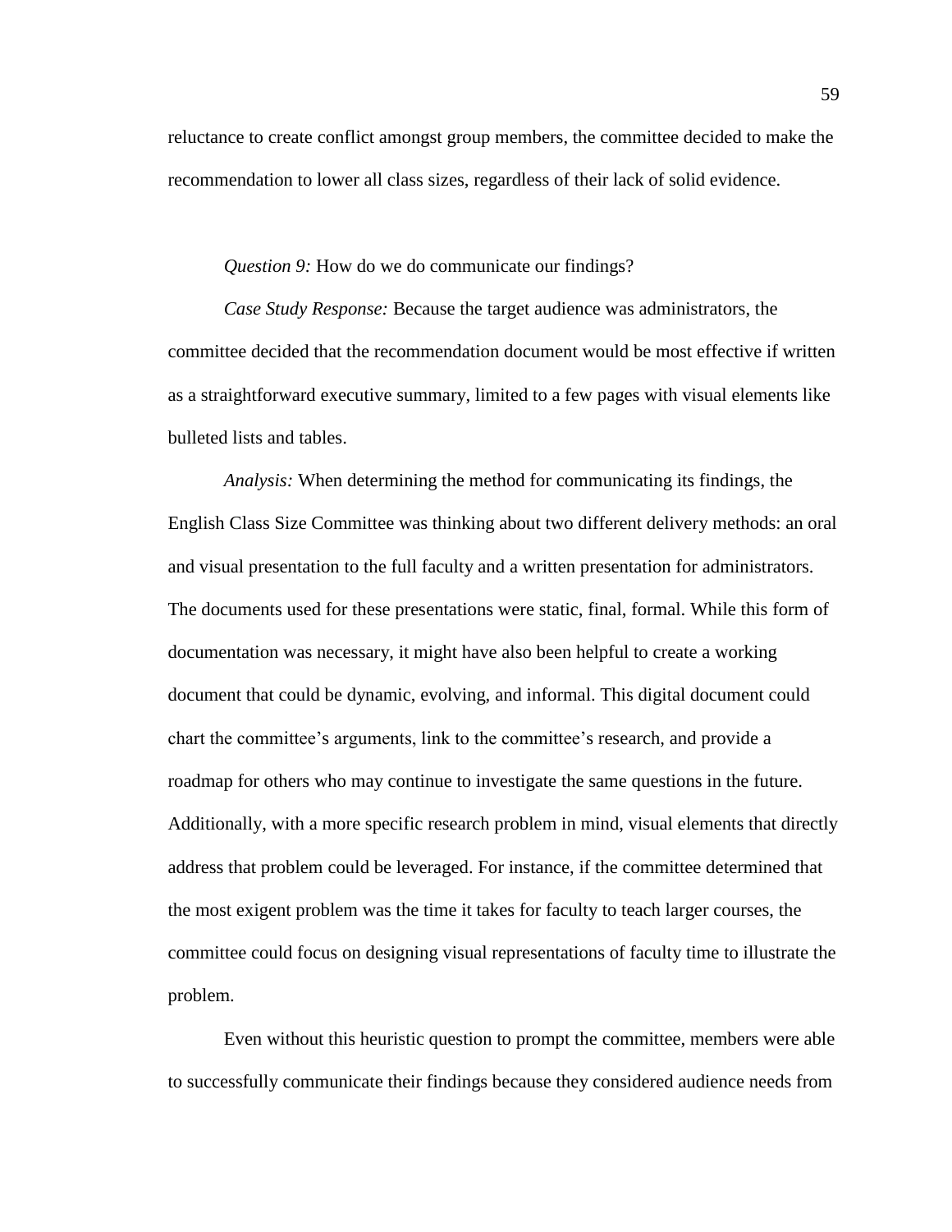reluctance to create conflict amongst group members, the committee decided to make the recommendation to lower all class sizes, regardless of their lack of solid evidence.

*Question 9:* How do we do communicate our findings?

*Case Study Response:* Because the target audience was administrators, the committee decided that the recommendation document would be most effective if written as a straightforward executive summary, limited to a few pages with visual elements like bulleted lists and tables.

*Analysis:* When determining the method for communicating its findings, the English Class Size Committee was thinking about two different delivery methods: an oral and visual presentation to the full faculty and a written presentation for administrators. The documents used for these presentations were static, final, formal. While this form of documentation was necessary, it might have also been helpful to create a working document that could be dynamic, evolving, and informal. This digital document could chart the committee's arguments, link to the committee's research, and provide a roadmap for others who may continue to investigate the same questions in the future. Additionally, with a more specific research problem in mind, visual elements that directly address that problem could be leveraged. For instance, if the committee determined that the most exigent problem was the time it takes for faculty to teach larger courses, the committee could focus on designing visual representations of faculty time to illustrate the problem.

Even without this heuristic question to prompt the committee, members were able to successfully communicate their findings because they considered audience needs from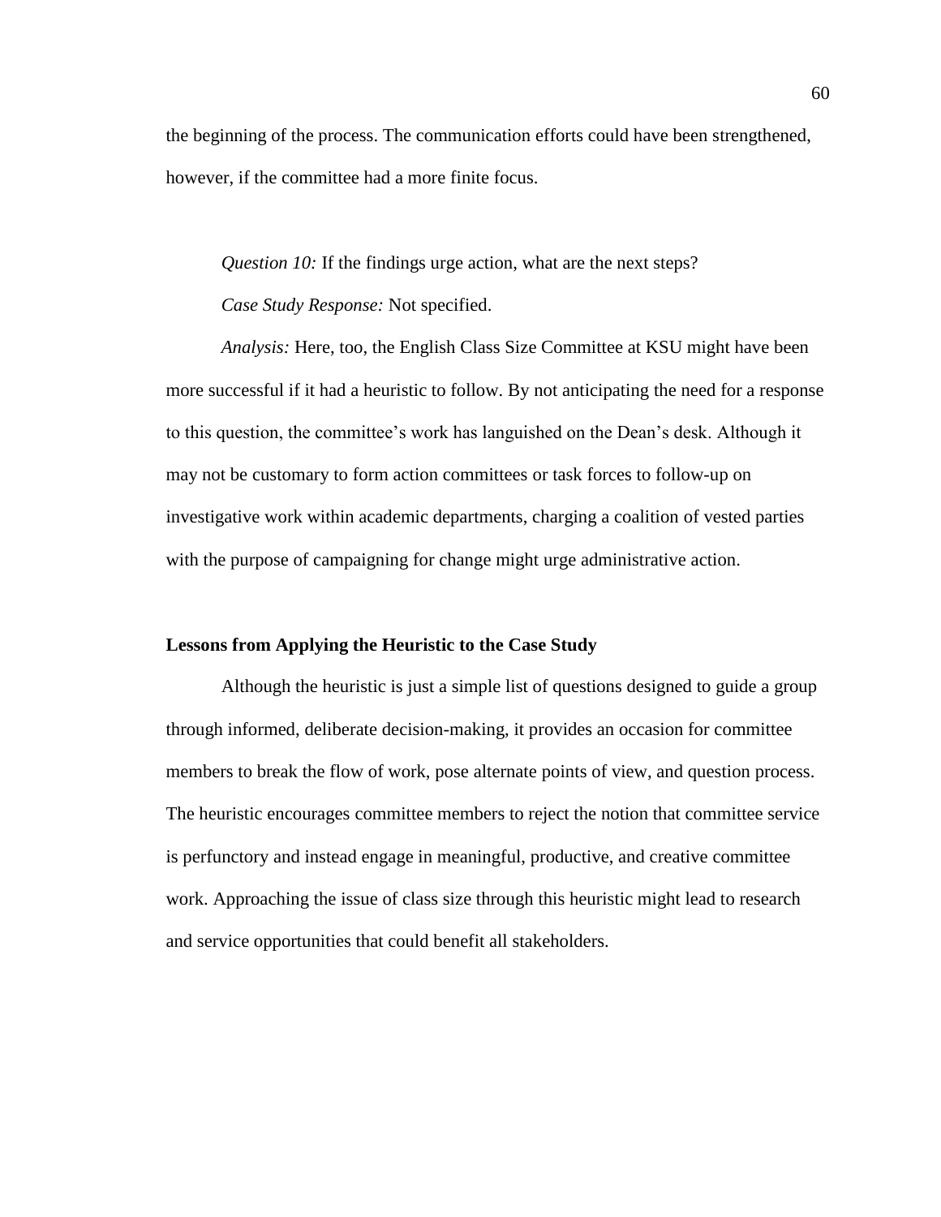the beginning of the process. The communication efforts could have been strengthened, however, if the committee had a more finite focus.

*Question 10:* If the findings urge action, what are the next steps?

*Case Study Response:* Not specified.

*Analysis:* Here, too, the English Class Size Committee at KSU might have been more successful if it had a heuristic to follow. By not anticipating the need for a response to this question, the committee's work has languished on the Dean's desk. Although it may not be customary to form action committees or task forces to follow-up on investigative work within academic departments, charging a coalition of vested parties with the purpose of campaigning for change might urge administrative action.

**Lessons from Applying the Heuristic to the Case Study**

Although the heuristic is just a simple list of questions designed to guide a group through informed, deliberate decision-making, it provides an occasion for committee members to break the flow of work, pose alternate points of view, and question process. The heuristic encourages committee members to reject the notion that committee service is perfunctory and instead engage in meaningful, productive, and creative committee work. Approaching the issue of class size through this heuristic might lead to research and service opportunities that could benefit all stakeholders.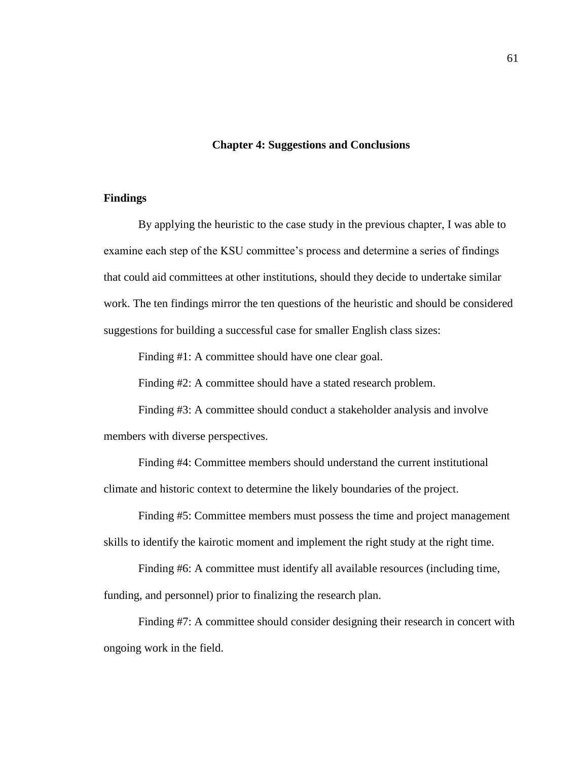# Chapter 4: Suggestions and Conclusions

## Findings

By applying the heuristic to the case study in the previous chapter, I was able to examine each step of the KSU committee's process and determine a series of findings that could aid committees at other institutions, should they decide to undertake similar work. The ten findings mirror the ten questions of the heuristic and should be considered suggestions for building a successful case for smaller English class sizes:

Finding #1: A committee should have one clear goal.

Finding #2: A committee should have a stated research problem.

Finding #3: A committee should conduct a stakeholder analysis and involve members with diverse perspectives.

Finding #4: Committee members should understand the current institutional climate and historic context to determine the likely boundaries of the project.

Finding #5: Committee members must possess the time and project management skills to identify the kairotic moment and implement the right study at the right time.

Finding #6: A committee must identify all available resources (including time, funding, and personnel) prior to finalizing the research plan.

Finding #7: A committee should consider designing their research in concert with ongoing work in the field.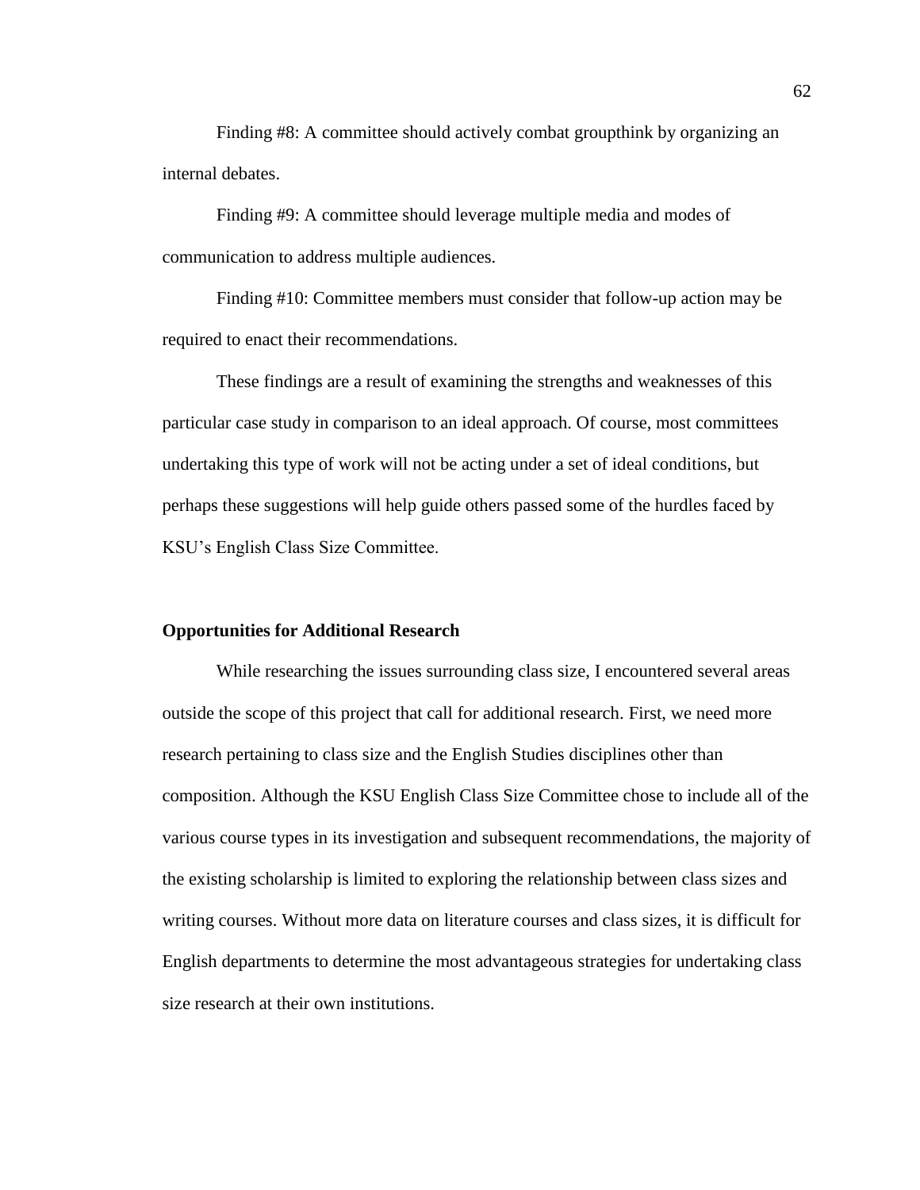Finding #8: A committee should actively combat groupthink by organizing an internal debates.

Finding #9: A committee should leverage multiple media and modes of communication to address multiple audiences.

Finding #10: Committee members must consider that follow-up action may be required to enact their recommendations.

These findings are a result of examining the strengths and weaknesses of this particular case study in comparison to an ideal approach. Of course, most committees undertaking this type of work will not be acting under a set of ideal conditions, but perhaps these suggestions will help guide others passed some of the hurdles faced by KSU's English Class Size Committee.

**Opportunities for Additional Research**

While researching the issues surrounding class size, I encountered several areas outside the scope of this project that call for additional research. First, we need more research pertaining to class size and the English Studies disciplines other than composition. Although the KSU English Class Size Committee chose to include all of the various course types in its investigation and subsequent recommendations, the majority of the existing scholarship is limited to exploring the relationship between class sizes and writing courses. Without more data on literature courses and class sizes, it is difficult for English departments to determine the most advantageous strategies for undertaking class size research at their own institutions.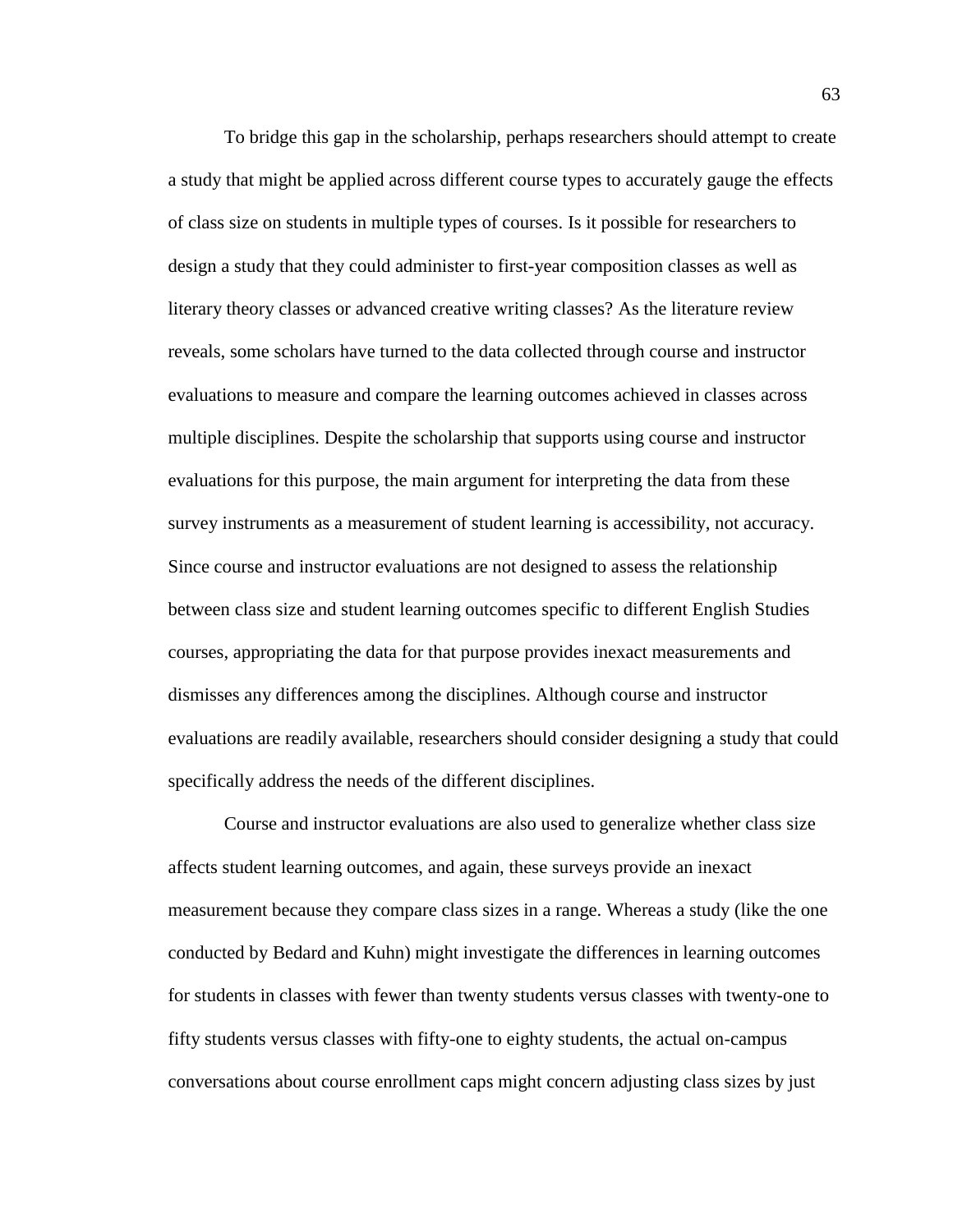To bridge this gap in the scholarship, perhaps researchers should attempt to create a study that might be applied across different course types to accurately gauge the effects of class size on students in multiple types of courses. Is it possible for researchers to design a study that they could administer to first-year composition classes as well as literary theory classes or advanced creative writing classes? As the literature review reveals, some scholars have turned to the data collected through course and instructor evaluations to measure and compare the learning outcomes achieved in classes across multiple disciplines. Despite the scholarship that supports using course and instructor evaluations for this purpose, the main argument for interpreting the data from these survey instruments as a measurement of student learning is accessibility, not accuracy. Since course and instructor evaluations are not designed to assess the relationship between class size and student learning outcomes specific to different English Studies courses, appropriating the data for that purpose provides inexact measurements and dismisses any differences among the disciplines. Although course and instructor evaluations are readily available, researchers should consider designing a study that could specifically address the needs of the different disciplines.

Course and instructor evaluations are also used to generalize whether class size affects student learning outcomes, and again, these surveys provide an inexact measurement because they compare class sizes in a range. Whereas a study (like the one conducted by Bedard and Kuhn) might investigate the differences in learning outcomes for students in classes with fewer than twenty students versus classes with twenty-one to fifty students versus classes with fifty-one to eighty students, the actual on-campus conversations about course enrollment caps might concern adjusting class sizes by just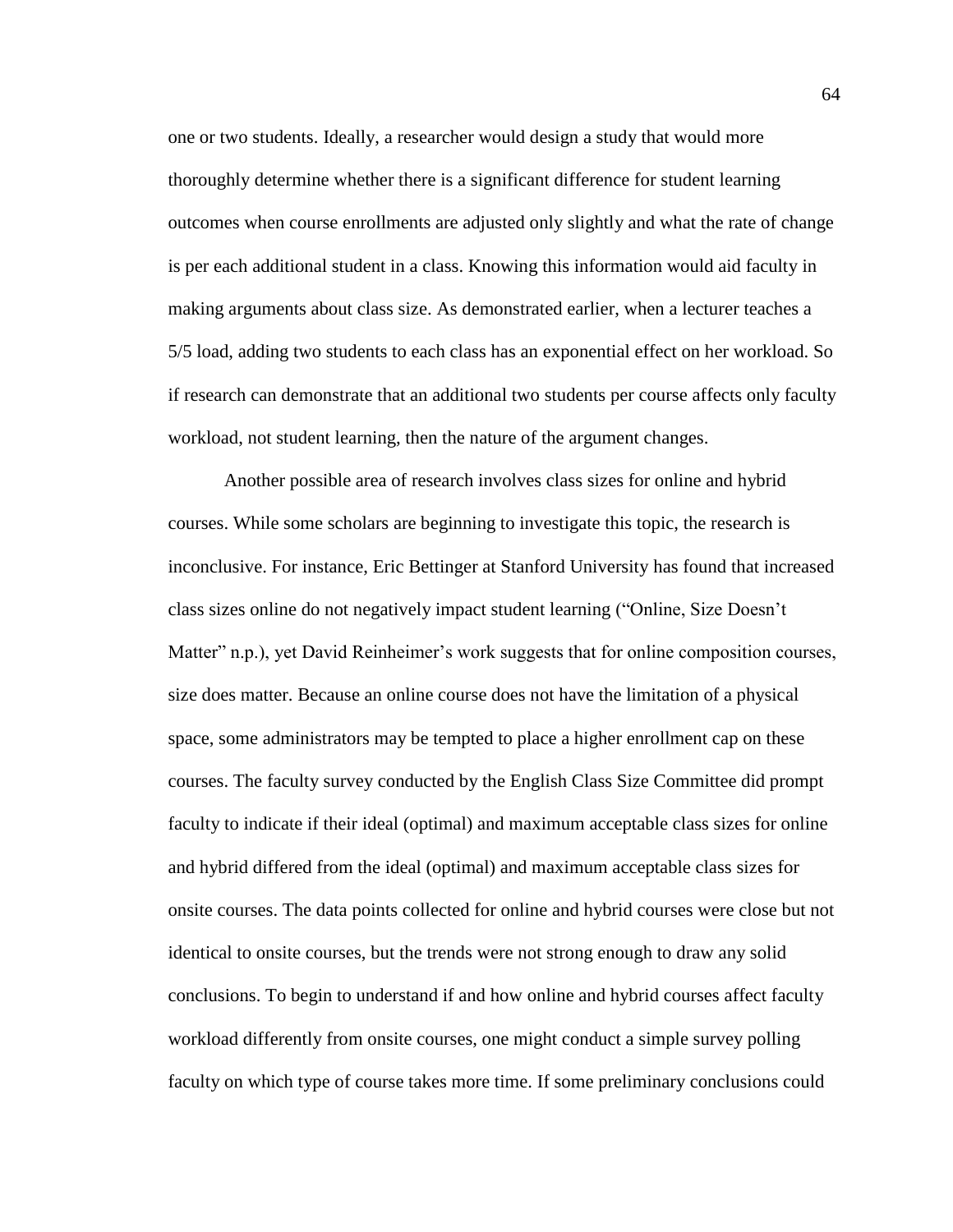one or two students. Ideally, a researcher would design a study that would more thoroughly determine whether there is a significant difference for student learning outcomes when course enrollments are adjusted only slightly and what the rate of change is per each additional student in a class. Knowing this information would aid faculty in making arguments about class size. As demonstrated earlier, when a lecturer teaches a 5/5 load, adding two students to each class has an exponential effect on her workload. So if research can demonstrate that an additional two students per course affects only faculty workload, not student learning, then the nature of the argument changes.

Another possible area of research involves class sizes for online and hybrid courses. While some scholars are beginning to investigate this topic, the research is inconclusive. For instance, Eric Bettinger at Stanford University has found that increased class sizes online do not negatively impact student learning ("Online, Size Doesn't Matter" n.p.), yet David Reinheimer's work suggests that for online composition courses, size does matter. Because an online course does not have the limitation of a physical space, some administrators may be tempted to place a higher enrollment cap on these courses. The faculty survey conducted by the English Class Size Committee did prompt faculty to indicate if their ideal (optimal) and maximum acceptable class sizes for online and hybrid differed from the ideal (optimal) and maximum acceptable class sizes for onsite courses. The data points collected for online and hybrid courses were close but not identical to onsite courses, but the trends were not strong enough to draw any solid conclusions. To begin to understand if and how online and hybrid courses affect faculty workload differently from onsite courses, one might conduct a simple survey polling faculty on which type of course takes more time. If some preliminary conclusions could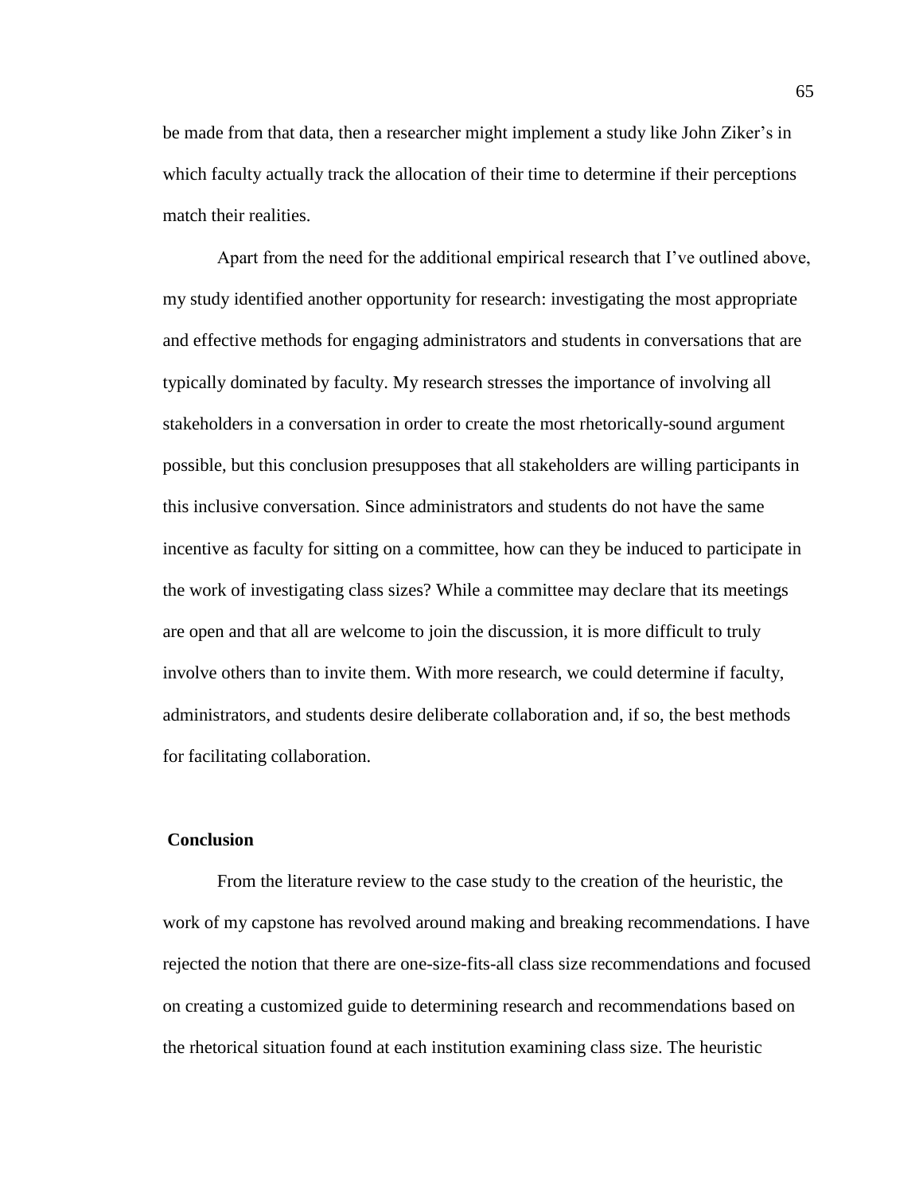be made from that data, then a researcher might implement a study like John Ziker's in which faculty actually track the allocation of their time to determine if their perceptions match their realities.

Apart from the need for the additional empirical research that I've outlined above, my study identified another opportunity for research: investigating the most appropriate and effective methods for engaging administrators and students in conversations that are typically dominated by faculty. My research stresses the importance of involving all stakeholders in a conversation in order to create the most rhetorically-sound argument possible, but this conclusion presupposes that all stakeholders are willing participants in this inclusive conversation. Since administrators and students do not have the same incentive as faculty for sitting on a committee, how can they be induced to participate in the work of investigating class sizes? While a committee may declare that its meetings are open and that all are welcome to join the discussion, it is more difficult to truly involve others than to invite them. With more research, we could determine if faculty, administrators, and students desire deliberate collaboration and, if so, the best methods for facilitating collaboration.

## Conclusion

From the literature review to the case study to the creation of the heuristic, the work of my capstone has revolved around making and breaking recommendations. I have rejected the notion that there are one-size-fits-all class size recommendations and focused on creating a customized guide to determining research and recommendations based on the rhetorical situation found at each institution examining class size. The heuristic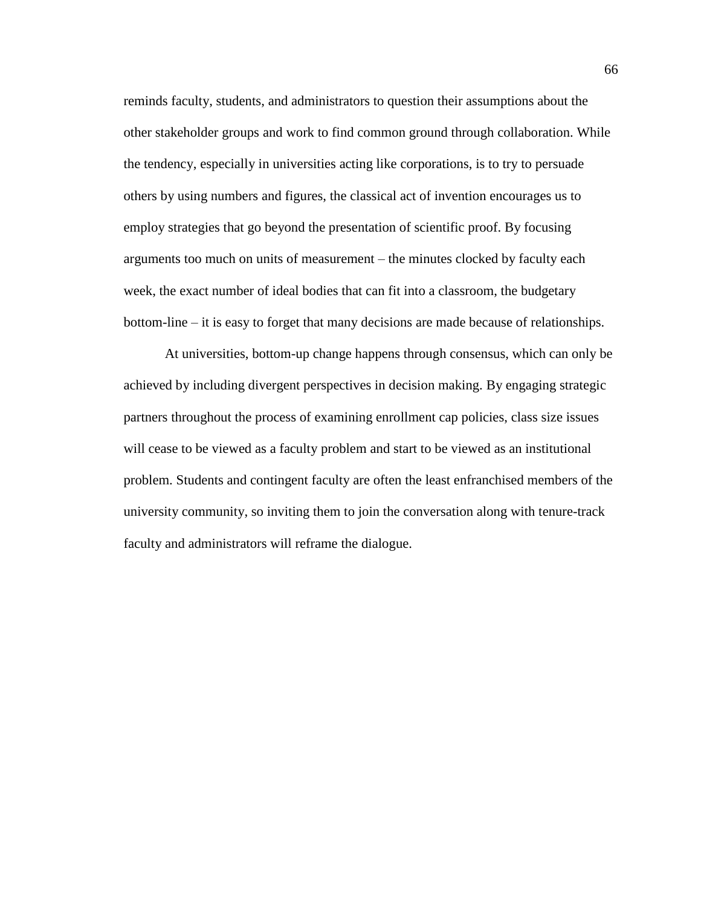reminds faculty, students, and administrators to question their assumptions about the other stakeholder groups and work to find common ground through collaboration. While the tendency, especially in universities acting like corporations, is to try to persuade others by using numbers and figures, the classical act of invention encourages us to employ strategies that go beyond the presentation of scientific proof. By focusing arguments too much on units of measurement – the minutes clocked by faculty each week, the exact number of ideal bodies that can fit into a classroom, the budgetary bottom-line – it is easy to forget that many decisions are made because of relationships.

At universities, bottom-up change happens through consensus, which can only be achieved by including divergent perspectives in decision making. By engaging strategic partners throughout the process of examining enrollment cap policies, class size issues will cease to be viewed as a faculty problem and start to be viewed as an institutional problem. Students and contingent faculty are often the least enfranchised members of the university community, so inviting them to join the conversation along with tenure-track faculty and administrators will reframe the dialogue.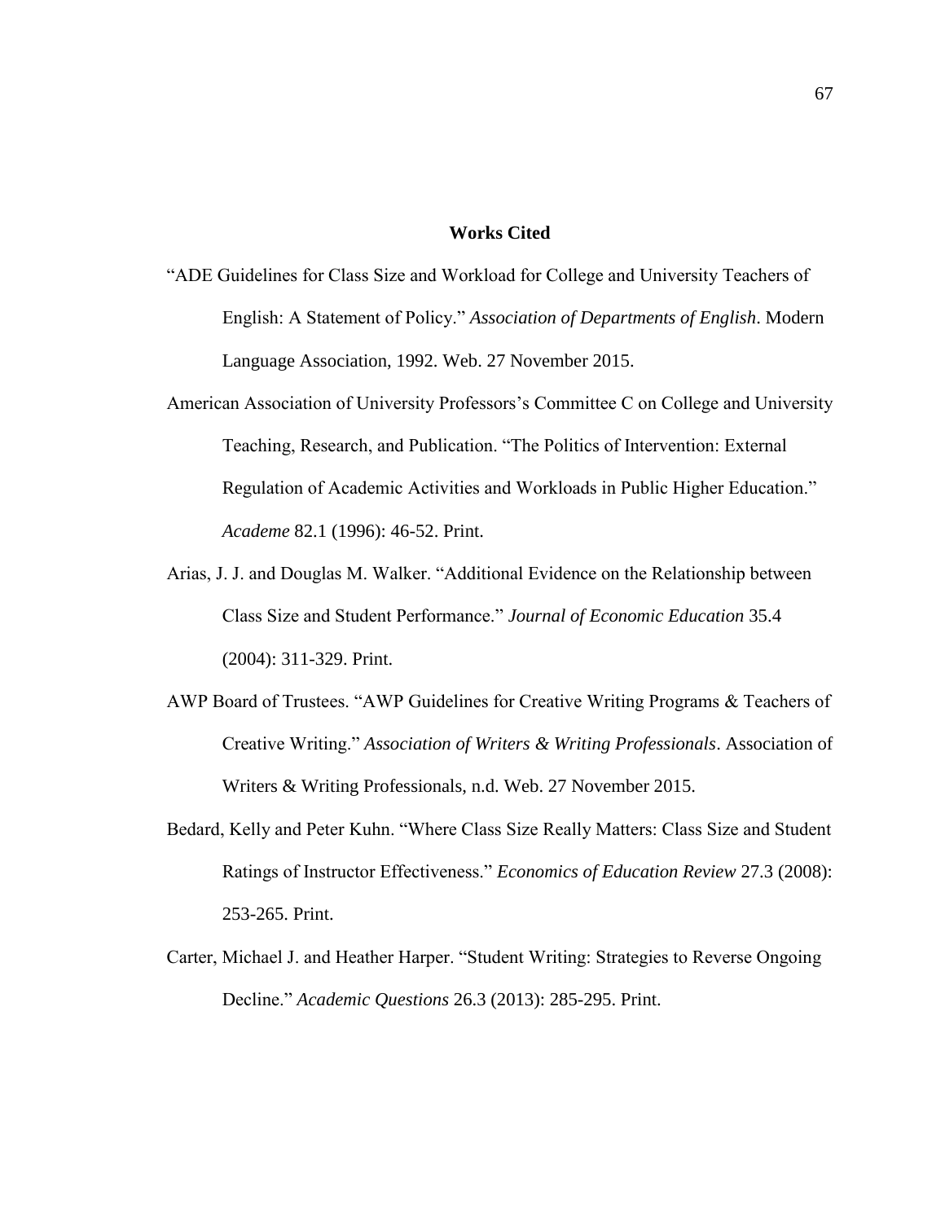## Works Cited

"ADE Guidelines for Class Size and Workload for College and University Teachers of English: A Statement of Policy." *Association of Departments of English*. Modern Language Association, 1992. Web. 27 November 2015.

American Association of University Professors's Committee C on College and University Teaching, Research, and Publication. "The Politics of Intervention: External Regulation of Academic Activities and Workloads in Public Higher Education." *Academe* 82.1 (1996): 46-52. Print.

Arias, J. J. and Douglas M. Walker. "Additional Evidence on the Relationship between Class Size and Student Performance." *Journal of Economic Education* 35.4 (2004): 311-329. Print.

AWP Board of Trustees. "AWP Guidelines for Creative Writing Programs & Teachers of Creative Writing." *Association of Writers & Writing Professionals*. Association of Writers & Writing Professionals, n.d. Web. 27 November 2015.

Bedard, Kelly and Peter Kuhn. "Where Class Size Really Matters: Class Size and Student Ratings of Instructor Effectiveness." *Economics of Education Review* 27.3 (2008): 253-265. Print.

Carter, Michael J. and Heather Harper. "Student Writing: Strategies to Reverse Ongoing Decline." *Academic Questions* 26.3 (2013): 285-295. Print.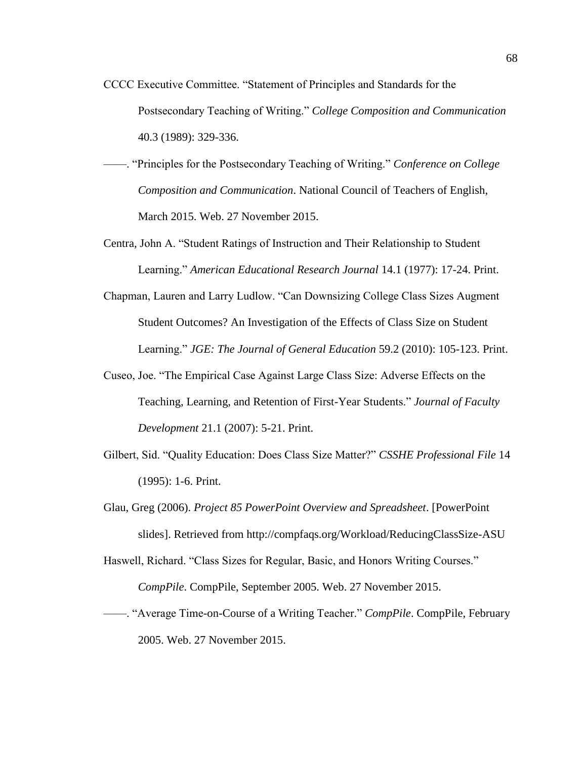CCCC Executive Committee. "Statement of Principles and Standards for the Postsecondary Teaching of Writing." *College Composition and Communication* 40.3 (1989): 329-336.

——. "Principles for the Postsecondary Teaching of Writing." *Conference on College Composition and Communication*. National Council of Teachers of English, March 2015. Web. 27 November 2015.

Centra, John A. "Student Ratings of Instruction and Their Relationship to Student Learning." *American Educational Research Journal* 14.1 (1977): 17-24. Print.

Chapman, Lauren and Larry Ludlow. "Can Downsizing College Class Sizes Augment Student Outcomes? An Investigation of the Effects of Class Size on Student Learning." *JGE: The Journal of General Education* 59.2 (2010): 105-123. Print.

Cuseo, Joe. "The Empirical Case Against Large Class Size: Adverse Effects on the Teaching, Learning, and Retention of First-Year Students." *Journal of Faculty Development* 21.1 (2007): 5-21. Print.

Gilbert, Sid. "Quality Education: Does Class Size Matter?" *CSSHE Professional File* 14 (1995): 1-6. Print.

Glau, Greg (2006). *Project 85 PowerPoint Overview and Spreadsheet*. [PowerPoint slides]. Retrieved from http://compfaqs.org/Workload/ReducingClassSize-ASU

Haswell, Richard. "Class Sizes for Regular, Basic, and Honors Writing Courses." *CompPile*. CompPile, September 2005. Web. 27 November 2015.

——. "Average Time-on-Course of a Writing Teacher." *CompPile*. CompPile, February 2005. Web. 27 November 2015.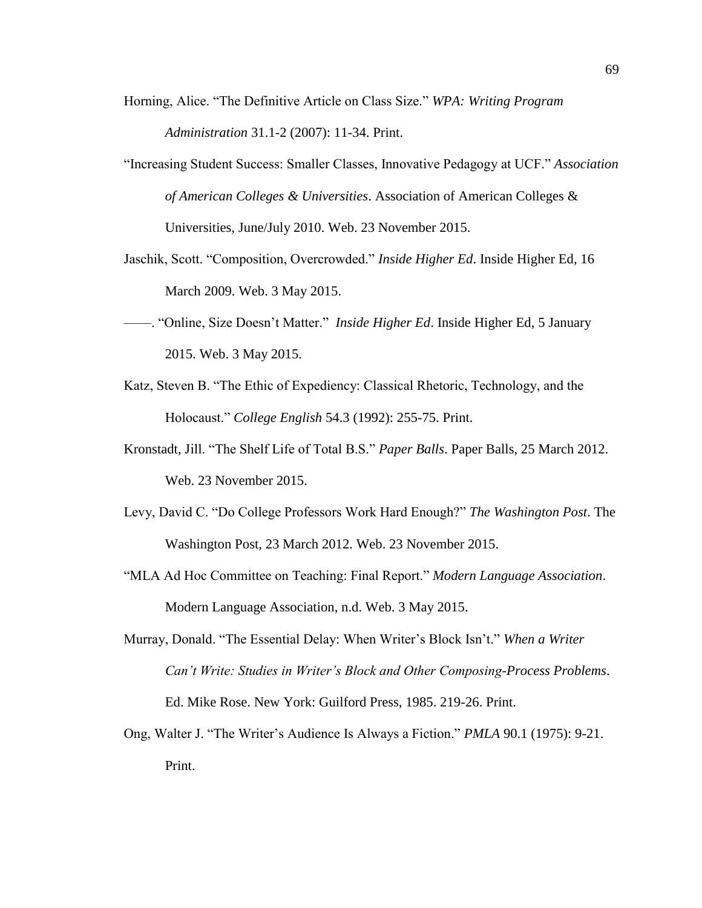Horning, Alice. “The Definitive Article on Class Size.” *WPA: Writing Program Administration* 31.1-2 (2007): 11-34. Print.

“Increasing Student Success: Smaller Classes, Innovative Pedagogy at UCF.” *Association of American Colleges & Universities*. Association of American Colleges & Universities, June/July 2010. Web. 23 November 2015.

Jaschik, Scott. “Composition, Overcrowded.” *Inside Higher Ed*. Inside Higher Ed, 16 March 2009. Web. 3 May 2015.

——. “Online, Size Doesn’t Matter.” *Inside Higher Ed*. Inside Higher Ed, 5 January 2015. Web. 3 May 2015.

Katz, Steven B. “The Ethic of Expediency: Classical Rhetoric, Technology, and the Holocaust.” *College English* 54.3 (1992): 255-75. Print.

Kronstadt, Jill. “The Shelf Life of Total B.S.” *Paper Balls*. Paper Balls, 25 March 2012. Web. 23 November 2015.

Levy, David C. “Do College Professors Work Hard Enough?” *The Washington Post*. The Washington Post, 23 March 2012. Web. 23 November 2015.

“MLA Ad Hoc Committee on Teaching: Final Report.” *Modern Language Association*. Modern Language Association, n.d. Web. 3 May 2015.

Murray, Donald. “The Essential Delay: When Writer’s Block Isn’t.” *When a Writer Can’t Write: Studies in Writer’s Block and Other Composing-Process Problems*. Ed. Mike Rose. New York: Guilford Press, 1985. 219-26. Print.

Ong, Walter J. “The Writer’s Audience Is Always a Fiction.” *PMLA* 90.1 (1975): 9-21. Print.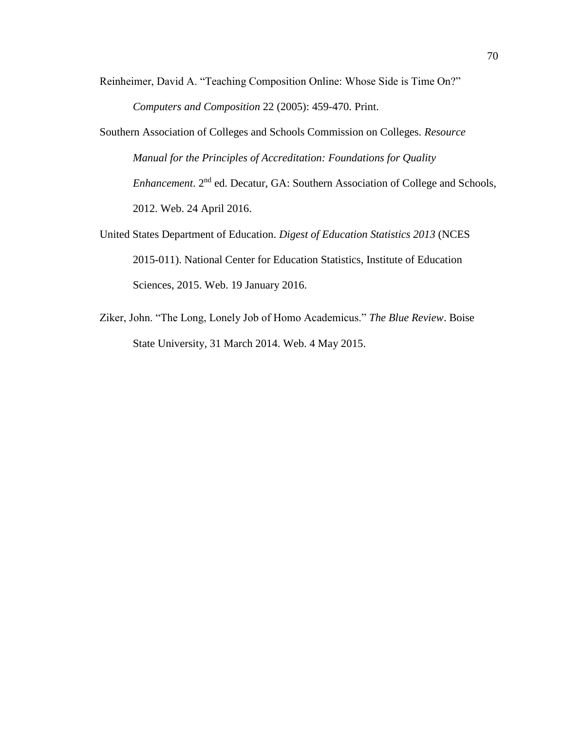Reinheimer, David A. "Teaching Composition Online: Whose Side is Time On?" *Computers and Composition* 22 (2005): 459-470. Print.

Southern Association of Colleges and Schools Commission on Colleges. *Resource Manual for the Principles of Accreditation: Foundations for Quality Enhancement*. 2nd ed. Decatur, GA: Southern Association of College and Schools, 2012. Web. 24 April 2016.

United States Department of Education. *Digest of Education Statistics 2013* (NCES 2015-011). National Center for Education Statistics, Institute of Education Sciences, 2015. Web. 19 January 2016.

Ziker, John. "The Long, Lonely Job of Homo Academicus." *The Blue Review*. Boise State University, 31 March 2014. Web. 4 May 2015.